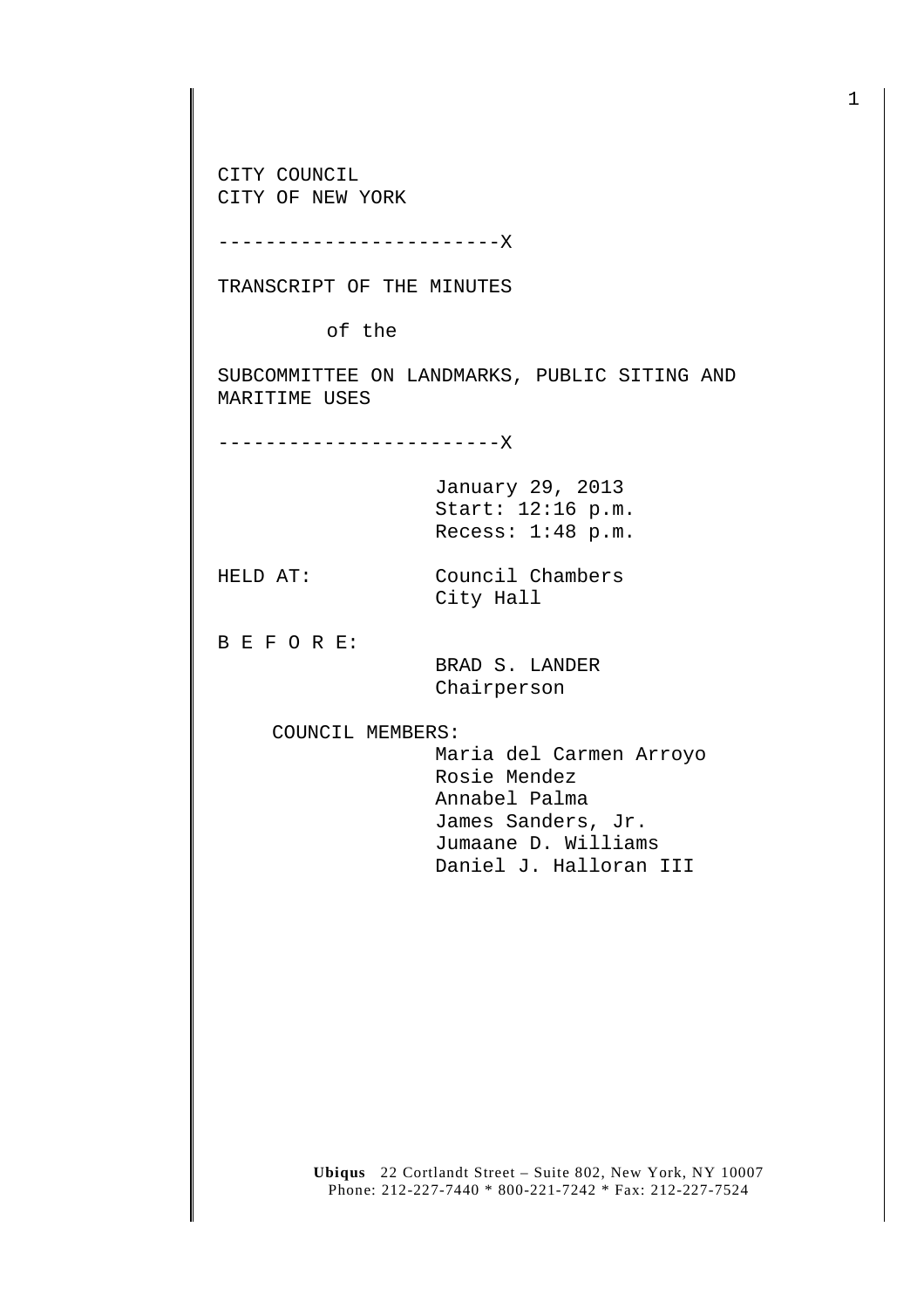CITY COUNCIL
CITY OF NEW YORK

------------------------X

TRANSCRIPT OF THE MINUTES

of the

SUBCOMMITTEE ON LANDMARKS, PUBLIC SITING AND MARITIME USES

------------------------X

January 29, 2013
Start: 12:16 p.m.
Recess: 1:48 p.m.

HELD AT: Council Chambers
City Hall

B E F O R E:

BRAD S. LANDER
Chairperson

COUNCIL MEMBERS:

Maria del Carmen Arroyo
Rosie Mendez
Annabel Palma
James Sanders, Jr.
Jumaane D. Williams
Daniel J. Halloran III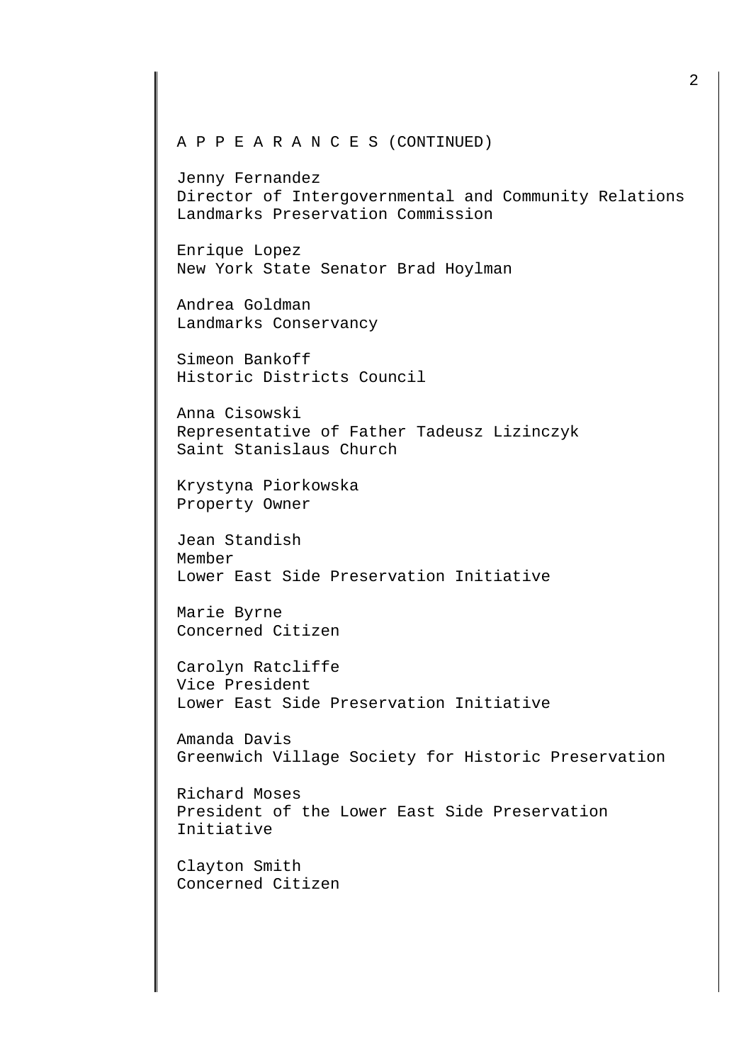A P P E A R A N C E S (CONTINUED)

Jenny Fernandez
Director of Intergovernmental and Community Relations
Landmarks Preservation Commission

Enrique Lopez
New York State Senator Brad Hoylman

Andrea Goldman
Landmarks Conservancy

Simeon Bankoff
Historic Districts Council

Anna Cisowski
Representative of Father Tadeusz Lizinczyk
Saint Stanislaus Church

Krystyna Piorkowska
Property Owner

Jean Standish
Member
Lower East Side Preservation Initiative

Marie Byrne
Concerned Citizen

Carolyn Ratcliffe
Vice President
Lower East Side Preservation Initiative

Amanda Davis
Greenwich Village Society for Historic Preservation

Richard Moses
President of the Lower East Side Preservation Initiative

Clayton Smith
Concerned Citizen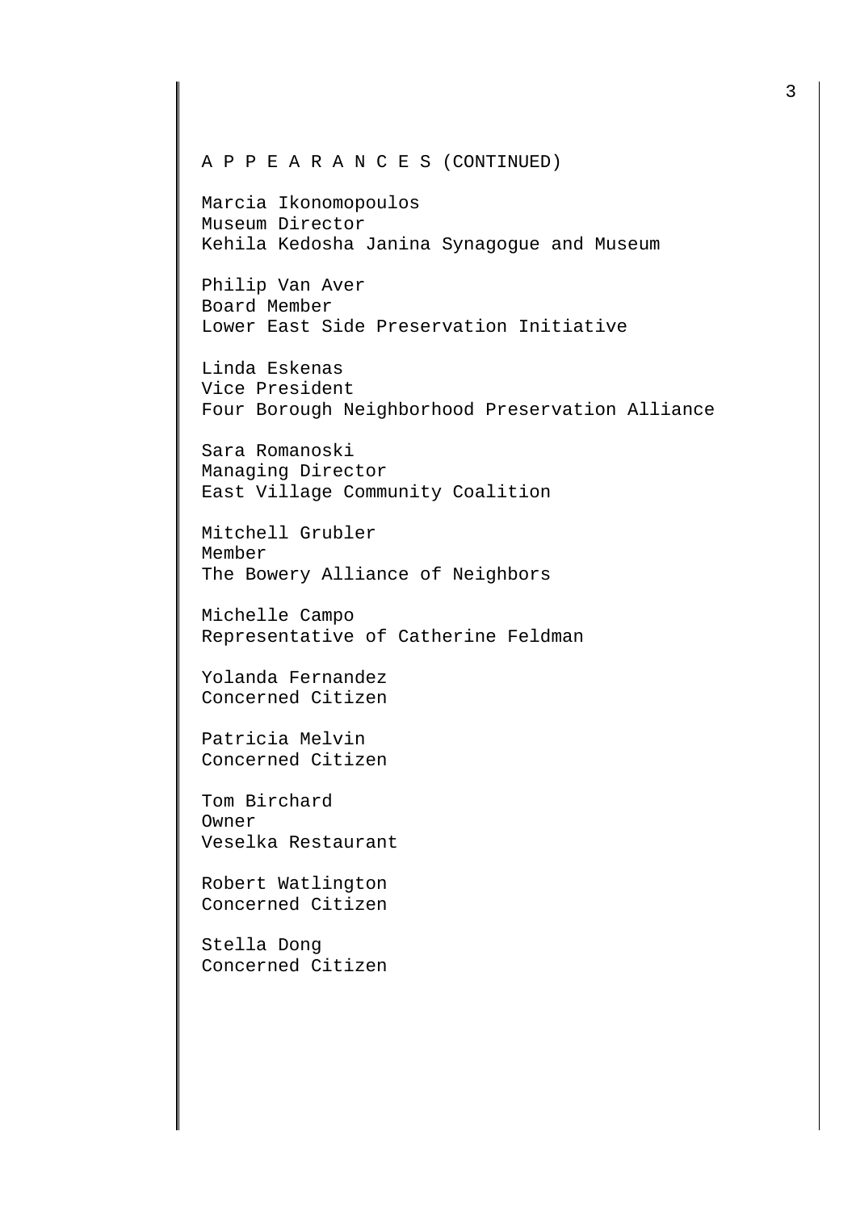A P P E A R A N C E S (CONTINUED)

Marcia Ikonomopoulos
Museum Director
Kehila Kedosha Janina Synagogue and Museum

Philip Van Aver
Board Member
Lower East Side Preservation Initiative

Linda Eskenas
Vice President
Four Borough Neighborhood Preservation Alliance

Sara Romanoski
Managing Director
East Village Community Coalition

Mitchell Grubler
Member
The Bowery Alliance of Neighbors

Michelle Campo
Representative of Catherine Feldman

Yolanda Fernandez
Concerned Citizen

Patricia Melvin
Concerned Citizen

Tom Birchard
Owner
Veselka Restaurant

Robert Watlington
Concerned Citizen

Stella Dong
Concerned Citizen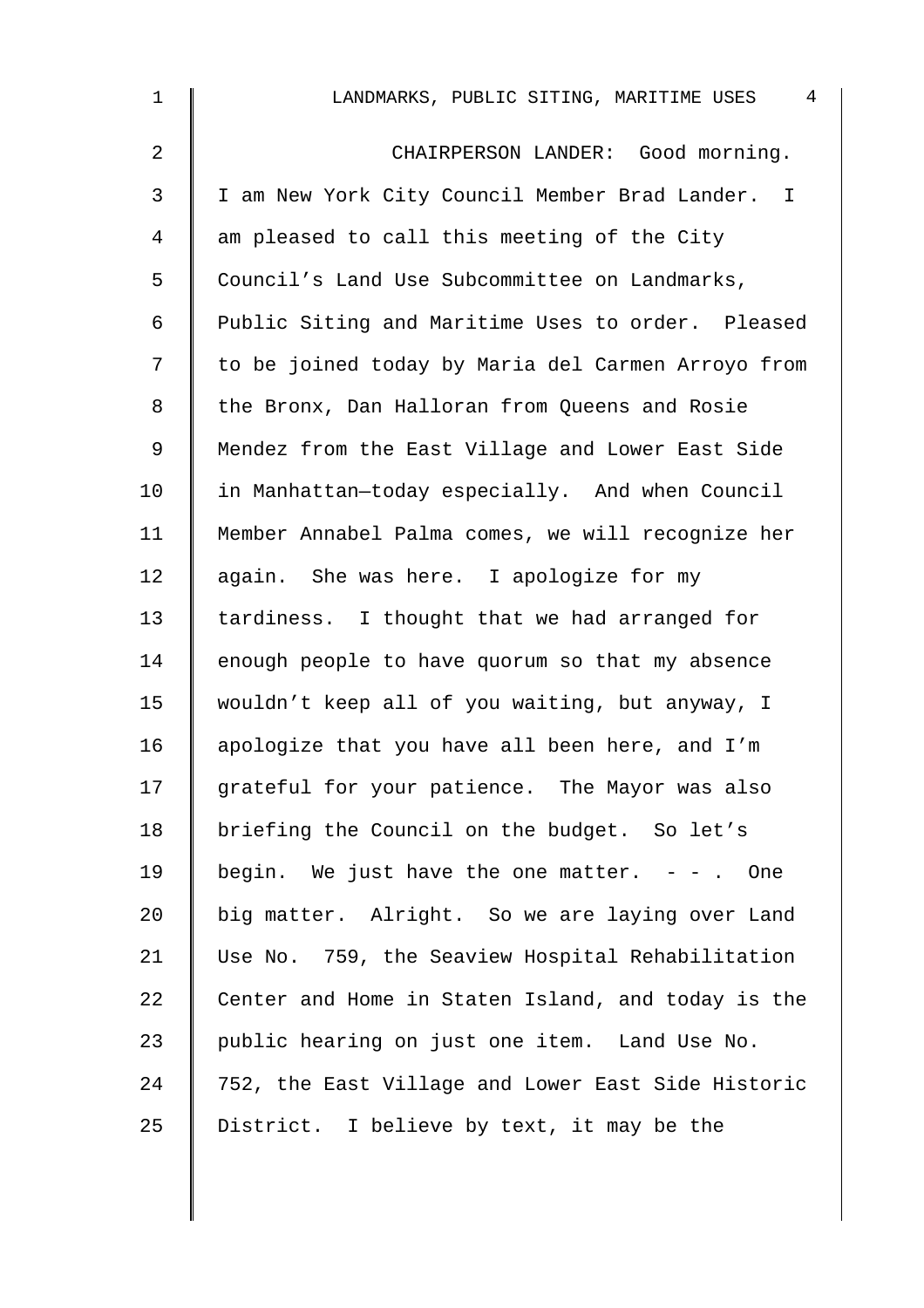CHAIRPERSON LANDER: Good morning. I am New York City Council Member Brad Lander. I am pleased to call this meeting of the City Council's Land Use Subcommittee on Landmarks, Public Siting and Maritime Uses to order. Pleased to be joined today by Maria del Carmen Arroyo from the Bronx, Dan Halloran from Queens and Rosie Mendez from the East Village and Lower East Side in Manhattan—today especially. And when Council Member Annabel Palma comes, we will recognize her again. She was here. I apologize for my tardiness. I thought that we had arranged for enough people to have quorum so that my absence wouldn't keep all of you waiting, but anyway, I apologize that you have all been here, and I'm grateful for your patience. The Mayor was also briefing the Council on the budget. So let's begin. We just have the one matter. - - . One big matter. Alright. So we are laying over Land Use No. 759, the Seaview Hospital Rehabilitation Center and Home in Staten Island, and today is the public hearing on just one item. Land Use No. 752, the East Village and Lower East Side Historic District. I believe by text, it may be the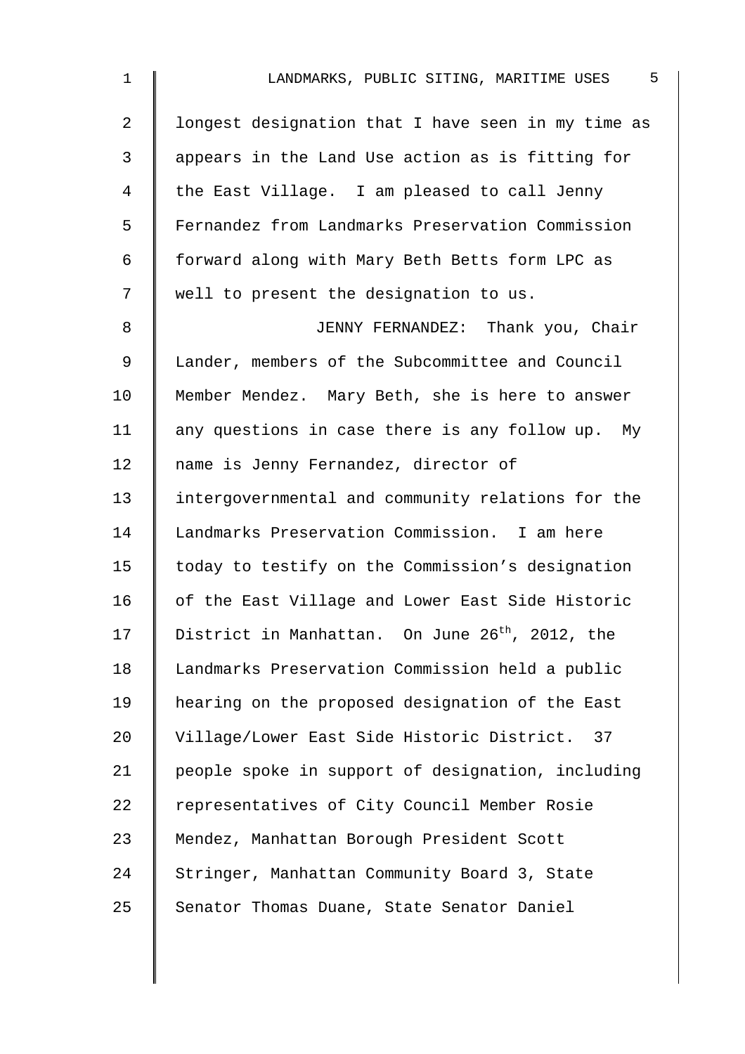longest designation that I have seen in my time as appears in the Land Use action as is fitting for the East Village. I am pleased to call Jenny Fernandez from Landmarks Preservation Commission forward along with Mary Beth Betts form LPC as well to present the designation to us.

JENNY FERNANDEZ: Thank you, Chair Lander, members of the Subcommittee and Council Member Mendez. Mary Beth, she is here to answer any questions in case there is any follow up. My name is Jenny Fernandez, director of intergovernmental and community relations for the Landmarks Preservation Commission. I am here today to testify on the Commission's designation of the East Village and Lower East Side Historic District in Manhattan. On June 26th, 2012, the Landmarks Preservation Commission held a public hearing on the proposed designation of the East Village/Lower East Side Historic District. 37 people spoke in support of designation, including representatives of City Council Member Rosie Mendez, Manhattan Borough President Scott Stringer, Manhattan Community Board 3, State Senator Thomas Duane, State Senator Daniel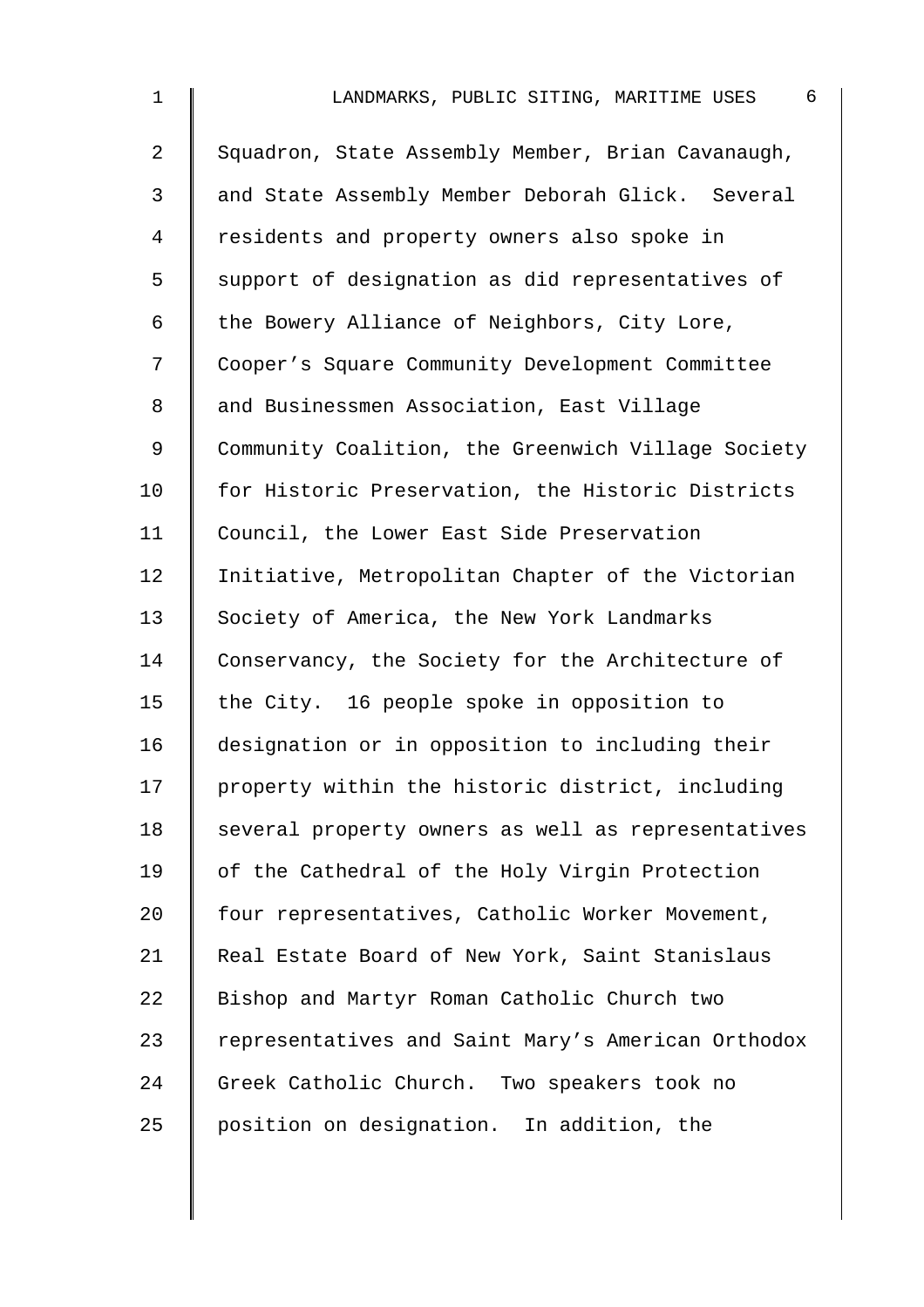Squadron, State Assembly Member, Brian Cavanaugh, and State Assembly Member Deborah Glick. Several residents and property owners also spoke in support of designation as did representatives of the Bowery Alliance of Neighbors, City Lore, Cooper's Square Community Development Committee and Businessmen Association, East Village Community Coalition, the Greenwich Village Society for Historic Preservation, the Historic Districts Council, the Lower East Side Preservation Initiative, Metropolitan Chapter of the Victorian Society of America, the New York Landmarks Conservancy, the Society for the Architecture of the City. 16 people spoke in opposition to designation or in opposition to including their property within the historic district, including several property owners as well as representatives of the Cathedral of the Holy Virgin Protection four representatives, Catholic Worker Movement, Real Estate Board of New York, Saint Stanislaus Bishop and Martyr Roman Catholic Church two representatives and Saint Mary's American Orthodox Greek Catholic Church. Two speakers took no position on designation. In addition, the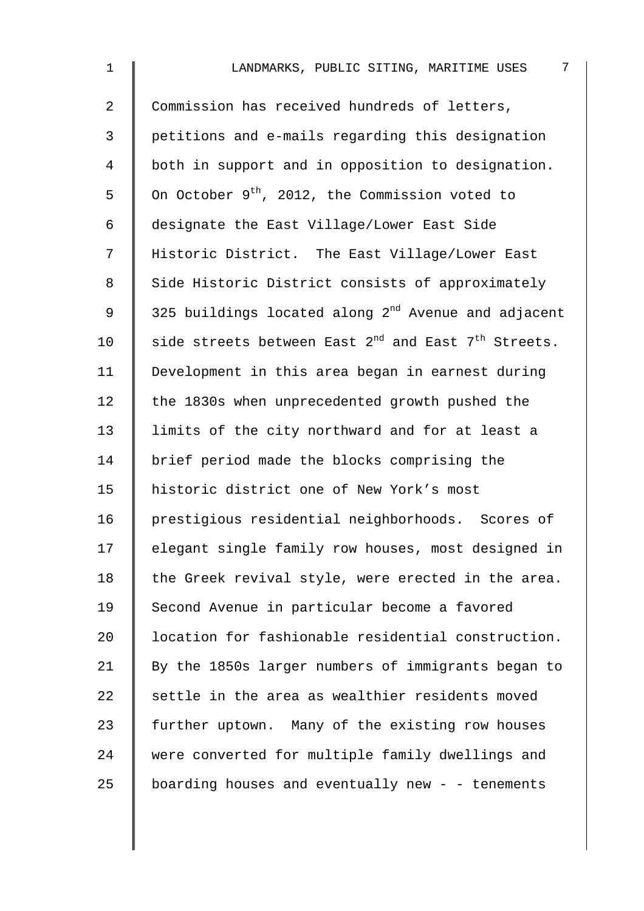Commission has received hundreds of letters, petitions and e-mails regarding this designation both in support and in opposition to designation. On October 9th, 2012, the Commission voted to designate the East Village/Lower East Side Historic District. The East Village/Lower East Side Historic District consists of approximately 325 buildings located along 2nd Avenue and adjacent side streets between East 2nd and East 7th Streets. Development in this area began in earnest during the 1830s when unprecedented growth pushed the limits of the city northward and for at least a brief period made the blocks comprising the historic district one of New York's most prestigious residential neighborhoods. Scores of elegant single family row houses, most designed in the Greek revival style, were erected in the area. Second Avenue in particular become a favored location for fashionable residential construction. By the 1850s larger numbers of immigrants began to settle in the area as wealthier residents moved further uptown. Many of the existing row houses were converted for multiple family dwellings and boarding houses and eventually new - - tenements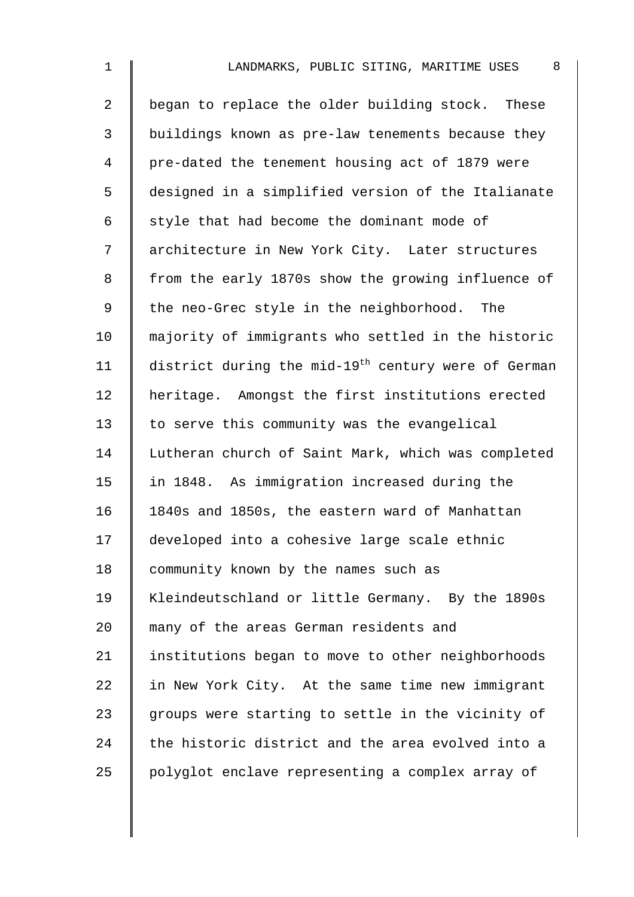began to replace the older building stock. These buildings known as pre-law tenements because they pre-dated the tenement housing act of 1879 were designed in a simplified version of the Italianate style that had become the dominant mode of architecture in New York City. Later structures from the early 1870s show the growing influence of the neo-Grec style in the neighborhood. The majority of immigrants who settled in the historic district during the mid-19th century were of German heritage. Amongst the first institutions erected to serve this community was the evangelical Lutheran church of Saint Mark, which was completed in 1848. As immigration increased during the 1840s and 1850s, the eastern ward of Manhattan developed into a cohesive large scale ethnic community known by the names such as Kleindeutschland or little Germany. By the 1890s many of the areas German residents and institutions began to move to other neighborhoods in New York City. At the same time new immigrant groups were starting to settle in the vicinity of the historic district and the area evolved into a polyglot enclave representing a complex array of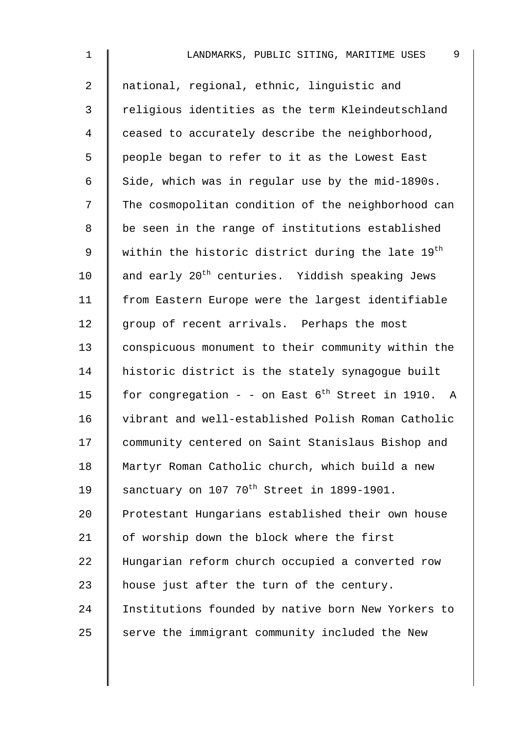national, regional, ethnic, linguistic and religious identities as the term Kleindeutschland ceased to accurately describe the neighborhood, people began to refer to it as the Lowest East Side, which was in regular use by the mid-1890s. The cosmopolitan condition of the neighborhood can be seen in the range of institutions established within the historic district during the late 19th and early 20th centuries. Yiddish speaking Jews from Eastern Europe were the largest identifiable group of recent arrivals. Perhaps the most conspicuous monument to their community within the historic district is the stately synagogue built for congregation - - on East 6th Street in 1910. A vibrant and well-established Polish Roman Catholic community centered on Saint Stanislaus Bishop and Martyr Roman Catholic church, which build a new sanctuary on 107 70th Street in 1899-1901. Protestant Hungarians established their own house of worship down the block where the first Hungarian reform church occupied a converted row house just after the turn of the century. Institutions founded by native born New Yorkers to serve the immigrant community included the New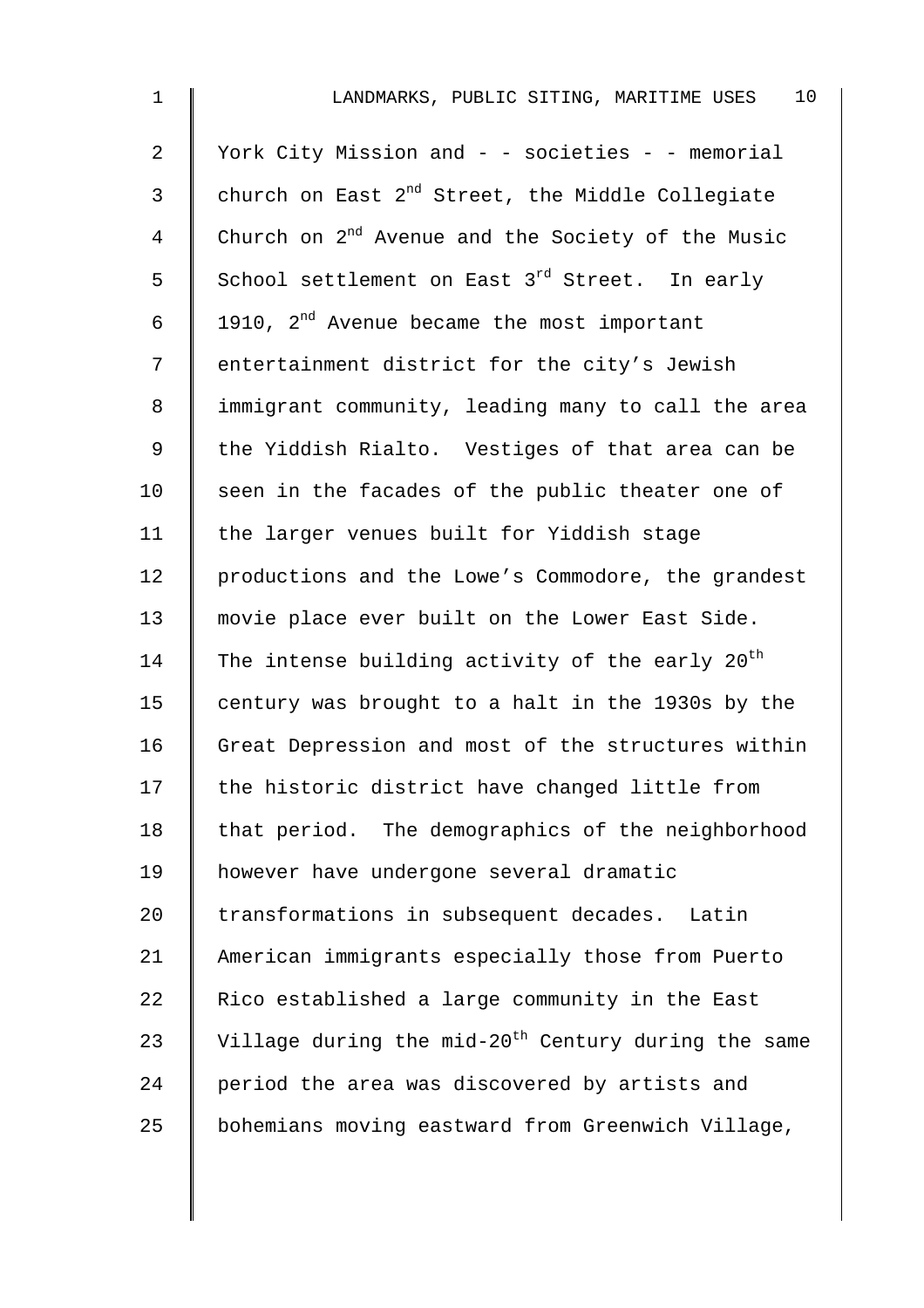York City Mission and - - societies - - memorial church on East 2nd Street, the Middle Collegiate Church on 2nd Avenue and the Society of the Music School settlement on East 3rd Street. In early 1910, 2nd Avenue became the most important entertainment district for the city's Jewish immigrant community, leading many to call the area the Yiddish Rialto. Vestiges of that area can be seen in the facades of the public theater one of the larger venues built for Yiddish stage productions and the Lowe's Commodore, the grandest movie place ever built on the Lower East Side. The intense building activity of the early 20th century was brought to a halt in the 1930s by the Great Depression and most of the structures within the historic district have changed little from that period. The demographics of the neighborhood however have undergone several dramatic transformations in subsequent decades. Latin American immigrants especially those from Puerto Rico established a large community in the East Village during the mid-20th Century during the same period the area was discovered by artists and bohemians moving eastward from Greenwich Village,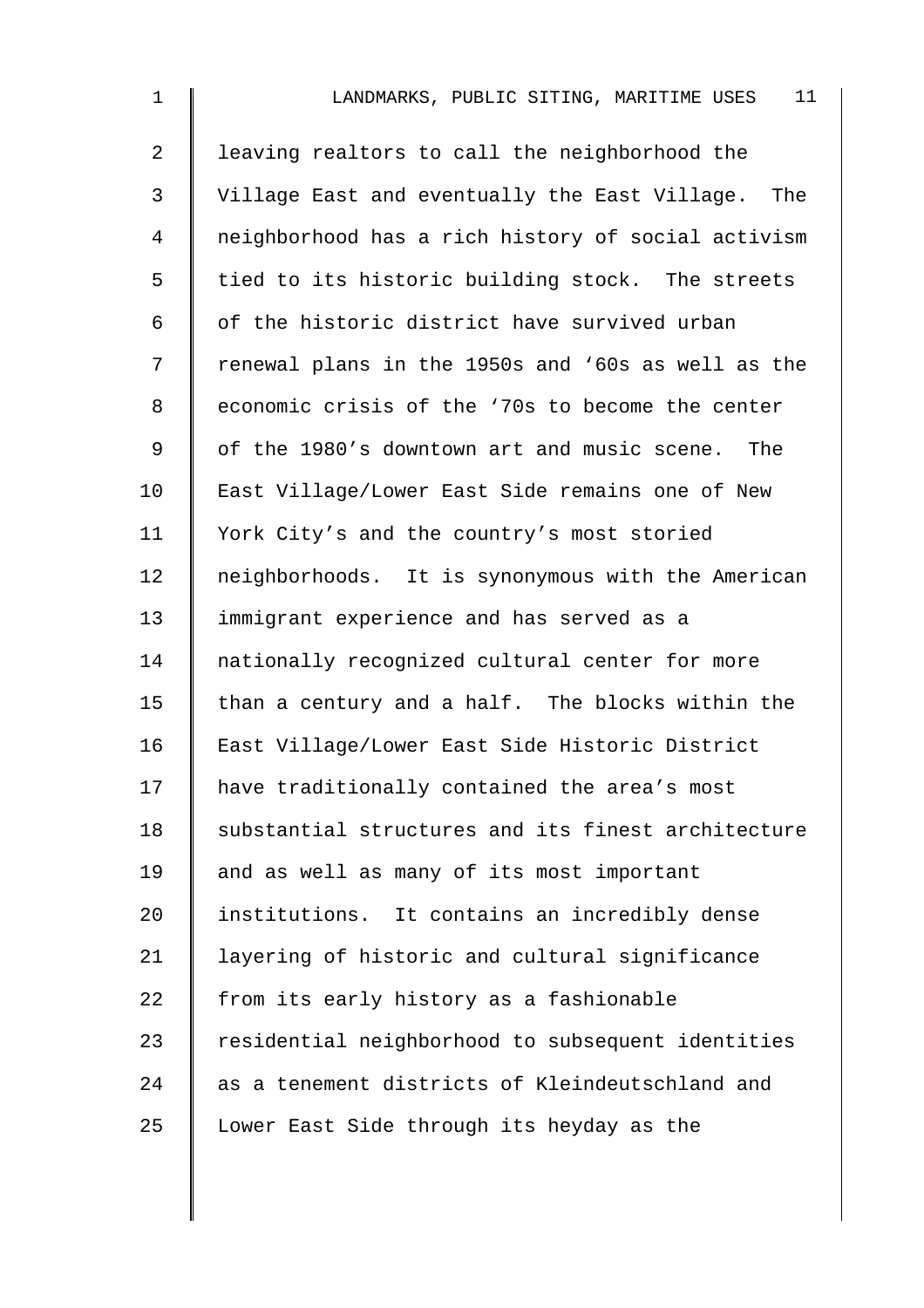leaving realtors to call the neighborhood the Village East and eventually the East Village. The neighborhood has a rich history of social activism tied to its historic building stock. The streets of the historic district have survived urban renewal plans in the 1950s and '60s as well as the economic crisis of the '70s to become the center of the 1980's downtown art and music scene. The East Village/Lower East Side remains one of New York City's and the country's most storied neighborhoods. It is synonymous with the American immigrant experience and has served as a nationally recognized cultural center for more than a century and a half. The blocks within the East Village/Lower East Side Historic District have traditionally contained the area's most substantial structures and its finest architecture and as well as many of its most important institutions. It contains an incredibly dense layering of historic and cultural significance from its early history as a fashionable residential neighborhood to subsequent identities as a tenement districts of Kleindeutschland and Lower East Side through its heyday as the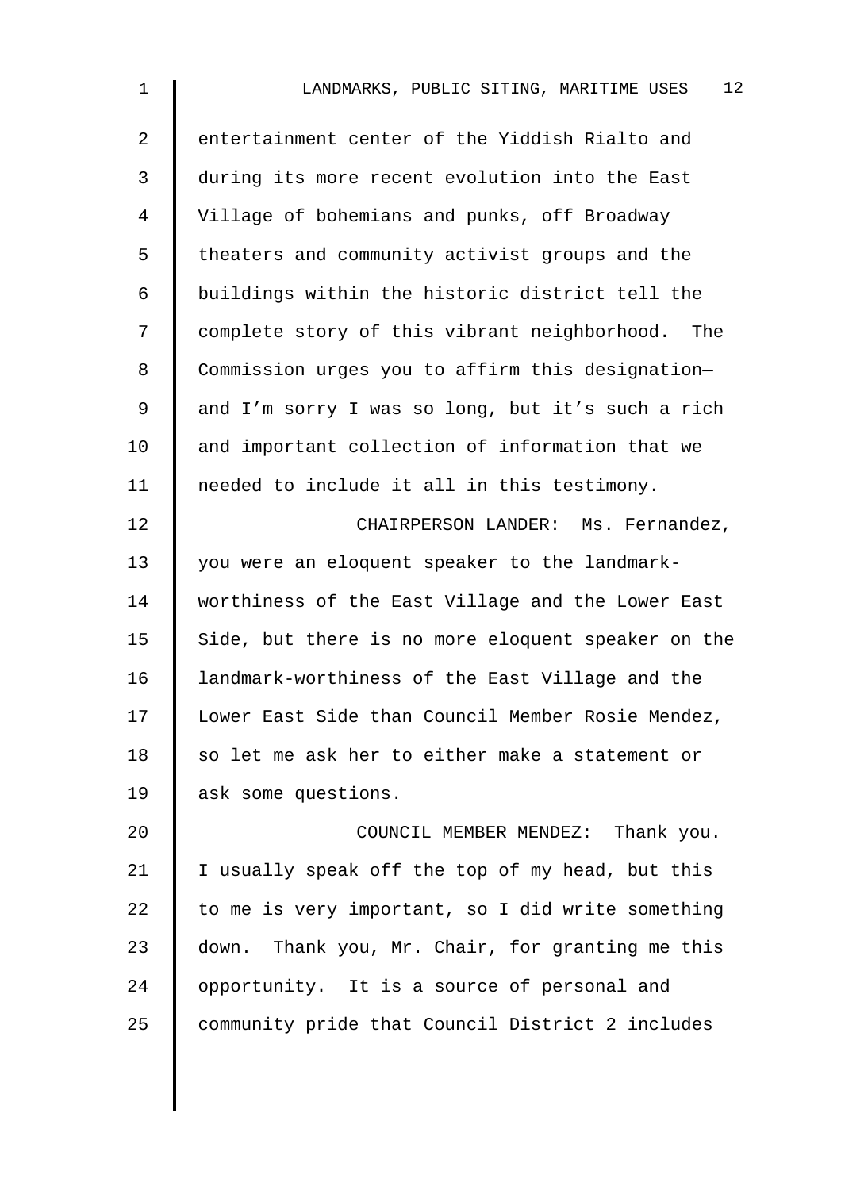entertainment center of the Yiddish Rialto and during its more recent evolution into the East Village of bohemians and punks, off Broadway theaters and community activist groups and the buildings within the historic district tell the complete story of this vibrant neighborhood. The Commission urges you to affirm this designation— and I'm sorry I was so long, but it's such a rich and important collection of information that we needed to include it all in this testimony.

CHAIRPERSON LANDER: Ms. Fernandez, you were an eloquent speaker to the landmark-worthiness of the East Village and the Lower East Side, but there is no more eloquent speaker on the landmark-worthiness of the East Village and the Lower East Side than Council Member Rosie Mendez, so let me ask her to either make a statement or ask some questions.

COUNCIL MEMBER MENDEZ: Thank you. I usually speak off the top of my head, but this to me is very important, so I did write something down. Thank you, Mr. Chair, for granting me this opportunity. It is a source of personal and community pride that Council District 2 includes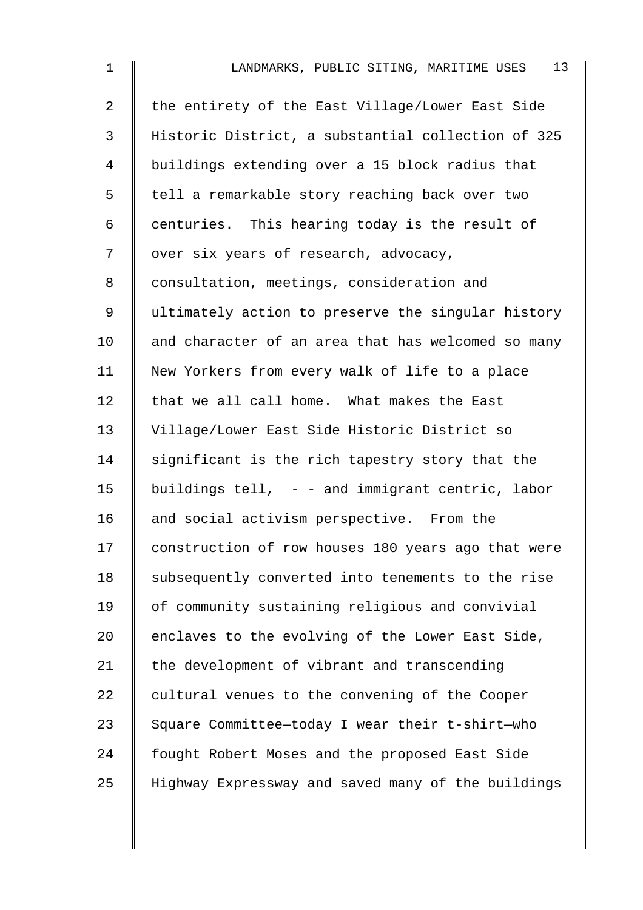the entirety of the East Village/Lower East Side Historic District, a substantial collection of 325 buildings extending over a 15 block radius that tell a remarkable story reaching back over two centuries. This hearing today is the result of over six years of research, advocacy, consultation, meetings, consideration and ultimately action to preserve the singular history and character of an area that has welcomed so many New Yorkers from every walk of life to a place that we all call home. What makes the East Village/Lower East Side Historic District so significant is the rich tapestry story that the buildings tell, - - and immigrant centric, labor and social activism perspective. From the construction of row houses 180 years ago that were subsequently converted into tenements to the rise of community sustaining religious and convivial enclaves to the evolving of the Lower East Side, the development of vibrant and transcending cultural venues to the convening of the Cooper Square Committee—today I wear their t-shirt—who fought Robert Moses and the proposed East Side Highway Expressway and saved many of the buildings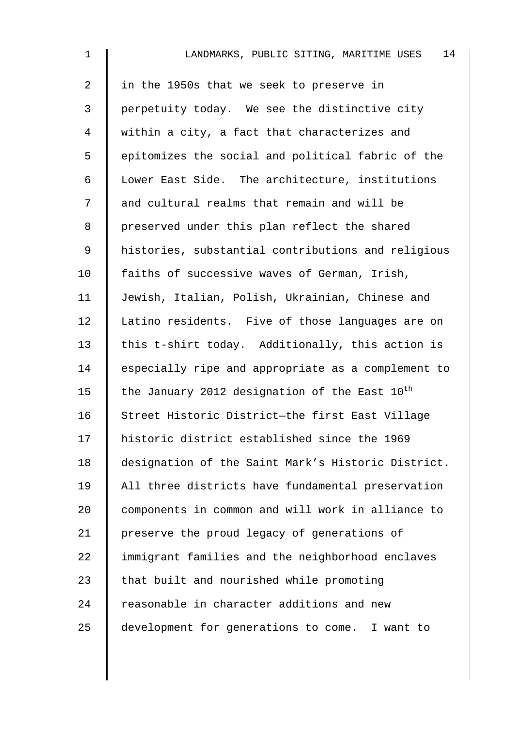in the 1950s that we seek to preserve in perpetuity today. We see the distinctive city within a city, a fact that characterizes and epitomizes the social and political fabric of the Lower East Side. The architecture, institutions and cultural realms that remain and will be preserved under this plan reflect the shared histories, substantial contributions and religious faiths of successive waves of German, Irish, Jewish, Italian, Polish, Ukrainian, Chinese and Latino residents. Five of those languages are on this t-shirt today. Additionally, this action is especially ripe and appropriate as a complement to the January 2012 designation of the East 10th Street Historic District—the first East Village historic district established since the 1969 designation of the Saint Mark's Historic District. All three districts have fundamental preservation components in common and will work in alliance to preserve the proud legacy of generations of immigrant families and the neighborhood enclaves that built and nourished while promoting reasonable in character additions and new development for generations to come. I want to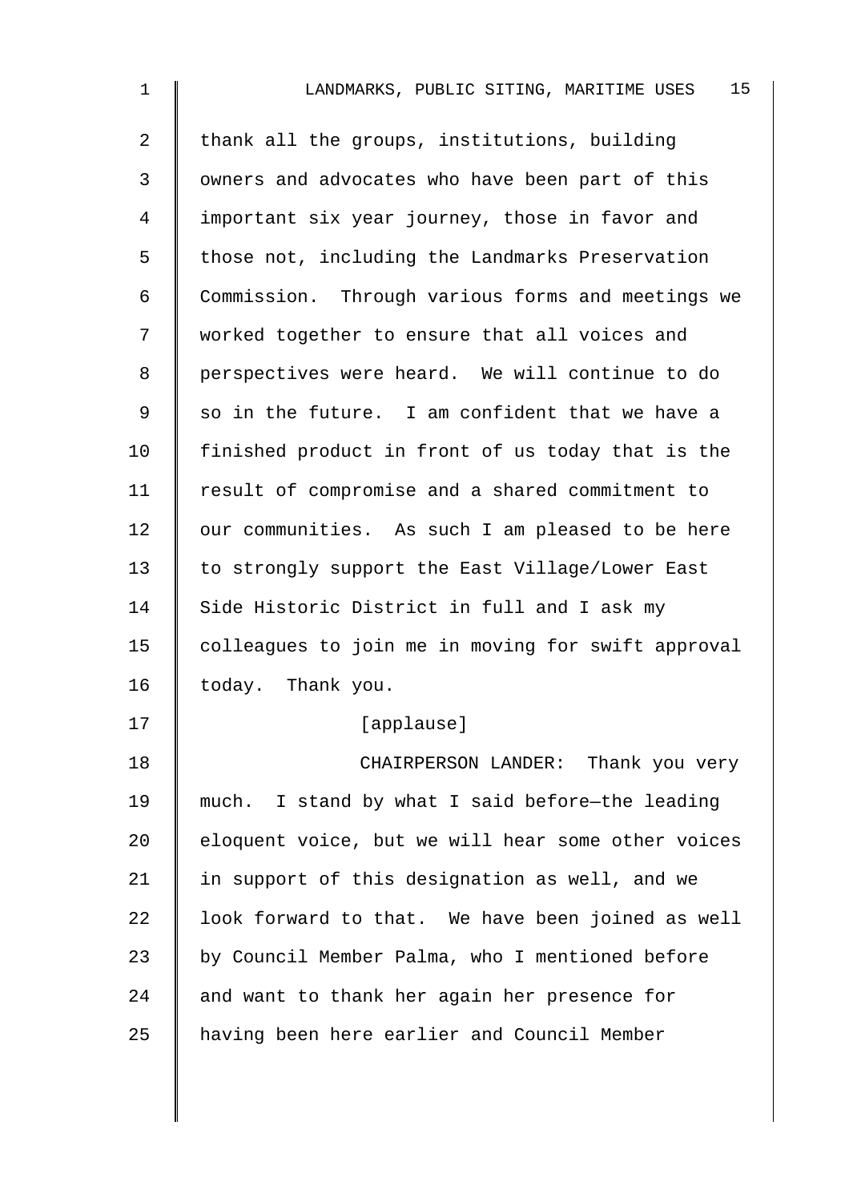thank all the groups, institutions, building owners and advocates who have been part of this important six year journey, those in favor and those not, including the Landmarks Preservation Commission. Through various forms and meetings we worked together to ensure that all voices and perspectives were heard. We will continue to do so in the future. I am confident that we have a finished product in front of us today that is the result of compromise and a shared commitment to our communities. As such I am pleased to be here to strongly support the East Village/Lower East Side Historic District in full and I ask my colleagues to join me in moving for swift approval today. Thank you.

[applause]

CHAIRPERSON LANDER: Thank you very much. I stand by what I said before—the leading eloquent voice, but we will hear some other voices in support of this designation as well, and we look forward to that. We have been joined as well by Council Member Palma, who I mentioned before and want to thank her again her presence for having been here earlier and Council Member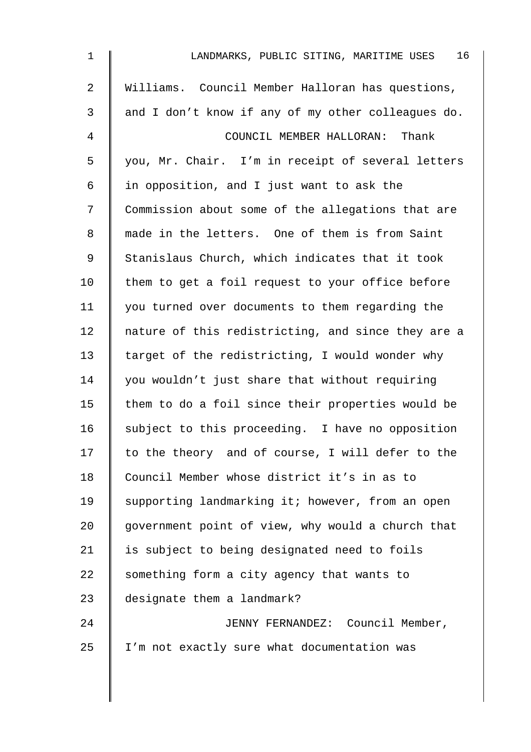Williams. Council Member Halloran has questions, and I don't know if any of my other colleagues do.

COUNCIL MEMBER HALLORAN: Thank you, Mr. Chair. I'm in receipt of several letters in opposition, and I just want to ask the Commission about some of the allegations that are made in the letters. One of them is from Saint Stanislaus Church, which indicates that it took them to get a foil request to your office before you turned over documents to them regarding the nature of this redistricting, and since they are a target of the redistricting, I would wonder why you wouldn't just share that without requiring them to do a foil since their properties would be subject to this proceeding. I have no opposition to the theory and of course, I will defer to the Council Member whose district it's in as to supporting landmarking it; however, from an open government point of view, why would a church that is subject to being designated need to foils something form a city agency that wants to designate them a landmark?

JENNY FERNANDEZ: Council Member, I'm not exactly sure what documentation was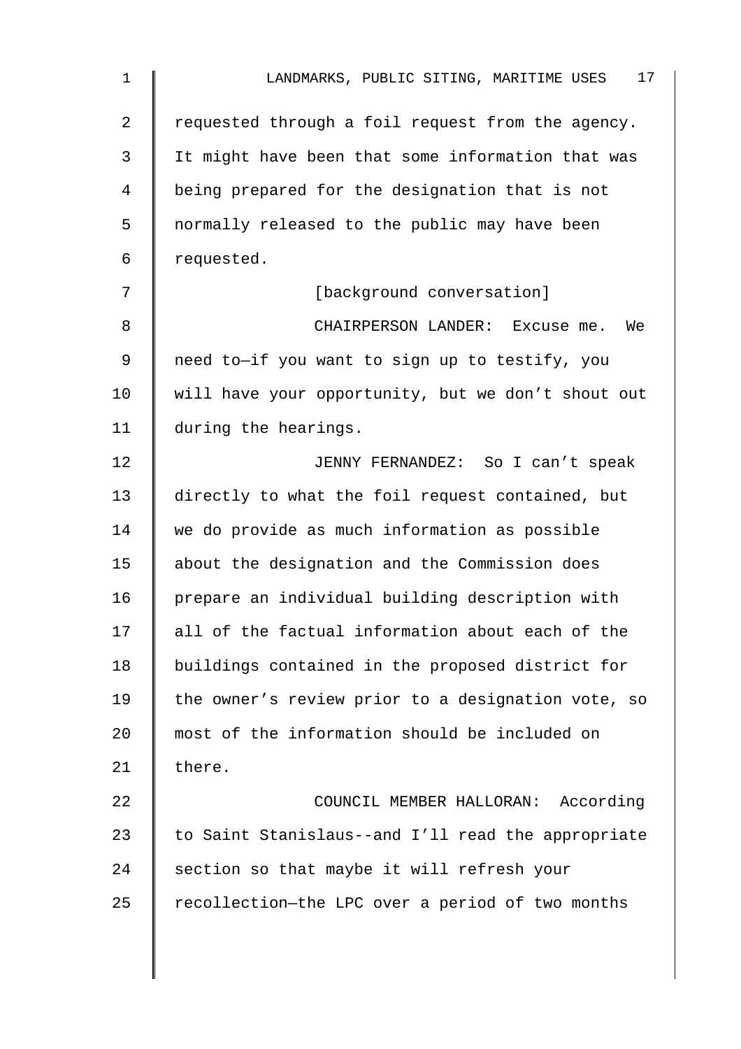requested through a foil request from the agency. It might have been that some information that was being prepared for the designation that is not normally released to the public may have been requested.

[background conversation]

CHAIRPERSON LANDER: Excuse me. We need to—if you want to sign up to testify, you will have your opportunity, but we don't shout out during the hearings.

JENNY FERNANDEZ: So I can't speak directly to what the foil request contained, but we do provide as much information as possible about the designation and the Commission does prepare an individual building description with all of the factual information about each of the buildings contained in the proposed district for the owner's review prior to a designation vote, so most of the information should be included on there.

COUNCIL MEMBER HALLORAN: According to Saint Stanislaus--and I'll read the appropriate section so that maybe it will refresh your recollection—the LPC over a period of two months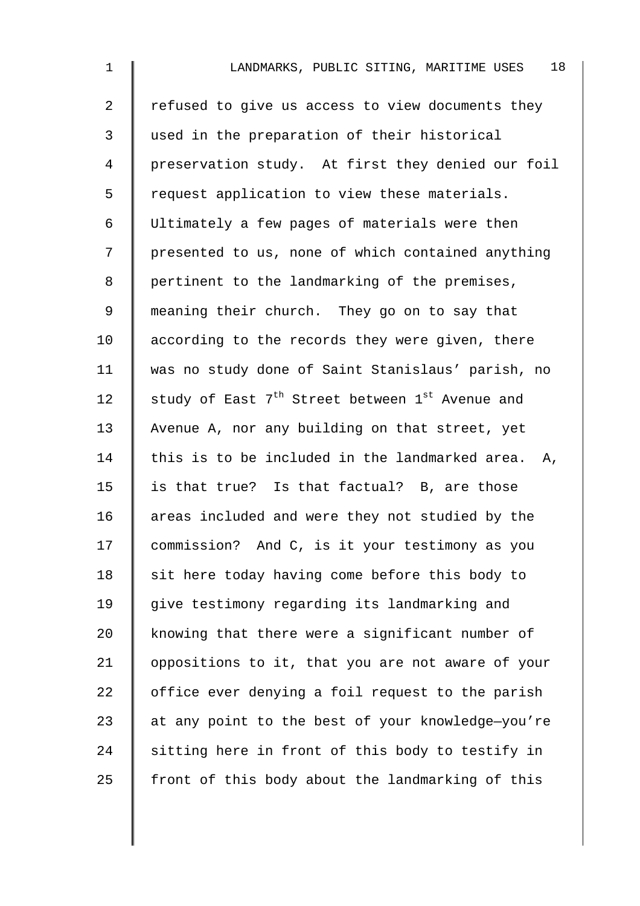refused to give us access to view documents they used in the preparation of their historical preservation study. At first they denied our foil request application to view these materials. Ultimately a few pages of materials were then presented to us, none of which contained anything pertinent to the landmarking of the premises, meaning their church. They go on to say that according to the records they were given, there was no study done of Saint Stanislaus' parish, no study of East 7th Street between 1st Avenue and Avenue A, nor any building on that street, yet this is to be included in the landmarked area. A, is that true? Is that factual? B, are those areas included and were they not studied by the commission? And C, is it your testimony as you sit here today having come before this body to give testimony regarding its landmarking and knowing that there were a significant number of oppositions to it, that you are not aware of your office ever denying a foil request to the parish at any point to the best of your knowledge—you're sitting here in front of this body to testify in front of this body about the landmarking of this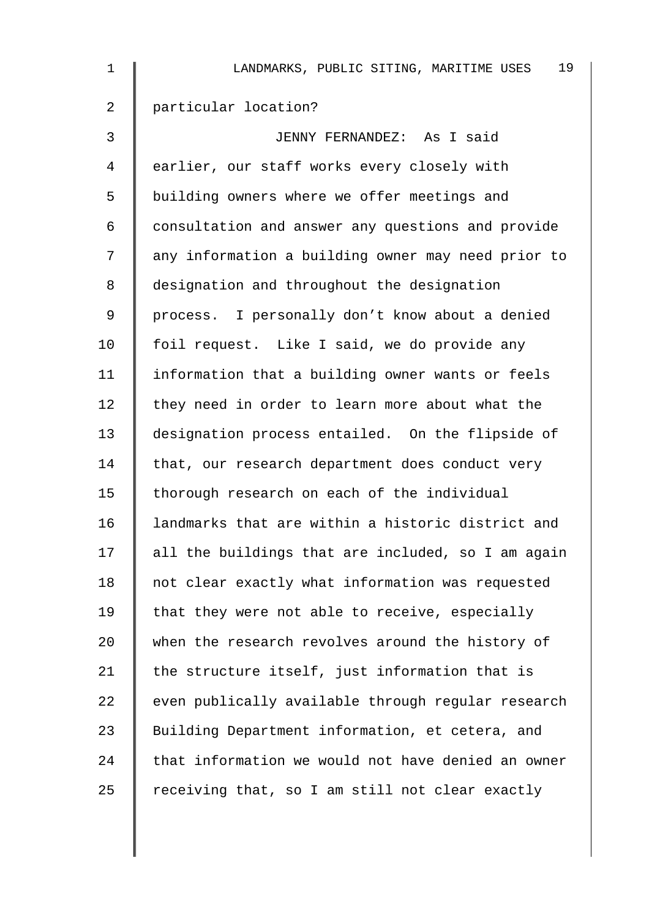particular location?

JENNY FERNANDEZ: As I said earlier, our staff works every closely with building owners where we offer meetings and consultation and answer any questions and provide any information a building owner may need prior to designation and throughout the designation process. I personally don't know about a denied foil request. Like I said, we do provide any information that a building owner wants or feels they need in order to learn more about what the designation process entailed. On the flipside of that, our research department does conduct very thorough research on each of the individual landmarks that are within a historic district and all the buildings that are included, so I am again not clear exactly what information was requested that they were not able to receive, especially when the research revolves around the history of the structure itself, just information that is even publically available through regular research Building Department information, et cetera, and that information we would not have denied an owner receiving that, so I am still not clear exactly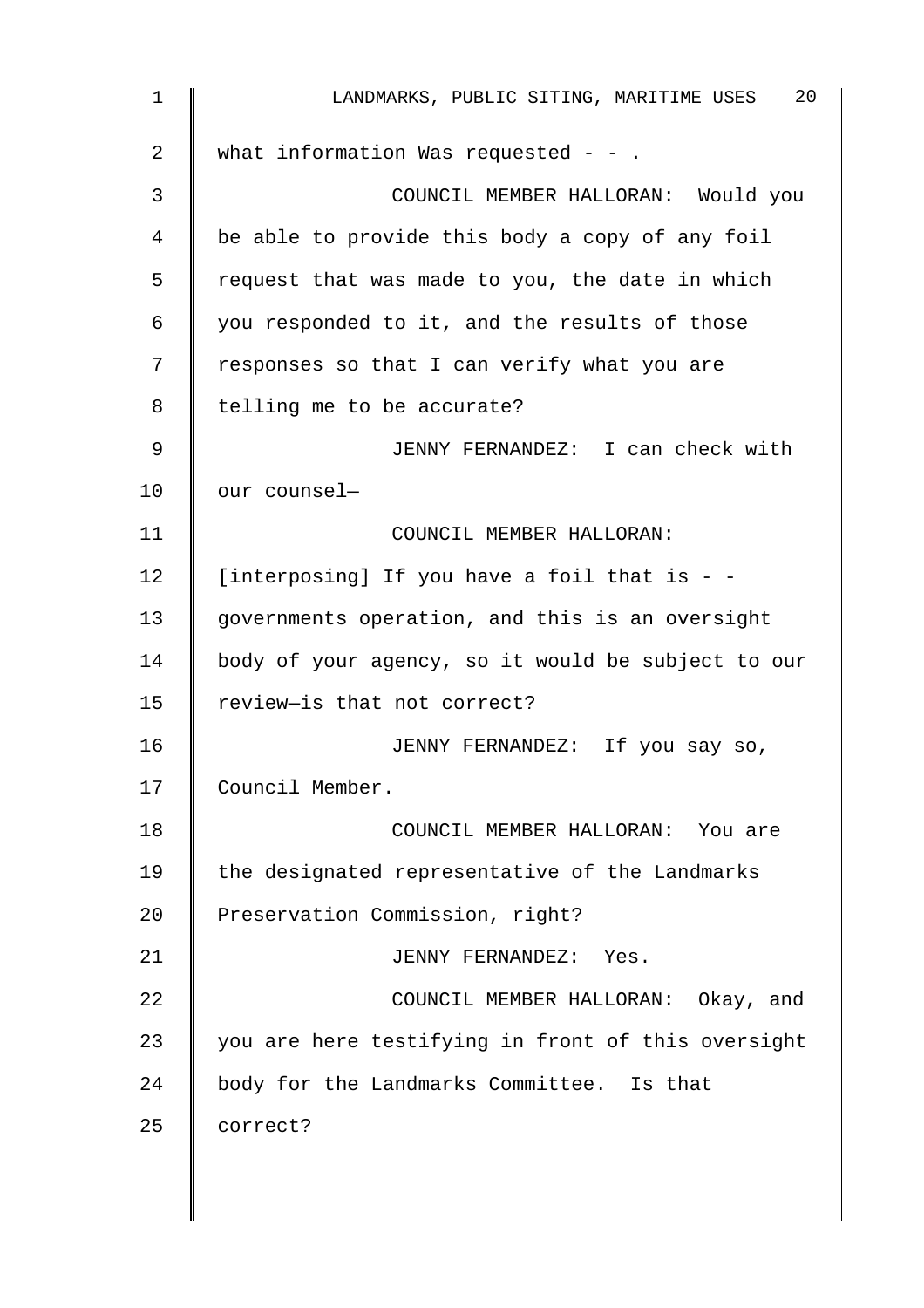what information Was requested - - .

COUNCIL MEMBER HALLORAN: Would you be able to provide this body a copy of any foil request that was made to you, the date in which you responded to it, and the results of those responses so that I can verify what you are telling me to be accurate?

JENNY FERNANDEZ: I can check with our counsel—

COUNCIL MEMBER HALLORAN: [interposing] If you have a foil that is - - governments operation, and this is an oversight body of your agency, so it would be subject to our review—is that not correct?

JENNY FERNANDEZ: If you say so, Council Member.

COUNCIL MEMBER HALLORAN: You are the designated representative of the Landmarks Preservation Commission, right?

JENNY FERNANDEZ: Yes.

COUNCIL MEMBER HALLORAN: Okay, and you are here testifying in front of this oversight body for the Landmarks Committee. Is that correct?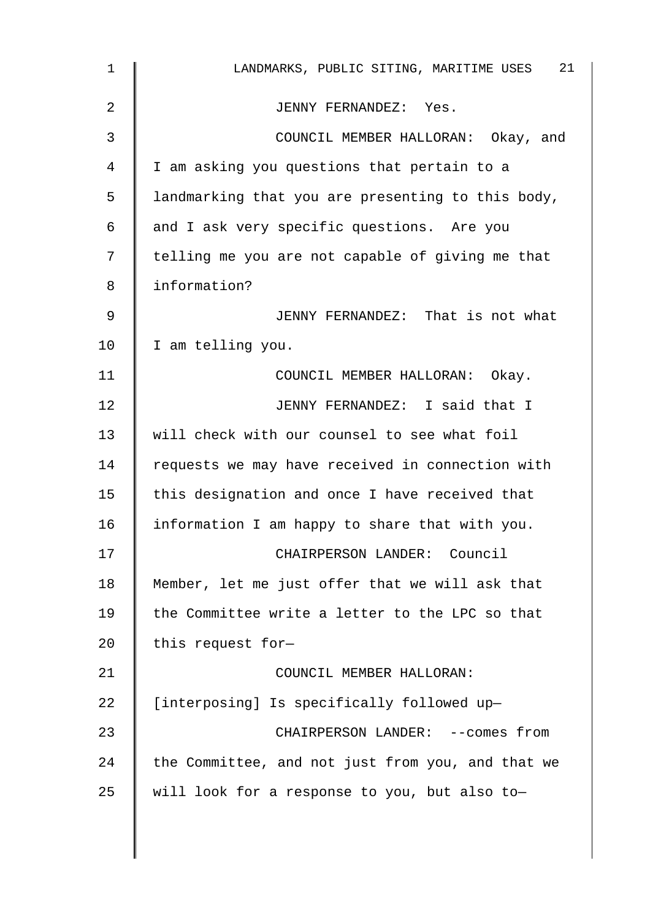JENNY FERNANDEZ: Yes.

COUNCIL MEMBER HALLORAN: Okay, and I am asking you questions that pertain to a landmarking that you are presenting to this body, and I ask very specific questions. Are you telling me you are not capable of giving me that information?

JENNY FERNANDEZ: That is not what I am telling you.

COUNCIL MEMBER HALLORAN: Okay.

JENNY FERNANDEZ: I said that I will check with our counsel to see what foil requests we may have received in connection with this designation and once I have received that information I am happy to share that with you.

CHAIRPERSON LANDER: Council Member, let me just offer that we will ask that the Committee write a letter to the LPC so that this request for—

COUNCIL MEMBER HALLORAN: [interposing] Is specifically followed up—

CHAIRPERSON LANDER: --comes from the Committee, and not just from you, and that we will look for a response to you, but also to—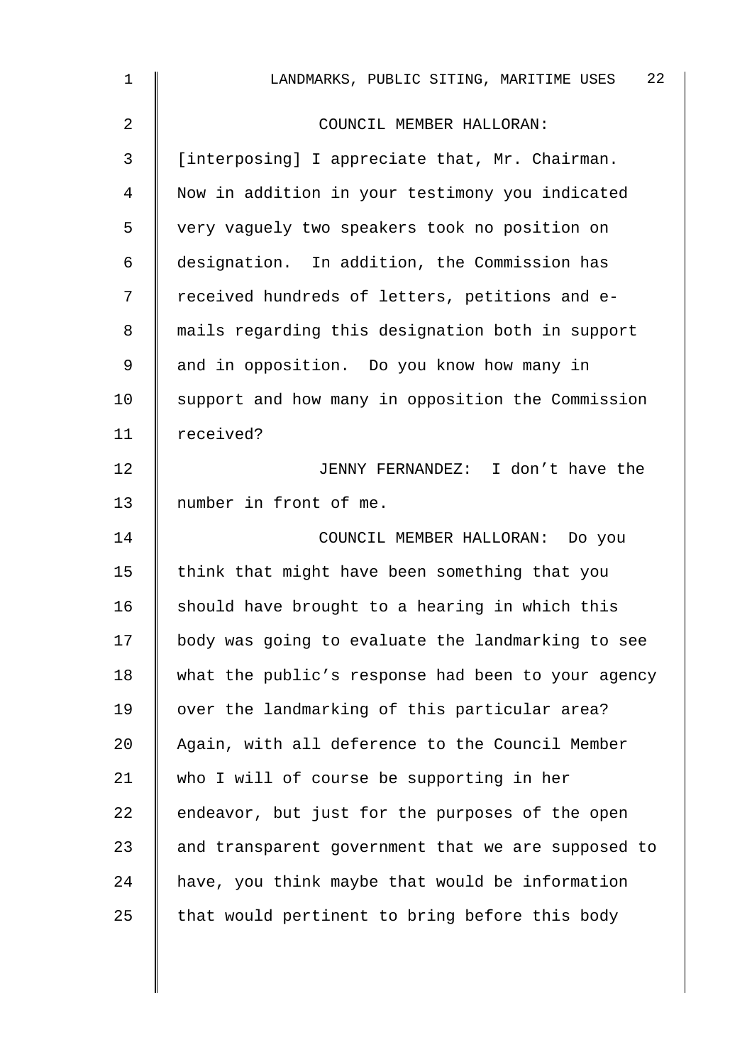COUNCIL MEMBER HALLORAN: [interposing] I appreciate that, Mr. Chairman. Now in addition in your testimony you indicated very vaguely two speakers took no position on designation. In addition, the Commission has received hundreds of letters, petitions and e-mails regarding this designation both in support and in opposition. Do you know how many in support and how many in opposition the Commission received?

JENNY FERNANDEZ: I don't have the number in front of me.

COUNCIL MEMBER HALLORAN: Do you think that might have been something that you should have brought to a hearing in which this body was going to evaluate the landmarking to see what the public's response had been to your agency over the landmarking of this particular area? Again, with all deference to the Council Member who I will of course be supporting in her endeavor, but just for the purposes of the open and transparent government that we are supposed to have, you think maybe that would be information that would pertinent to bring before this body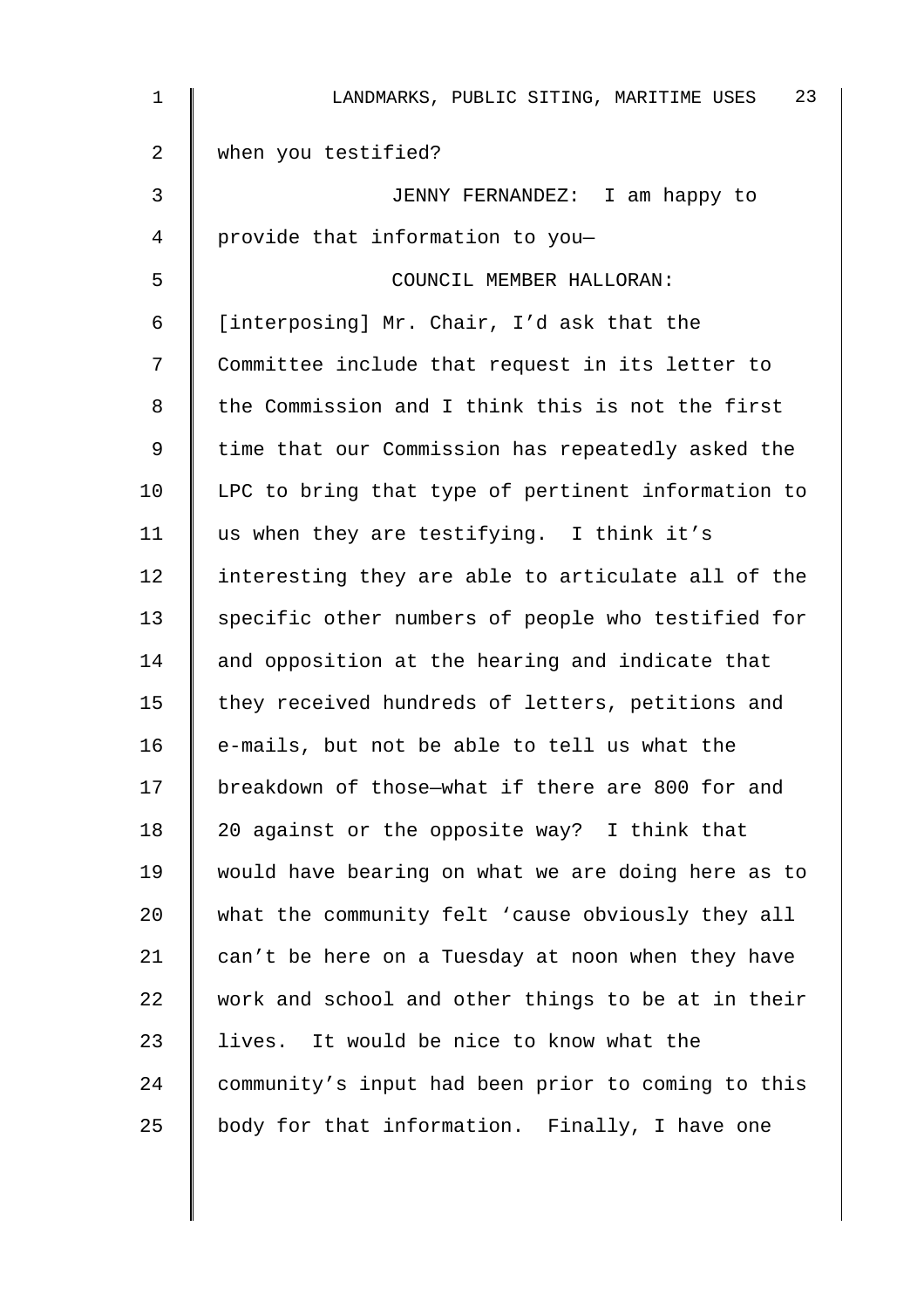when you testified?

JENNY FERNANDEZ: I am happy to provide that information to you—

COUNCIL MEMBER HALLORAN: [interposing] Mr. Chair, I'd ask that the Committee include that request in its letter to the Commission and I think this is not the first time that our Commission has repeatedly asked the LPC to bring that type of pertinent information to us when they are testifying. I think it's interesting they are able to articulate all of the specific other numbers of people who testified for and opposition at the hearing and indicate that they received hundreds of letters, petitions and e-mails, but not be able to tell us what the breakdown of those—what if there are 800 for and 20 against or the opposite way? I think that would have bearing on what we are doing here as to what the community felt 'cause obviously they all can't be here on a Tuesday at noon when they have work and school and other things to be at in their lives. It would be nice to know what the community's input had been prior to coming to this body for that information. Finally, I have one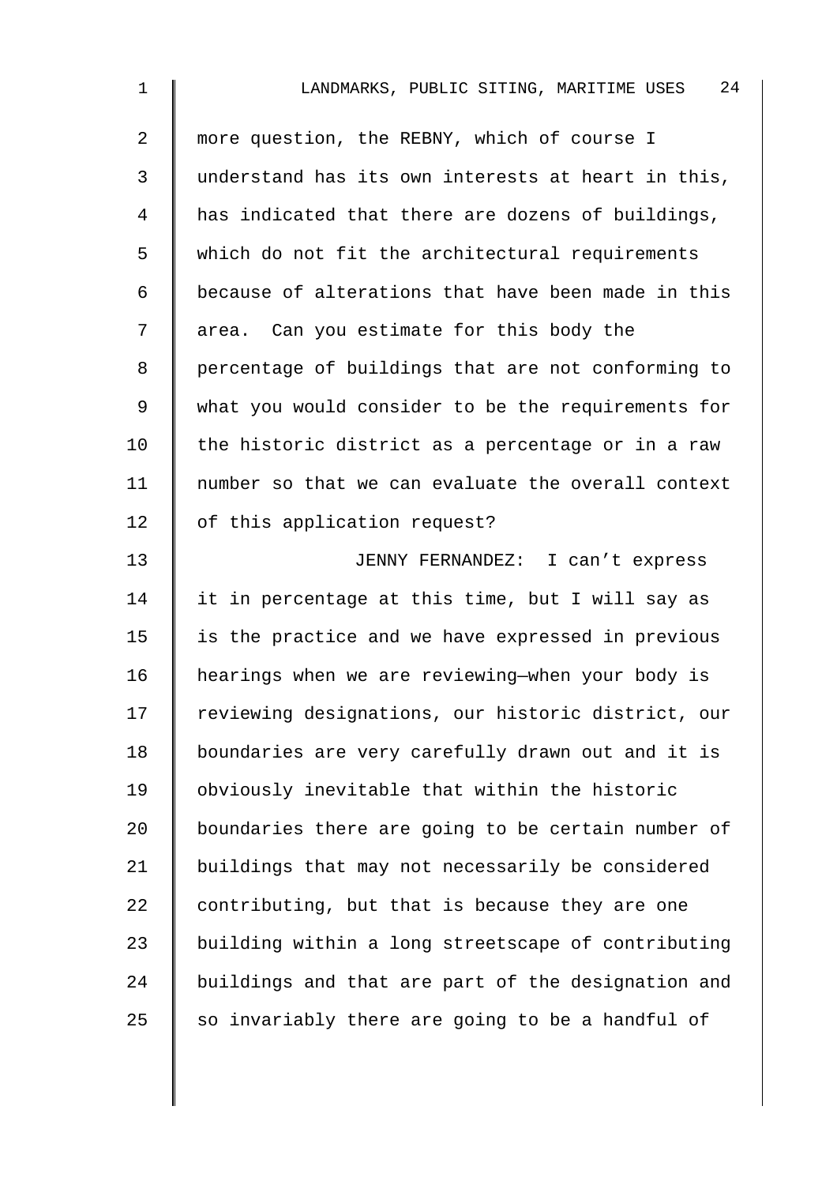more question, the REBNY, which of course I understand has its own interests at heart in this, has indicated that there are dozens of buildings, which do not fit the architectural requirements because of alterations that have been made in this area. Can you estimate for this body the percentage of buildings that are not conforming to what you would consider to be the requirements for the historic district as a percentage or in a raw number so that we can evaluate the overall context of this application request?

JENNY FERNANDEZ: I can't express it in percentage at this time, but I will say as is the practice and we have expressed in previous hearings when we are reviewing—when your body is reviewing designations, our historic district, our boundaries are very carefully drawn out and it is obviously inevitable that within the historic boundaries there are going to be certain number of buildings that may not necessarily be considered contributing, but that is because they are one building within a long streetscape of contributing buildings and that are part of the designation and so invariably there are going to be a handful of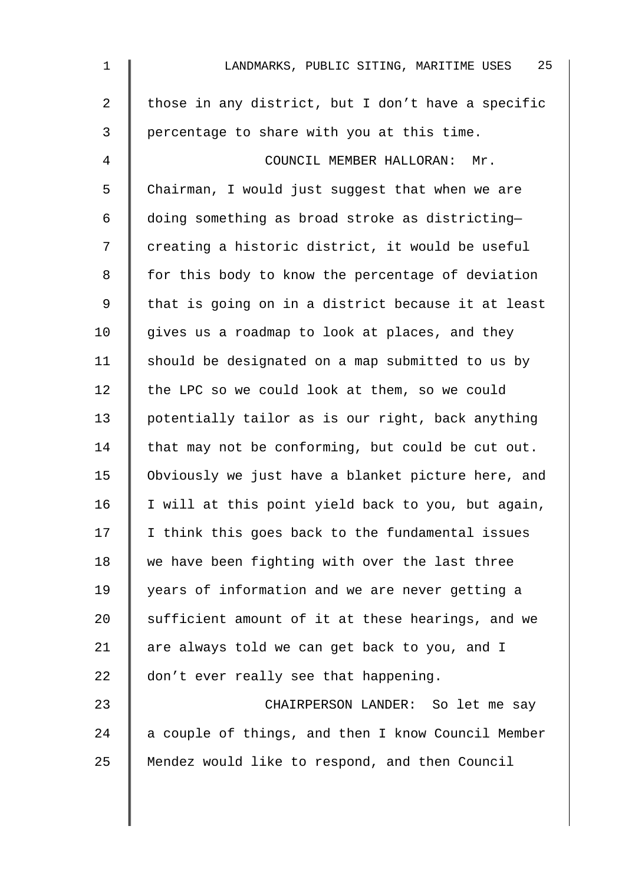those in any district, but I don't have a specific percentage to share with you at this time.

COUNCIL MEMBER HALLORAN: Mr. Chairman, I would just suggest that when we are doing something as broad stroke as districting— creating a historic district, it would be useful for this body to know the percentage of deviation that is going on in a district because it at least gives us a roadmap to look at places, and they should be designated on a map submitted to us by the LPC so we could look at them, so we could potentially tailor as is our right, back anything that may not be conforming, but could be cut out. Obviously we just have a blanket picture here, and I will at this point yield back to you, but again, I think this goes back to the fundamental issues we have been fighting with over the last three years of information and we are never getting a sufficient amount of it at these hearings, and we are always told we can get back to you, and I don't ever really see that happening.

CHAIRPERSON LANDER: So let me say a couple of things, and then I know Council Member Mendez would like to respond, and then Council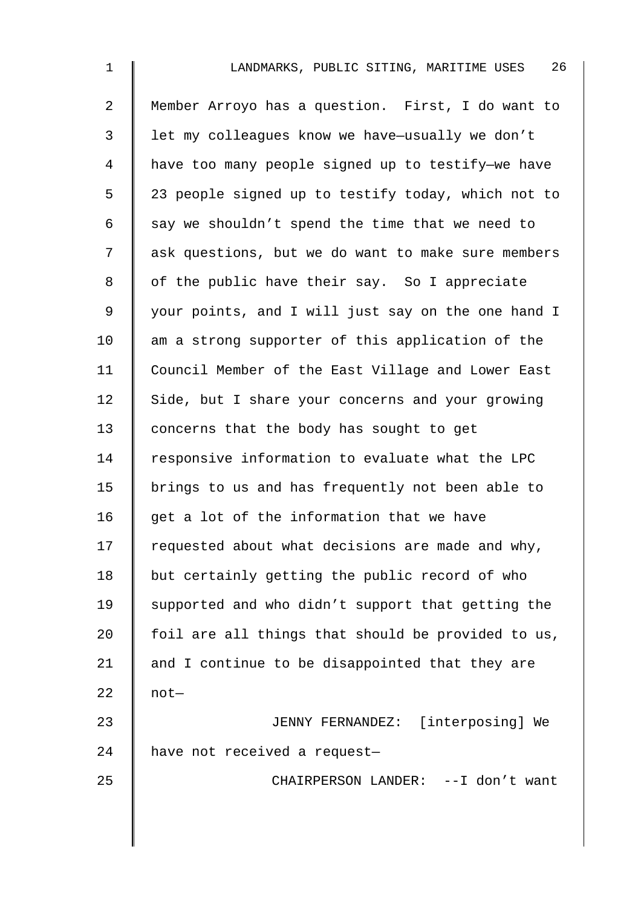Member Arroyo has a question. First, I do want to let my colleagues know we have—usually we don't have too many people signed up to testify—we have 23 people signed up to testify today, which not to say we shouldn't spend the time that we need to ask questions, but we do want to make sure members of the public have their say. So I appreciate your points, and I will just say on the one hand I am a strong supporter of this application of the Council Member of the East Village and Lower East Side, but I share your concerns and your growing concerns that the body has sought to get responsive information to evaluate what the LPC brings to us and has frequently not been able to get a lot of the information that we have requested about what decisions are made and why, but certainly getting the public record of who supported and who didn't support that getting the foil are all things that should be provided to us, and I continue to be disappointed that they are not—

JENNY FERNANDEZ: [interposing] We have not received a request—

CHAIRPERSON LANDER: --I don't want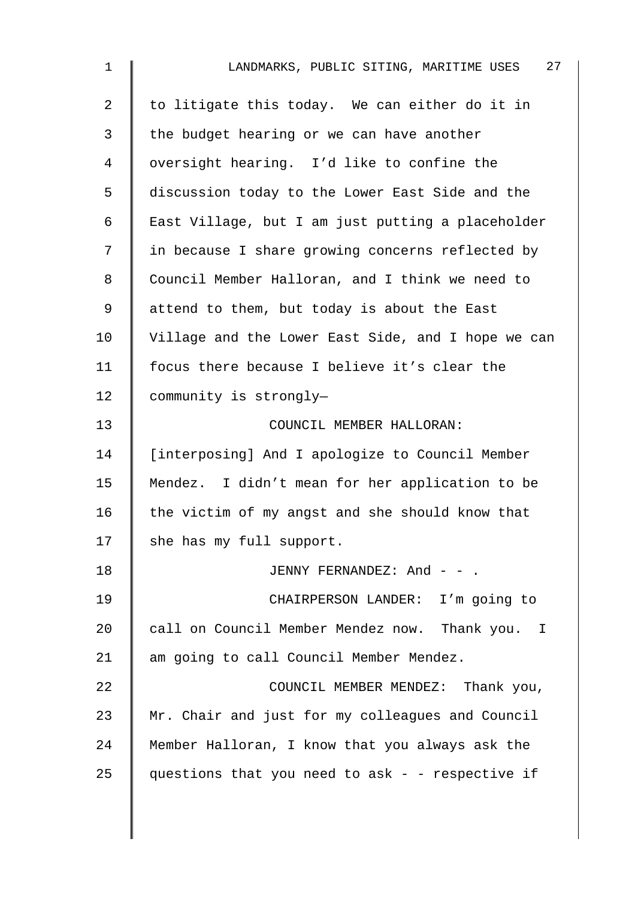to litigate this today. We can either do it in the budget hearing or we can have another oversight hearing. I'd like to confine the discussion today to the Lower East Side and the East Village, but I am just putting a placeholder in because I share growing concerns reflected by Council Member Halloran, and I think we need to attend to them, but today is about the East Village and the Lower East Side, and I hope we can focus there because I believe it's clear the community is strongly—

COUNCIL MEMBER HALLORAN: [interposing] And I apologize to Council Member Mendez. I didn't mean for her application to be the victim of my angst and she should know that she has my full support.

JENNY FERNANDEZ: And - - .

CHAIRPERSON LANDER: I'm going to call on Council Member Mendez now. Thank you. I am going to call Council Member Mendez.

COUNCIL MEMBER MENDEZ: Thank you, Mr. Chair and just for my colleagues and Council Member Halloran, I know that you always ask the questions that you need to ask - - respective if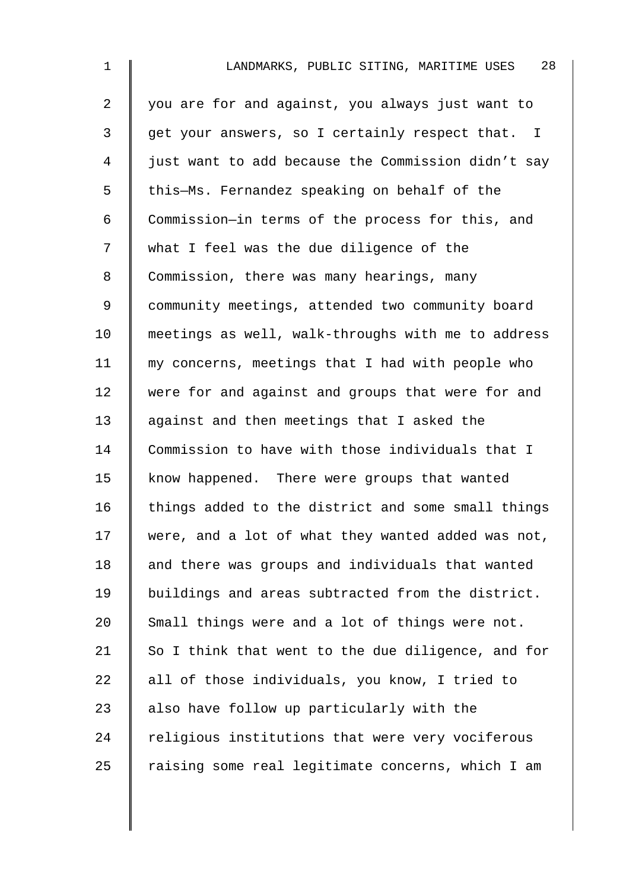you are for and against, you always just want to get your answers, so I certainly respect that. I just want to add because the Commission didn't say this—Ms. Fernandez speaking on behalf of the Commission—in terms of the process for this, and what I feel was the due diligence of the Commission, there was many hearings, many community meetings, attended two community board meetings as well, walk-throughs with me to address my concerns, meetings that I had with people who were for and against and groups that were for and against and then meetings that I asked the Commission to have with those individuals that I know happened. There were groups that wanted things added to the district and some small things were, and a lot of what they wanted added was not, and there was groups and individuals that wanted buildings and areas subtracted from the district. Small things were and a lot of things were not. So I think that went to the due diligence, and for all of those individuals, you know, I tried to also have follow up particularly with the religious institutions that were very vociferous raising some real legitimate concerns, which I am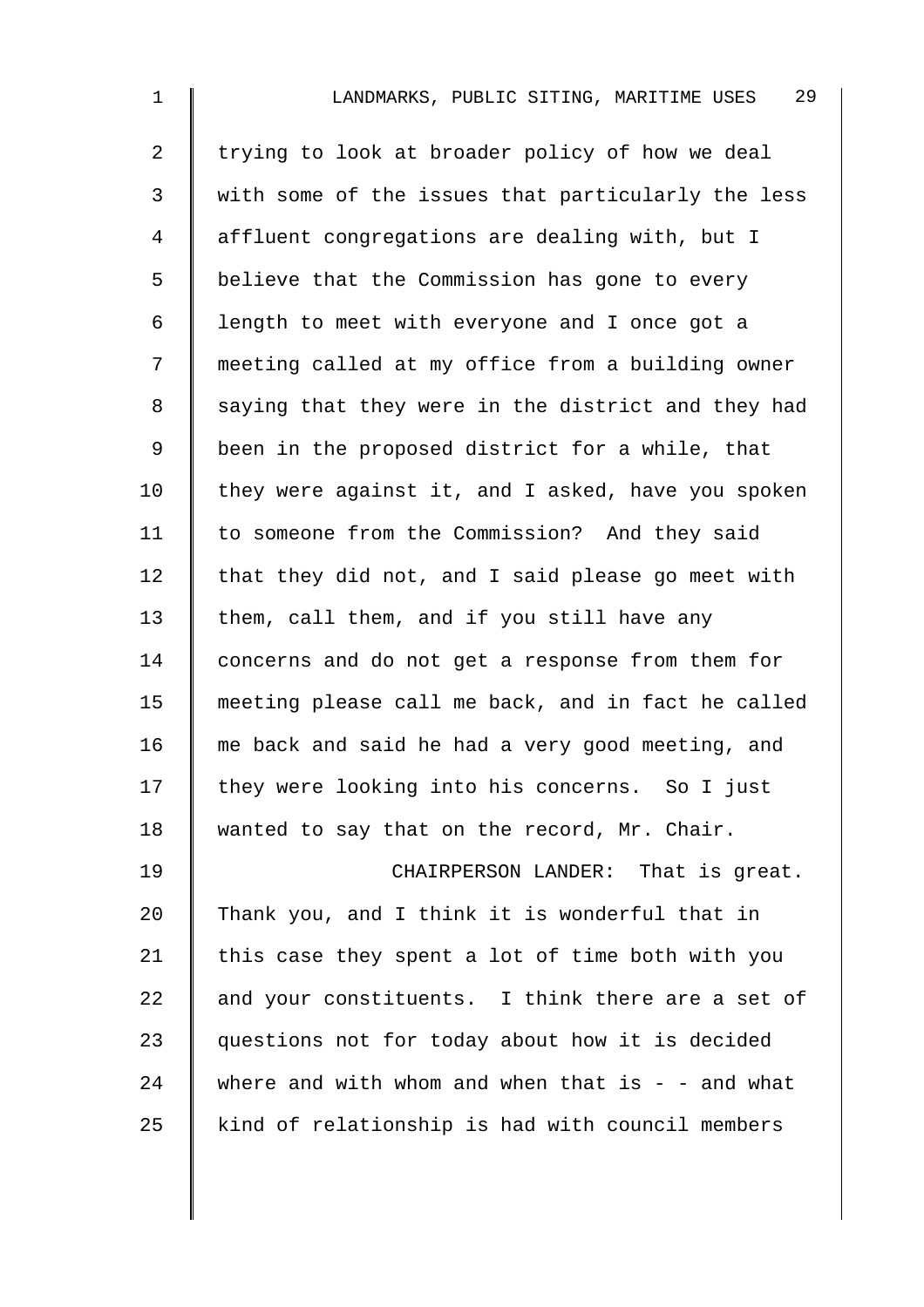trying to look at broader policy of how we deal with some of the issues that particularly the less affluent congregations are dealing with, but I believe that the Commission has gone to every length to meet with everyone and I once got a meeting called at my office from a building owner saying that they were in the district and they had been in the proposed district for a while, that they were against it, and I asked, have you spoken to someone from the Commission? And they said that they did not, and I said please go meet with them, call them, and if you still have any concerns and do not get a response from them for meeting please call me back, and in fact he called me back and said he had a very good meeting, and they were looking into his concerns. So I just wanted to say that on the record, Mr. Chair.

CHAIRPERSON LANDER: That is great. Thank you, and I think it is wonderful that in this case they spent a lot of time both with you and your constituents. I think there are a set of questions not for today about how it is decided where and with whom and when that is - - and what kind of relationship is had with council members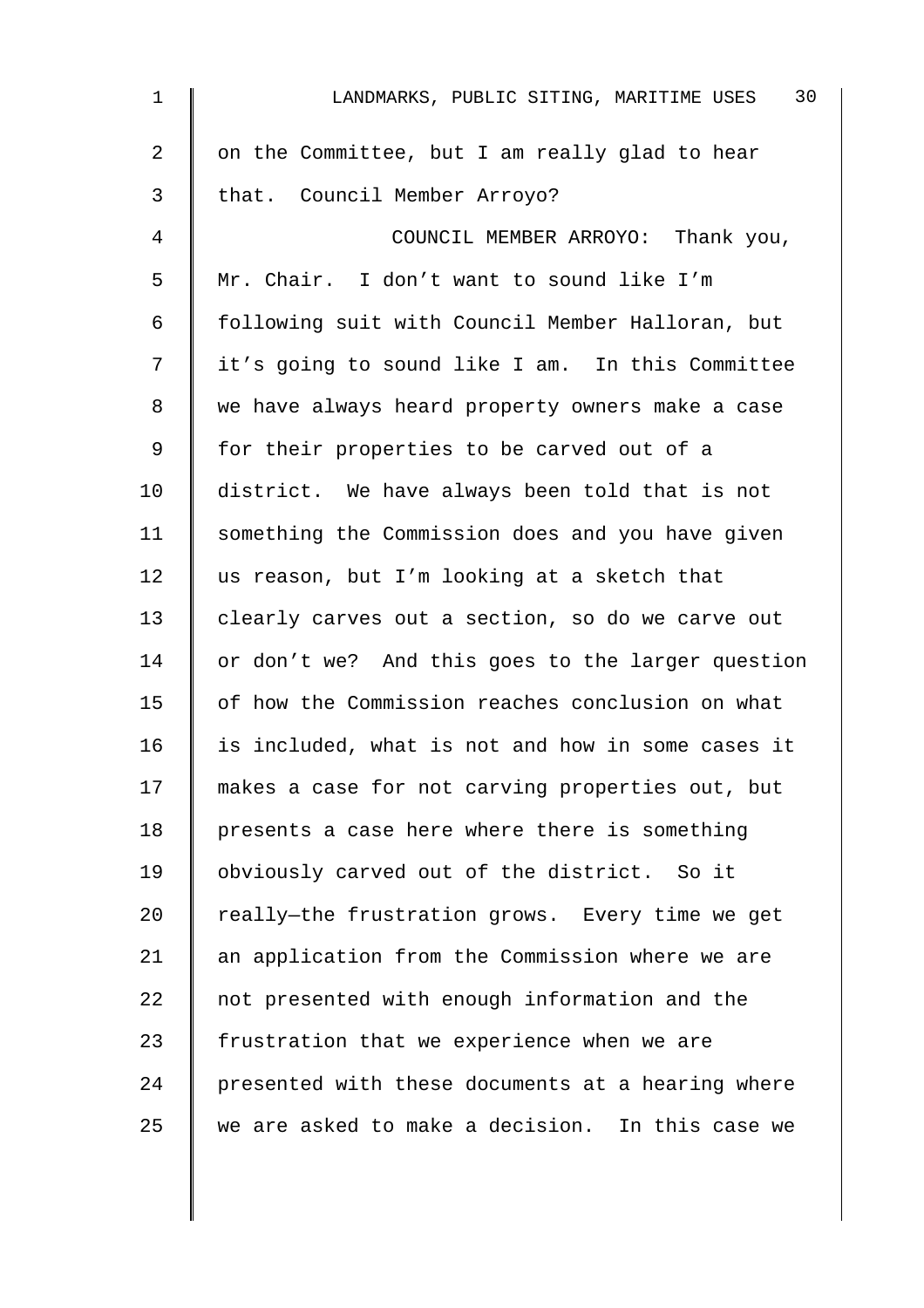on the Committee, but I am really glad to hear that. Council Member Arroyo?

COUNCIL MEMBER ARROYO: Thank you, Mr. Chair. I don't want to sound like I'm following suit with Council Member Halloran, but it's going to sound like I am. In this Committee we have always heard property owners make a case for their properties to be carved out of a district. We have always been told that is not something the Commission does and you have given us reason, but I'm looking at a sketch that clearly carves out a section, so do we carve out or don't we? And this goes to the larger question of how the Commission reaches conclusion on what is included, what is not and how in some cases it makes a case for not carving properties out, but presents a case here where there is something obviously carved out of the district. So it really—the frustration grows. Every time we get an application from the Commission where we are not presented with enough information and the frustration that we experience when we are presented with these documents at a hearing where we are asked to make a decision. In this case we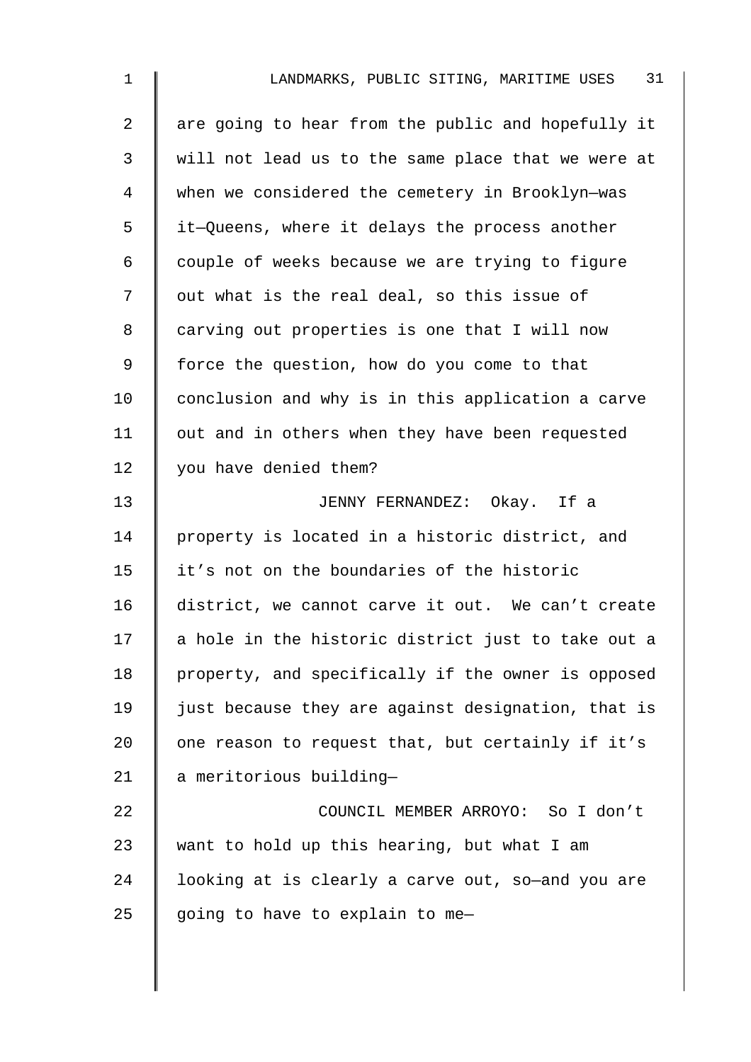are going to hear from the public and hopefully it will not lead us to the same place that we were at when we considered the cemetery in Brooklyn—was it—Queens, where it delays the process another couple of weeks because we are trying to figure out what is the real deal, so this issue of carving out properties is one that I will now force the question, how do you come to that conclusion and why is in this application a carve out and in others when they have been requested you have denied them?

JENNY FERNANDEZ: Okay. If a property is located in a historic district, and it's not on the boundaries of the historic district, we cannot carve it out. We can't create a hole in the historic district just to take out a property, and specifically if the owner is opposed just because they are against designation, that is one reason to request that, but certainly if it's a meritorious building—

COUNCIL MEMBER ARROYO: So I don't want to hold up this hearing, but what I am looking at is clearly a carve out, so—and you are going to have to explain to me—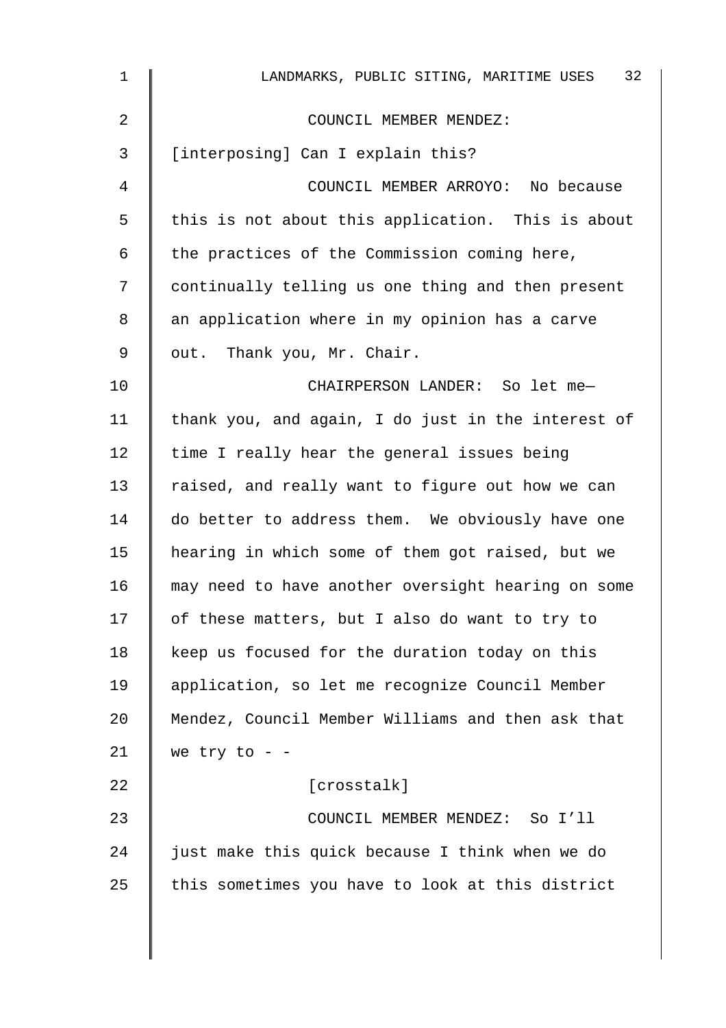COUNCIL MEMBER MENDEZ: [interposing] Can I explain this?

COUNCIL MEMBER ARROYO: No because this is not about this application. This is about the practices of the Commission coming here, continually telling us one thing and then present an application where in my opinion has a carve out. Thank you, Mr. Chair.

CHAIRPERSON LANDER: So let me— thank you, and again, I do just in the interest of time I really hear the general issues being raised, and really want to figure out how we can do better to address them. We obviously have one hearing in which some of them got raised, but we may need to have another oversight hearing on some of these matters, but I also do want to try to keep us focused for the duration today on this application, so let me recognize Council Member Mendez, Council Member Williams and then ask that we try to - -

[crosstalk]

COUNCIL MEMBER MENDEZ: So I'll just make this quick because I think when we do this sometimes you have to look at this district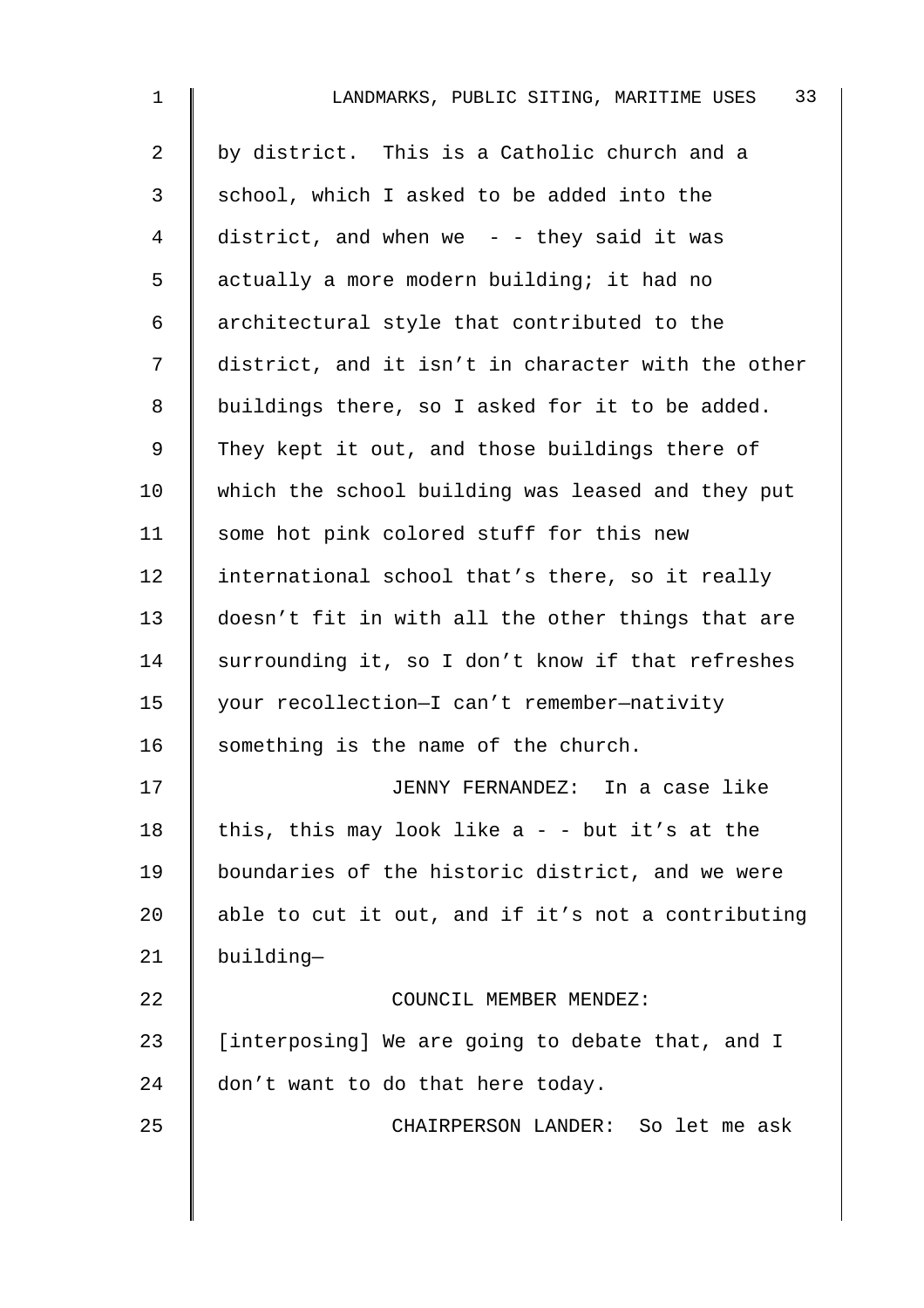by district. This is a Catholic church and a school, which I asked to be added into the district, and when we - - they said it was actually a more modern building; it had no architectural style that contributed to the district, and it isn't in character with the other buildings there, so I asked for it to be added. They kept it out, and those buildings there of which the school building was leased and they put some hot pink colored stuff for this new international school that's there, so it really doesn't fit in with all the other things that are surrounding it, so I don't know if that refreshes your recollection—I can't remember—nativity something is the name of the church.

JENNY FERNANDEZ: In a case like this, this may look like a - - but it's at the boundaries of the historic district, and we were able to cut it out, and if it's not a contributing building—

COUNCIL MEMBER MENDEZ: [interposing] We are going to debate that, and I don't want to do that here today.

CHAIRPERSON LANDER: So let me ask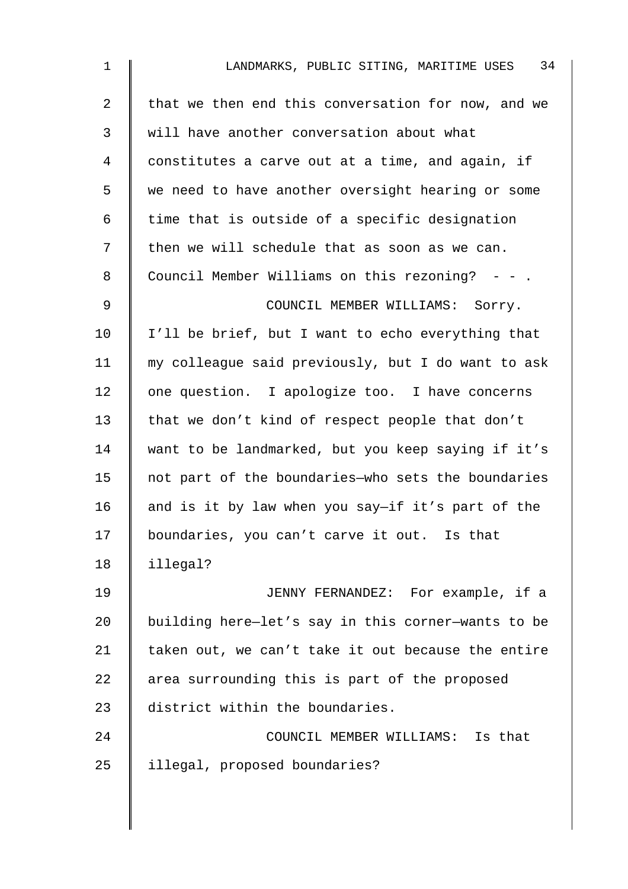that we then end this conversation for now, and we will have another conversation about what constitutes a carve out at a time, and again, if we need to have another oversight hearing or some time that is outside of a specific designation then we will schedule that as soon as we can. Council Member Williams on this rezoning? - - .

COUNCIL MEMBER WILLIAMS: Sorry. I'll be brief, but I want to echo everything that my colleague said previously, but I do want to ask one question. I apologize too. I have concerns that we don't kind of respect people that don't want to be landmarked, but you keep saying if it's not part of the boundaries—who sets the boundaries and is it by law when you say—if it's part of the boundaries, you can't carve it out. Is that illegal?

JENNY FERNANDEZ: For example, if a building here—let's say in this corner—wants to be taken out, we can't take it out because the entire area surrounding this is part of the proposed district within the boundaries.

COUNCIL MEMBER WILLIAMS: Is that illegal, proposed boundaries?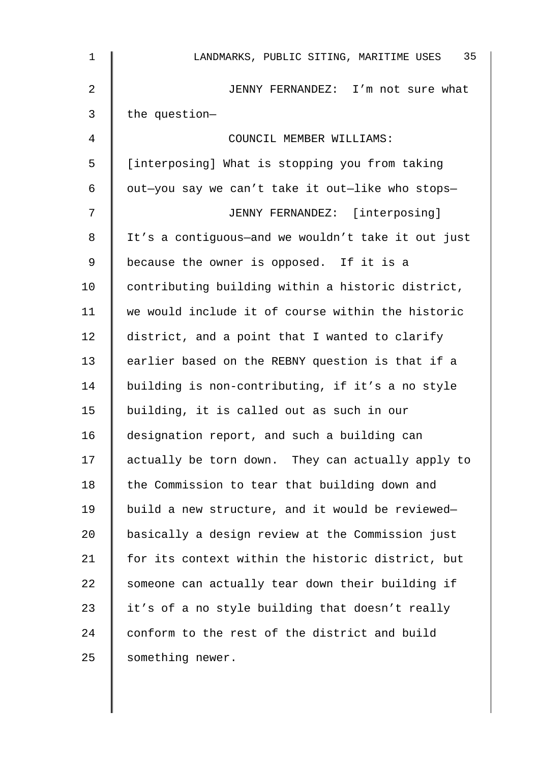JENNY FERNANDEZ: I'm not sure what the question—

COUNCIL MEMBER WILLIAMS: [interposing] What is stopping you from taking out—you say we can't take it out—like who stops—

JENNY FERNANDEZ: [interposing] It's a contiguous—and we wouldn't take it out just because the owner is opposed. If it is a contributing building within a historic district, we would include it of course within the historic district, and a point that I wanted to clarify earlier based on the REBNY question is that if a building is non-contributing, if it's a no style building, it is called out as such in our designation report, and such a building can actually be torn down. They can actually apply to the Commission to tear that building down and build a new structure, and it would be reviewed—basically a design review at the Commission just for its context within the historic district, but someone can actually tear down their building if it's of a no style building that doesn't really conform to the rest of the district and build something newer.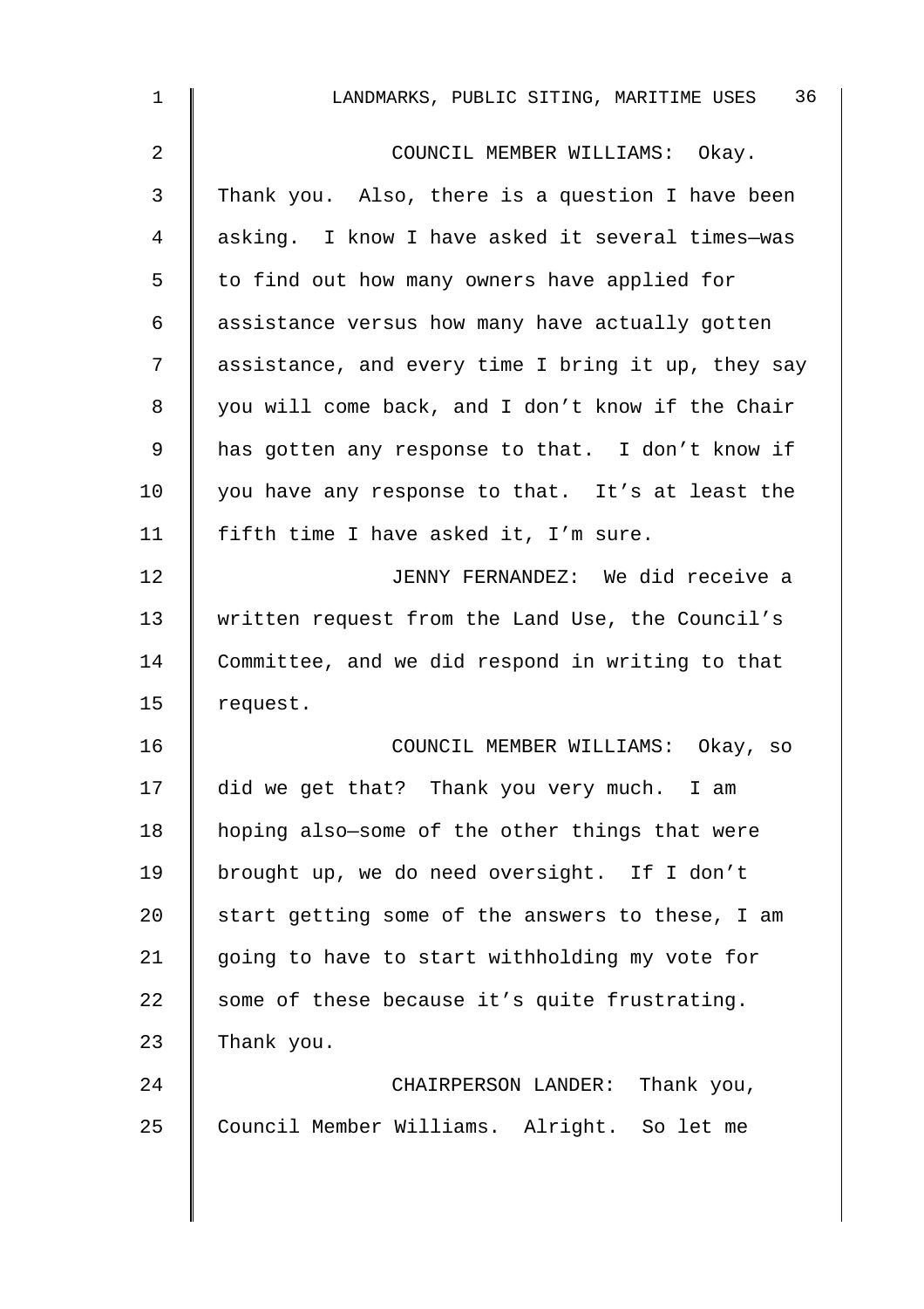COUNCIL MEMBER WILLIAMS: Okay. Thank you. Also, there is a question I have been asking. I know I have asked it several times—was to find out how many owners have applied for assistance versus how many have actually gotten assistance, and every time I bring it up, they say you will come back, and I don't know if the Chair has gotten any response to that. I don't know if you have any response to that. It's at least the fifth time I have asked it, I'm sure.

JENNY FERNANDEZ: We did receive a written request from the Land Use, the Council's Committee, and we did respond in writing to that request.

COUNCIL MEMBER WILLIAMS: Okay, so did we get that? Thank you very much. I am hoping also—some of the other things that were brought up, we do need oversight. If I don't start getting some of the answers to these, I am going to have to start withholding my vote for some of these because it's quite frustrating. Thank you.

CHAIRPERSON LANDER: Thank you, Council Member Williams. Alright. So let me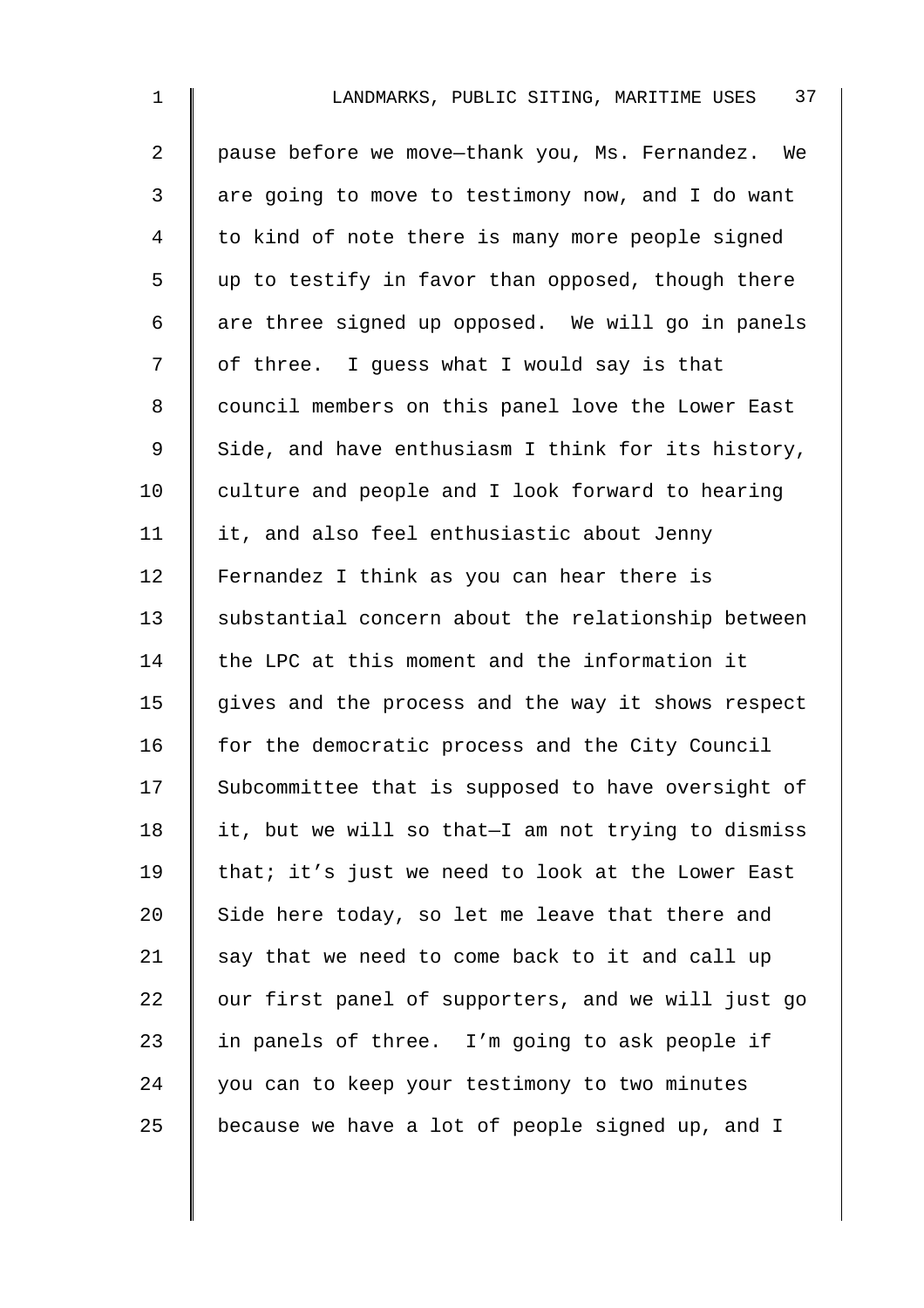pause before we move—thank you, Ms. Fernandez. We are going to move to testimony now, and I do want to kind of note there is many more people signed up to testify in favor than opposed, though there are three signed up opposed. We will go in panels of three. I guess what I would say is that council members on this panel love the Lower East Side, and have enthusiasm I think for its history, culture and people and I look forward to hearing it, and also feel enthusiastic about Jenny Fernandez I think as you can hear there is substantial concern about the relationship between the LPC at this moment and the information it gives and the process and the way it shows respect for the democratic process and the City Council Subcommittee that is supposed to have oversight of it, but we will so that—I am not trying to dismiss that; it's just we need to look at the Lower East Side here today, so let me leave that there and say that we need to come back to it and call up our first panel of supporters, and we will just go in panels of three. I'm going to ask people if you can to keep your testimony to two minutes because we have a lot of people signed up, and I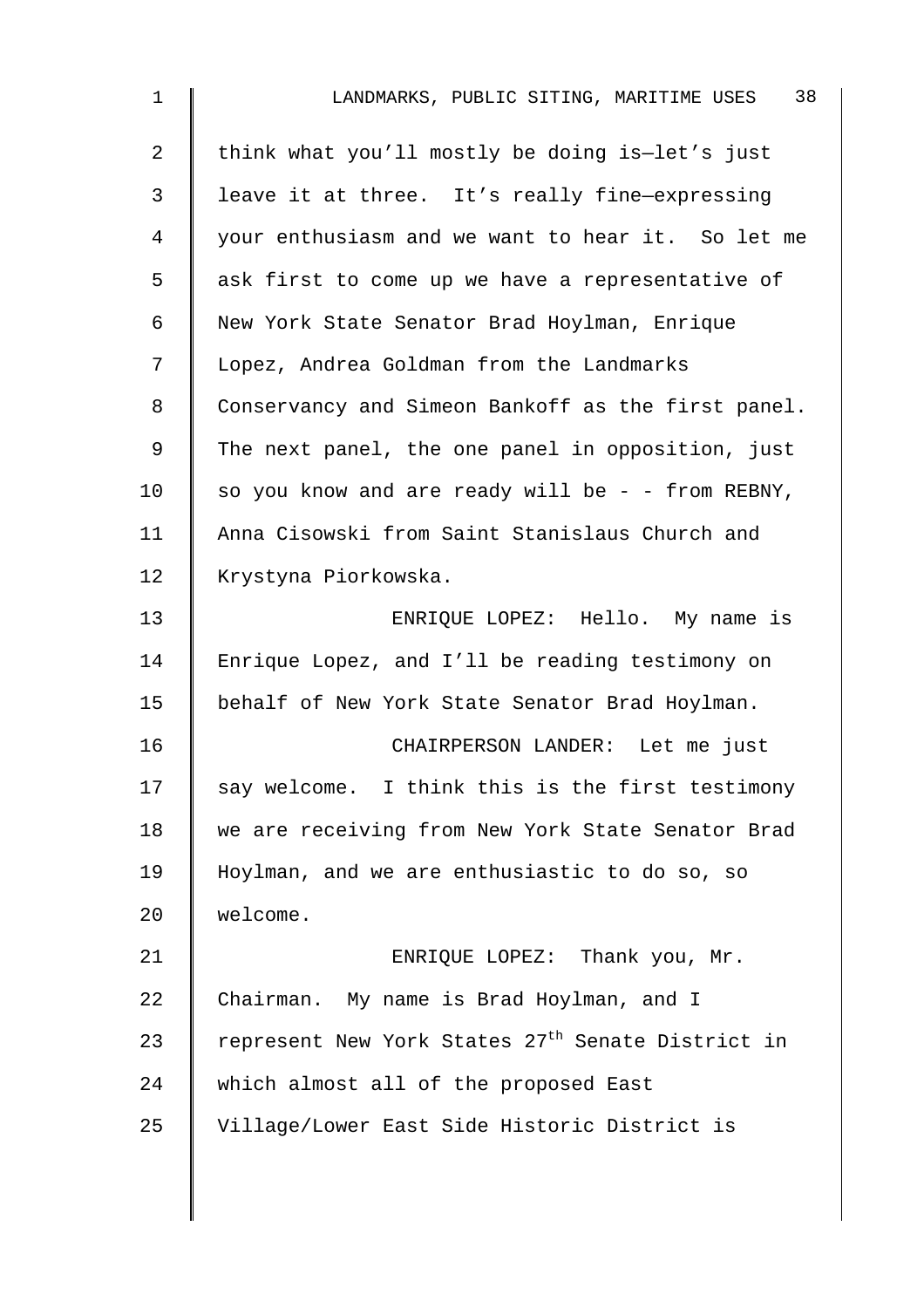think what you'll mostly be doing is—let's just leave it at three. It's really fine—expressing your enthusiasm and we want to hear it. So let me ask first to come up we have a representative of New York State Senator Brad Hoylman, Enrique Lopez, Andrea Goldman from the Landmarks Conservancy and Simeon Bankoff as the first panel. The next panel, the one panel in opposition, just so you know and are ready will be - - from REBNY, Anna Cisowski from Saint Stanislaus Church and Krystyna Piorkowska.

ENRIQUE LOPEZ: Hello. My name is Enrique Lopez, and I'll be reading testimony on behalf of New York State Senator Brad Hoylman.

CHAIRPERSON LANDER: Let me just say welcome. I think this is the first testimony we are receiving from New York State Senator Brad Hoylman, and we are enthusiastic to do so, so welcome.

ENRIQUE LOPEZ: Thank you, Mr. Chairman. My name is Brad Hoylman, and I represent New York States 27th Senate District in which almost all of the proposed East Village/Lower East Side Historic District is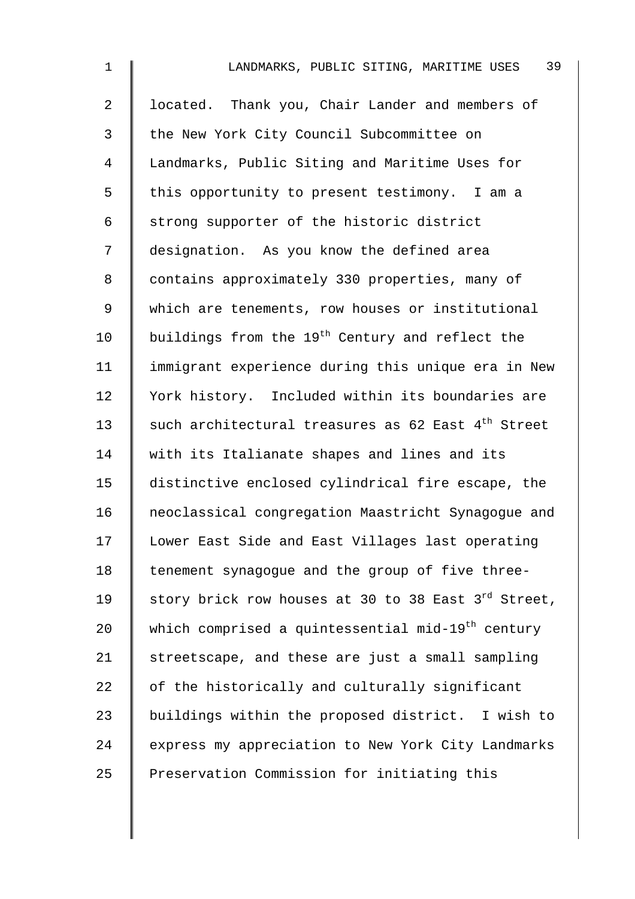located. Thank you, Chair Lander and members of the New York City Council Subcommittee on Landmarks, Public Siting and Maritime Uses for this opportunity to present testimony. I am a strong supporter of the historic district designation. As you know the defined area contains approximately 330 properties, many of which are tenements, row houses or institutional buildings from the 19th Century and reflect the immigrant experience during this unique era in New York history. Included within its boundaries are such architectural treasures as 62 East 4th Street with its Italianate shapes and lines and its distinctive enclosed cylindrical fire escape, the neoclassical congregation Maastricht Synagogue and Lower East Side and East Villages last operating tenement synagogue and the group of five three-story brick row houses at 30 to 38 East 3rd Street, which comprised a quintessential mid-19th century streetscape, and these are just a small sampling of the historically and culturally significant buildings within the proposed district. I wish to express my appreciation to New York City Landmarks Preservation Commission for initiating this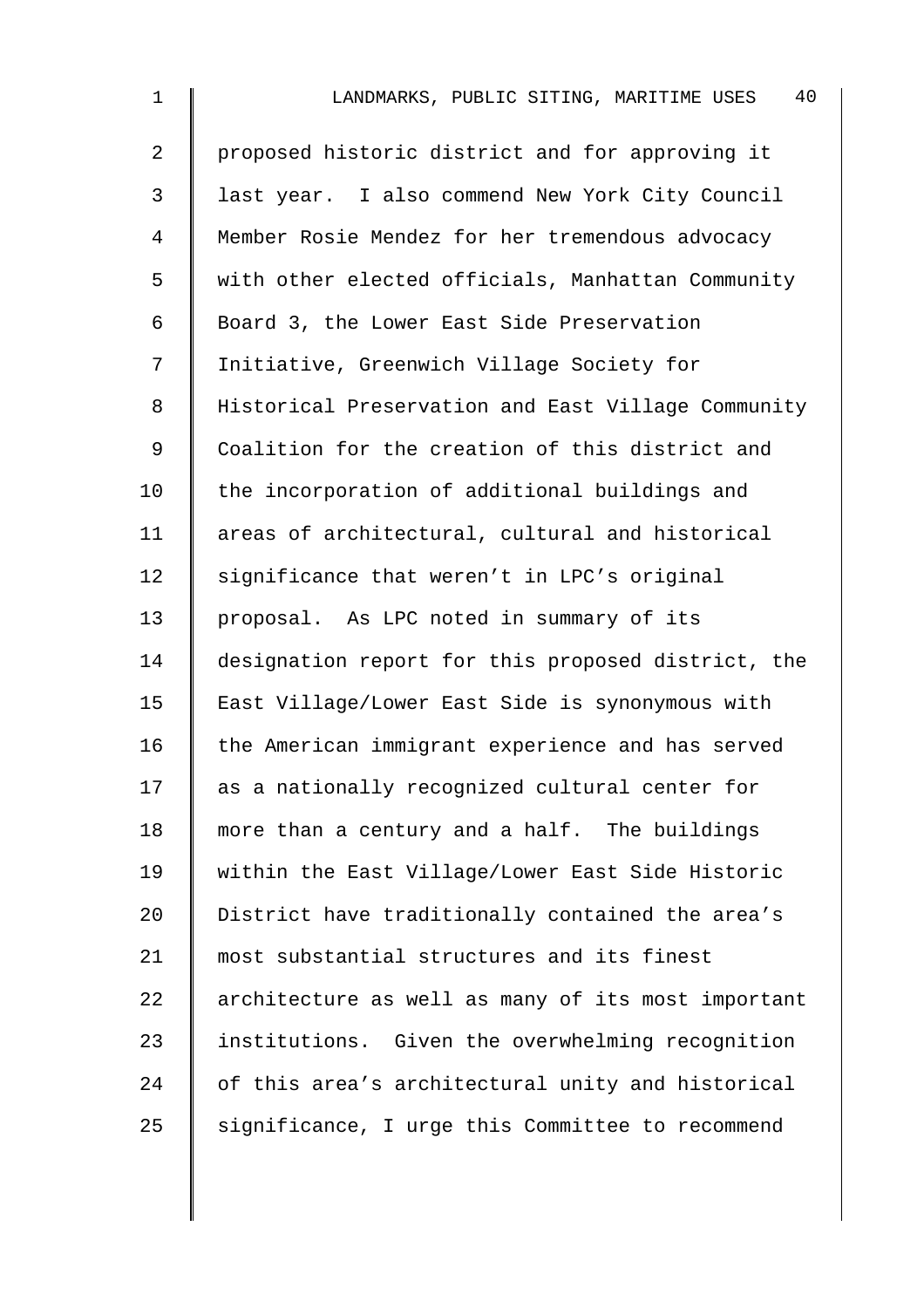proposed historic district and for approving it last year. I also commend New York City Council Member Rosie Mendez for her tremendous advocacy with other elected officials, Manhattan Community Board 3, the Lower East Side Preservation Initiative, Greenwich Village Society for Historical Preservation and East Village Community Coalition for the creation of this district and the incorporation of additional buildings and areas of architectural, cultural and historical significance that weren't in LPC's original proposal. As LPC noted in summary of its designation report for this proposed district, the East Village/Lower East Side is synonymous with the American immigrant experience and has served as a nationally recognized cultural center for more than a century and a half. The buildings within the East Village/Lower East Side Historic District have traditionally contained the area's most substantial structures and its finest architecture as well as many of its most important institutions. Given the overwhelming recognition of this area's architectural unity and historical significance, I urge this Committee to recommend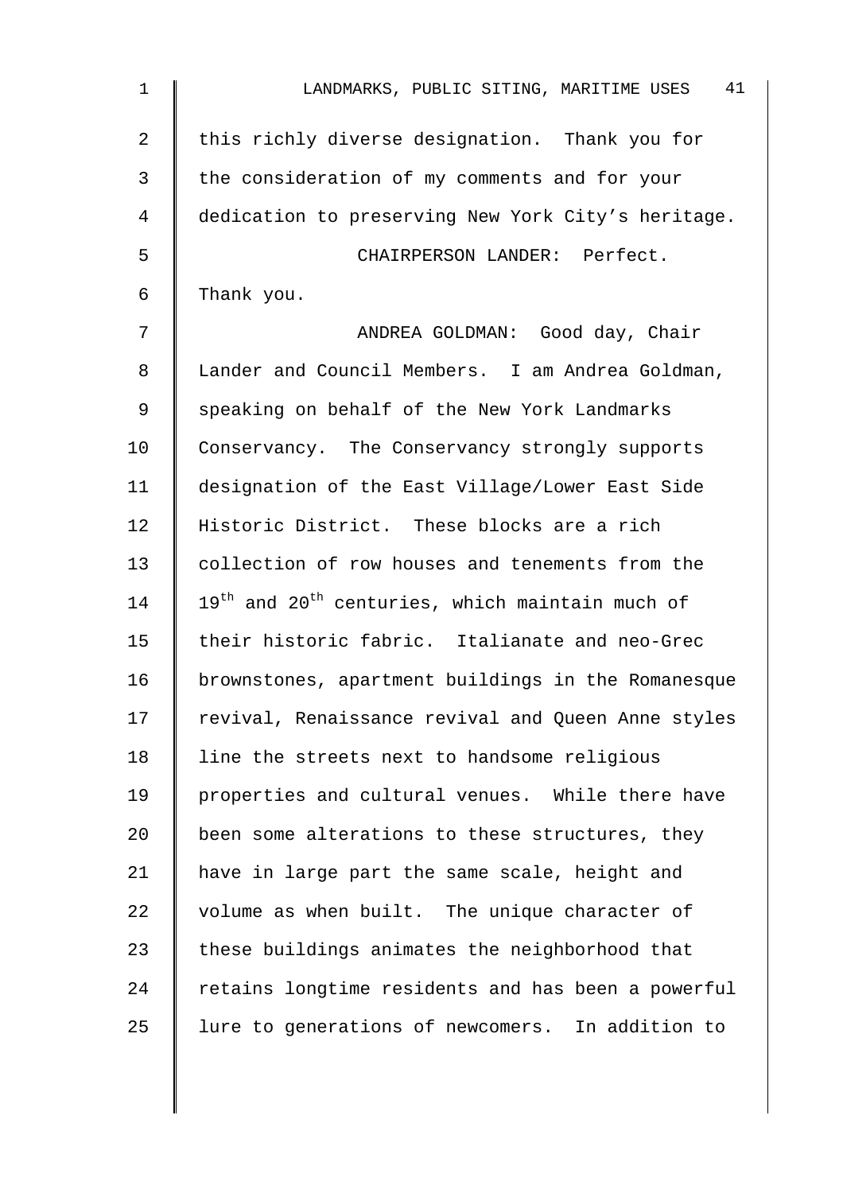this richly diverse designation. Thank you for the consideration of my comments and for your dedication to preserving New York City's heritage.

CHAIRPERSON LANDER: Perfect. Thank you.

ANDREA GOLDMAN: Good day, Chair Lander and Council Members. I am Andrea Goldman, speaking on behalf of the New York Landmarks Conservancy. The Conservancy strongly supports designation of the East Village/Lower East Side Historic District. These blocks are a rich collection of row houses and tenements from the 19th and 20th centuries, which maintain much of their historic fabric. Italianate and neo-Grec brownstones, apartment buildings in the Romanesque revival, Renaissance revival and Queen Anne styles line the streets next to handsome religious properties and cultural venues. While there have been some alterations to these structures, they have in large part the same scale, height and volume as when built. The unique character of these buildings animates the neighborhood that retains longtime residents and has been a powerful lure to generations of newcomers. In addition to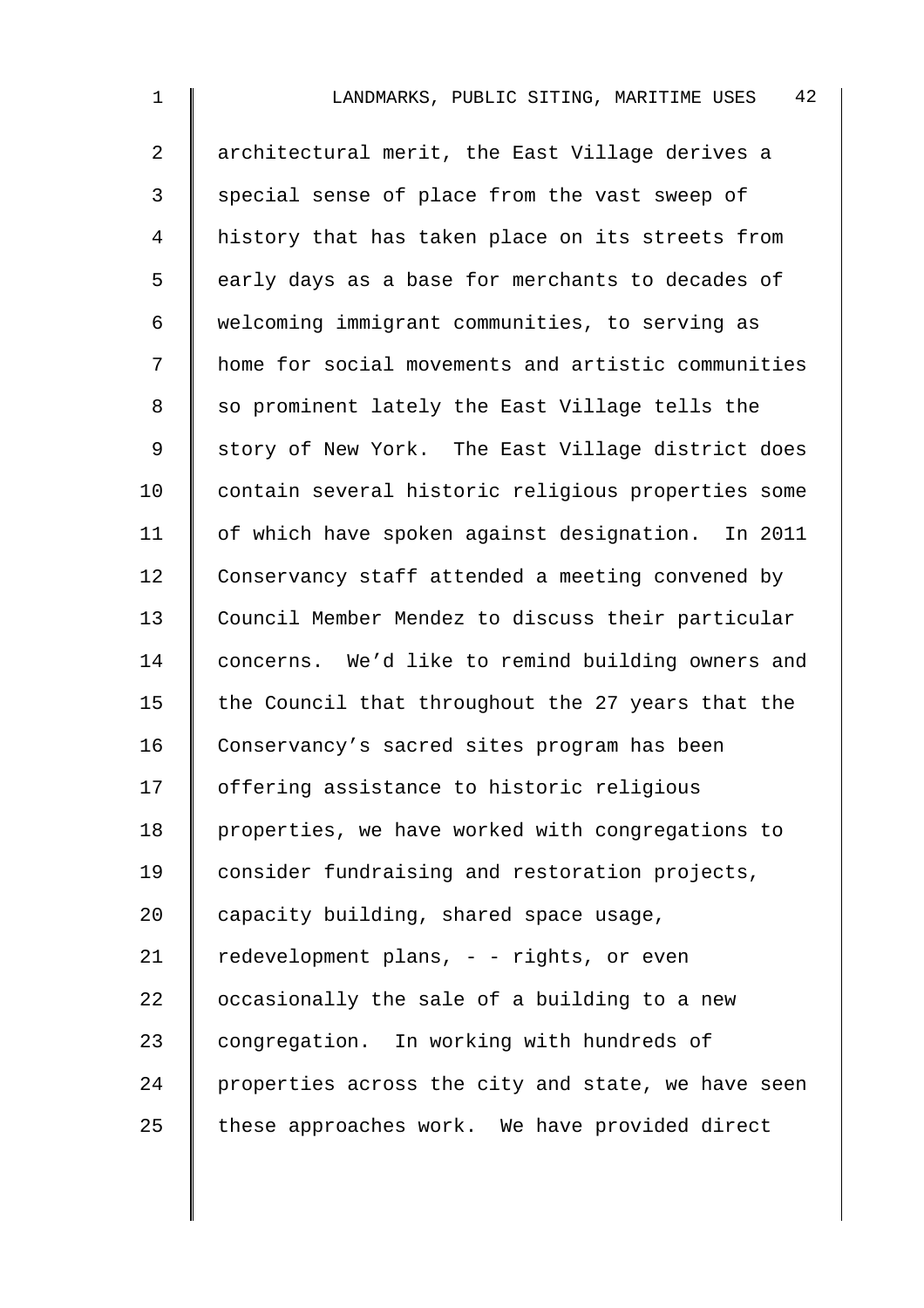architectural merit, the East Village derives a special sense of place from the vast sweep of history that has taken place on its streets from early days as a base for merchants to decades of welcoming immigrant communities, to serving as home for social movements and artistic communities so prominent lately the East Village tells the story of New York. The East Village district does contain several historic religious properties some of which have spoken against designation. In 2011 Conservancy staff attended a meeting convened by Council Member Mendez to discuss their particular concerns. We'd like to remind building owners and the Council that throughout the 27 years that the Conservancy's sacred sites program has been offering assistance to historic religious properties, we have worked with congregations to consider fundraising and restoration projects, capacity building, shared space usage, redevelopment plans, - - rights, or even occasionally the sale of a building to a new congregation. In working with hundreds of properties across the city and state, we have seen these approaches work. We have provided direct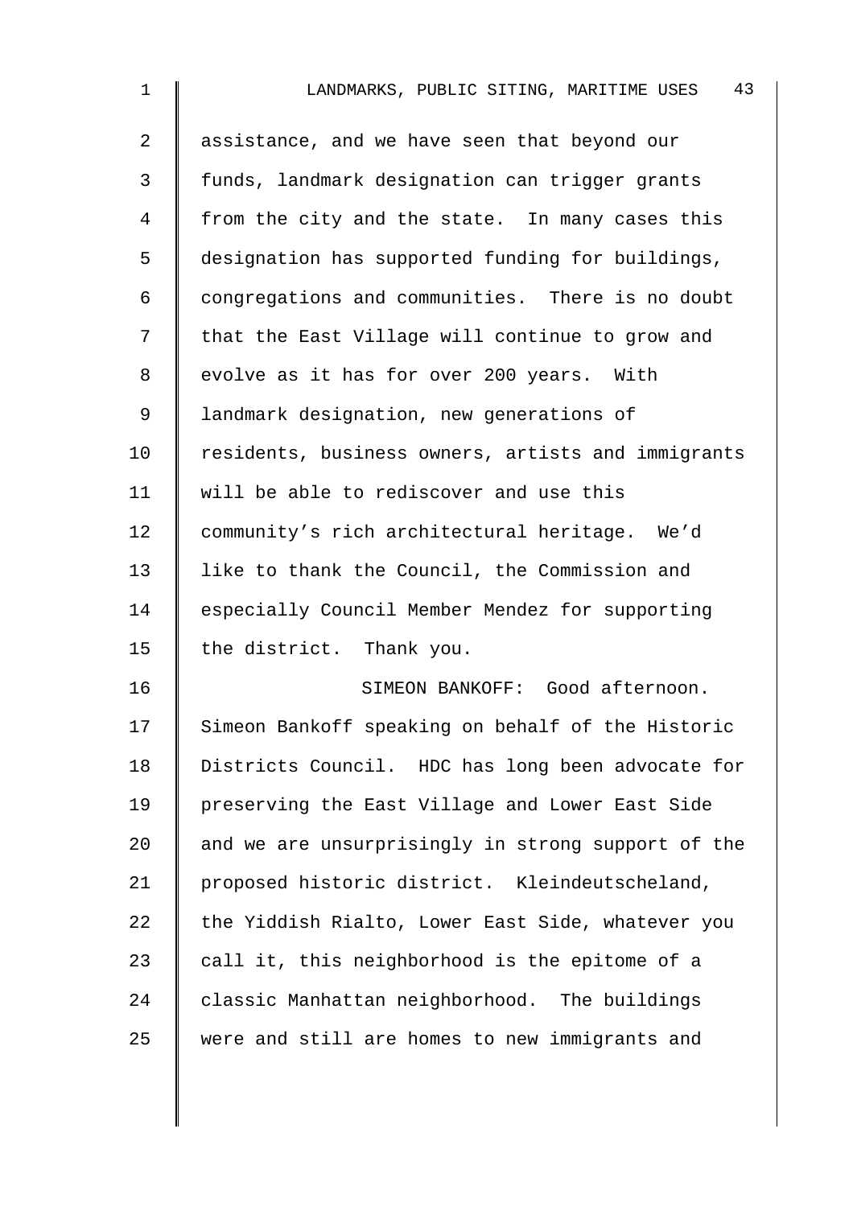assistance, and we have seen that beyond our funds, landmark designation can trigger grants from the city and the state. In many cases this designation has supported funding for buildings, congregations and communities. There is no doubt that the East Village will continue to grow and evolve as it has for over 200 years. With landmark designation, new generations of residents, business owners, artists and immigrants will be able to rediscover and use this community's rich architectural heritage. We'd like to thank the Council, the Commission and especially Council Member Mendez for supporting the district. Thank you.

SIMEON BANKOFF: Good afternoon. Simeon Bankoff speaking on behalf of the Historic Districts Council. HDC has long been advocate for preserving the East Village and Lower East Side and we are unsurprisingly in strong support of the proposed historic district. Kleindeutscheland, the Yiddish Rialto, Lower East Side, whatever you call it, this neighborhood is the epitome of a classic Manhattan neighborhood. The buildings were and still are homes to new immigrants and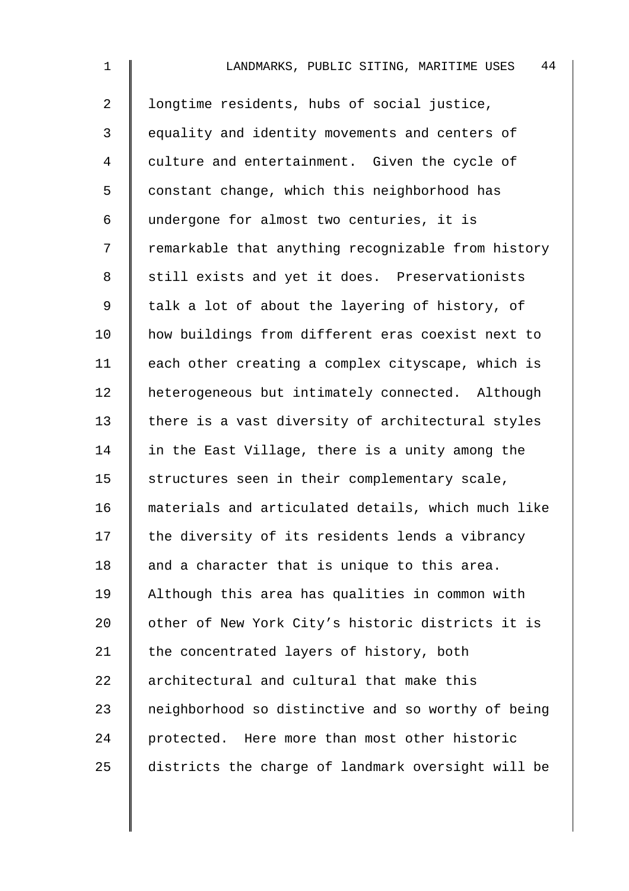longtime residents, hubs of social justice, equality and identity movements and centers of culture and entertainment. Given the cycle of constant change, which this neighborhood has undergone for almost two centuries, it is remarkable that anything recognizable from history still exists and yet it does. Preservationists talk a lot of about the layering of history, of how buildings from different eras coexist next to each other creating a complex cityscape, which is heterogeneous but intimately connected. Although there is a vast diversity of architectural styles in the East Village, there is a unity among the structures seen in their complementary scale, materials and articulated details, which much like the diversity of its residents lends a vibrancy and a character that is unique to this area. Although this area has qualities in common with other of New York City's historic districts it is the concentrated layers of history, both architectural and cultural that make this neighborhood so distinctive and so worthy of being protected. Here more than most other historic districts the charge of landmark oversight will be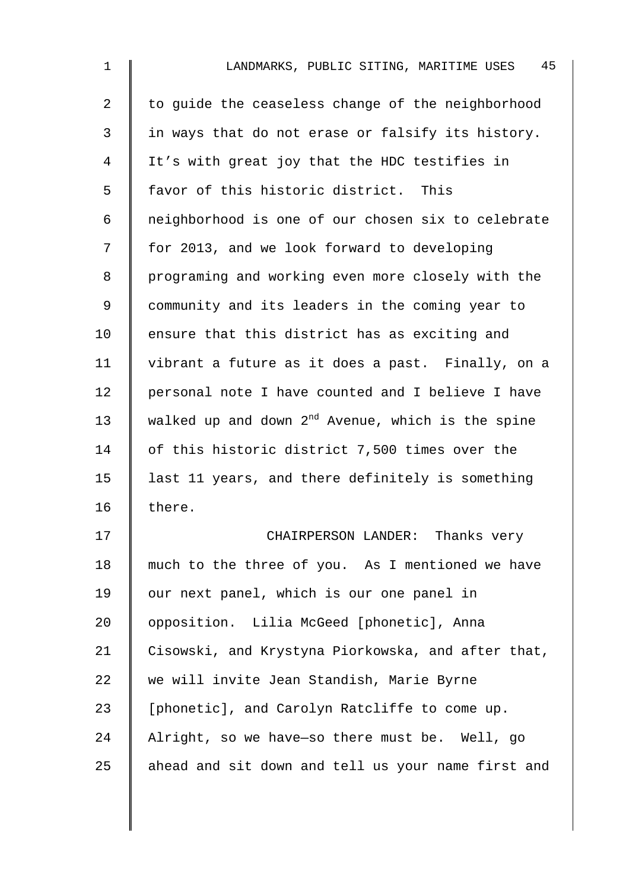to guide the ceaseless change of the neighborhood in ways that do not erase or falsify its history. It's with great joy that the HDC testifies in favor of this historic district. This neighborhood is one of our chosen six to celebrate for 2013, and we look forward to developing programing and working even more closely with the community and its leaders in the coming year to ensure that this district has as exciting and vibrant a future as it does a past. Finally, on a personal note I have counted and I believe I have walked up and down 2nd Avenue, which is the spine of this historic district 7,500 times over the last 11 years, and there definitely is something there.

CHAIRPERSON LANDER: Thanks very much to the three of you. As I mentioned we have our next panel, which is our one panel in opposition. Lilia McGeed [phonetic], Anna Cisowski, and Krystyna Piorkowska, and after that, we will invite Jean Standish, Marie Byrne [phonetic], and Carolyn Ratcliffe to come up. Alright, so we have—so there must be. Well, go ahead and sit down and tell us your name first and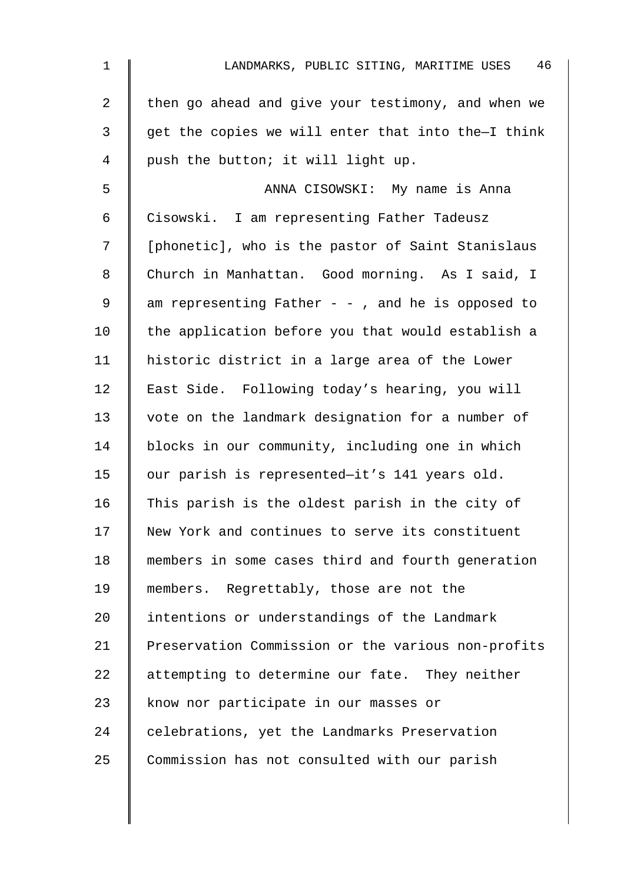then go ahead and give your testimony, and when we get the copies we will enter that into the—I think push the button; it will light up.

ANNA CISOWSKI: My name is Anna Cisowski. I am representing Father Tadeusz [phonetic], who is the pastor of Saint Stanislaus Church in Manhattan. Good morning. As I said, I am representing Father - - , and he is opposed to the application before you that would establish a historic district in a large area of the Lower East Side. Following today's hearing, you will vote on the landmark designation for a number of blocks in our community, including one in which our parish is represented—it's 141 years old. This parish is the oldest parish in the city of New York and continues to serve its constituent members in some cases third and fourth generation members. Regrettably, those are not the intentions or understandings of the Landmark Preservation Commission or the various non-profits attempting to determine our fate. They neither know nor participate in our masses or celebrations, yet the Landmarks Preservation Commission has not consulted with our parish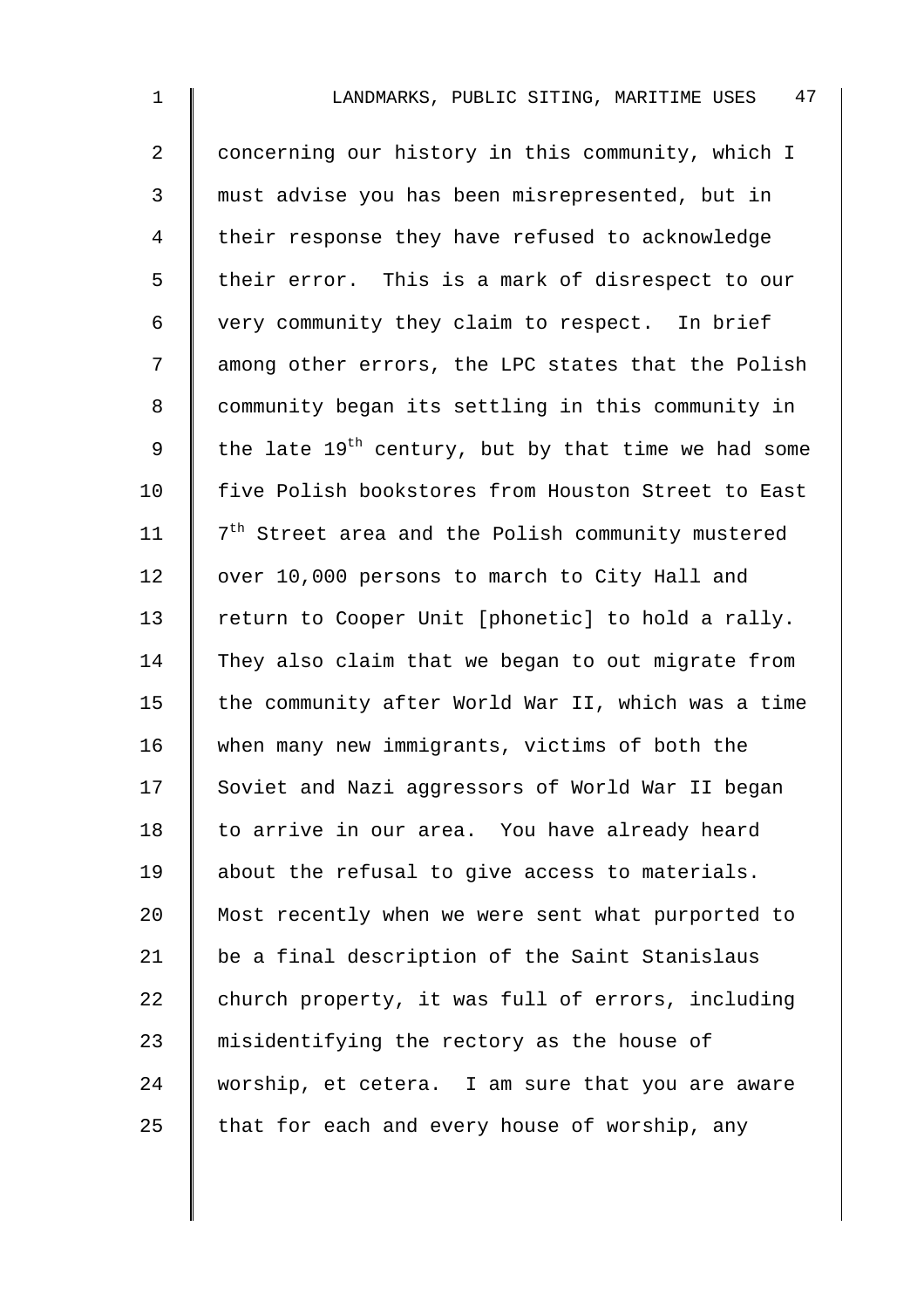concerning our history in this community, which I must advise you has been misrepresented, but in their response they have refused to acknowledge their error. This is a mark of disrespect to our very community they claim to respect. In brief among other errors, the LPC states that the Polish community began its settling in this community in the late 19th century, but by that time we had some five Polish bookstores from Houston Street to East 7th Street area and the Polish community mustered over 10,000 persons to march to City Hall and return to Cooper Unit [phonetic] to hold a rally. They also claim that we began to out migrate from the community after World War II, which was a time when many new immigrants, victims of both the Soviet and Nazi aggressors of World War II began to arrive in our area. You have already heard about the refusal to give access to materials. Most recently when we were sent what purported to be a final description of the Saint Stanislaus church property, it was full of errors, including misidentifying the rectory as the house of worship, et cetera. I am sure that you are aware that for each and every house of worship, any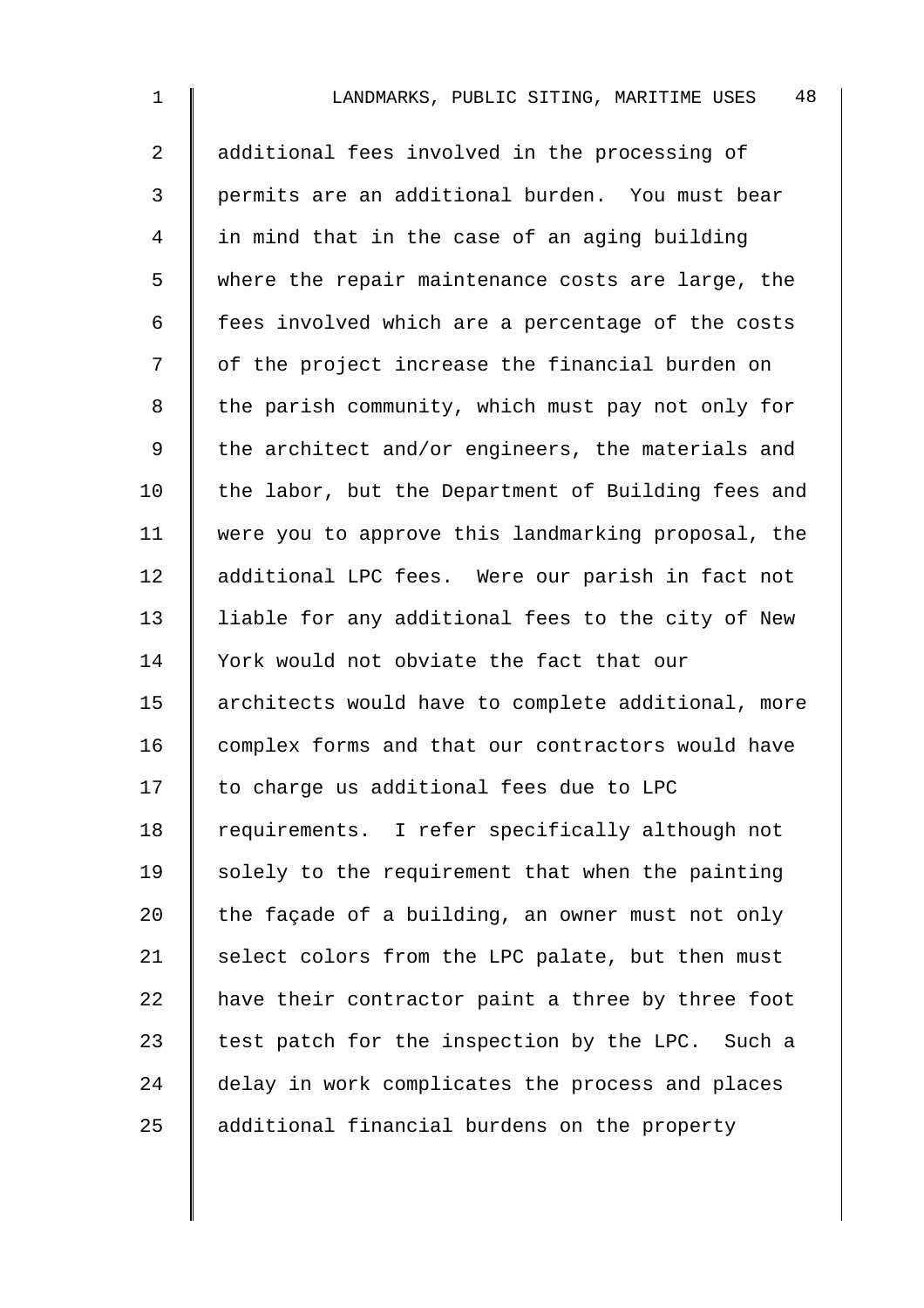additional fees involved in the processing of permits are an additional burden. You must bear in mind that in the case of an aging building where the repair maintenance costs are large, the fees involved which are a percentage of the costs of the project increase the financial burden on the parish community, which must pay not only for the architect and/or engineers, the materials and the labor, but the Department of Building fees and were you to approve this landmarking proposal, the additional LPC fees. Were our parish in fact not liable for any additional fees to the city of New York would not obviate the fact that our architects would have to complete additional, more complex forms and that our contractors would have to charge us additional fees due to LPC requirements. I refer specifically although not solely to the requirement that when the painting the façade of a building, an owner must not only select colors from the LPC palate, but then must have their contractor paint a three by three foot test patch for the inspection by the LPC. Such a delay in work complicates the process and places additional financial burdens on the property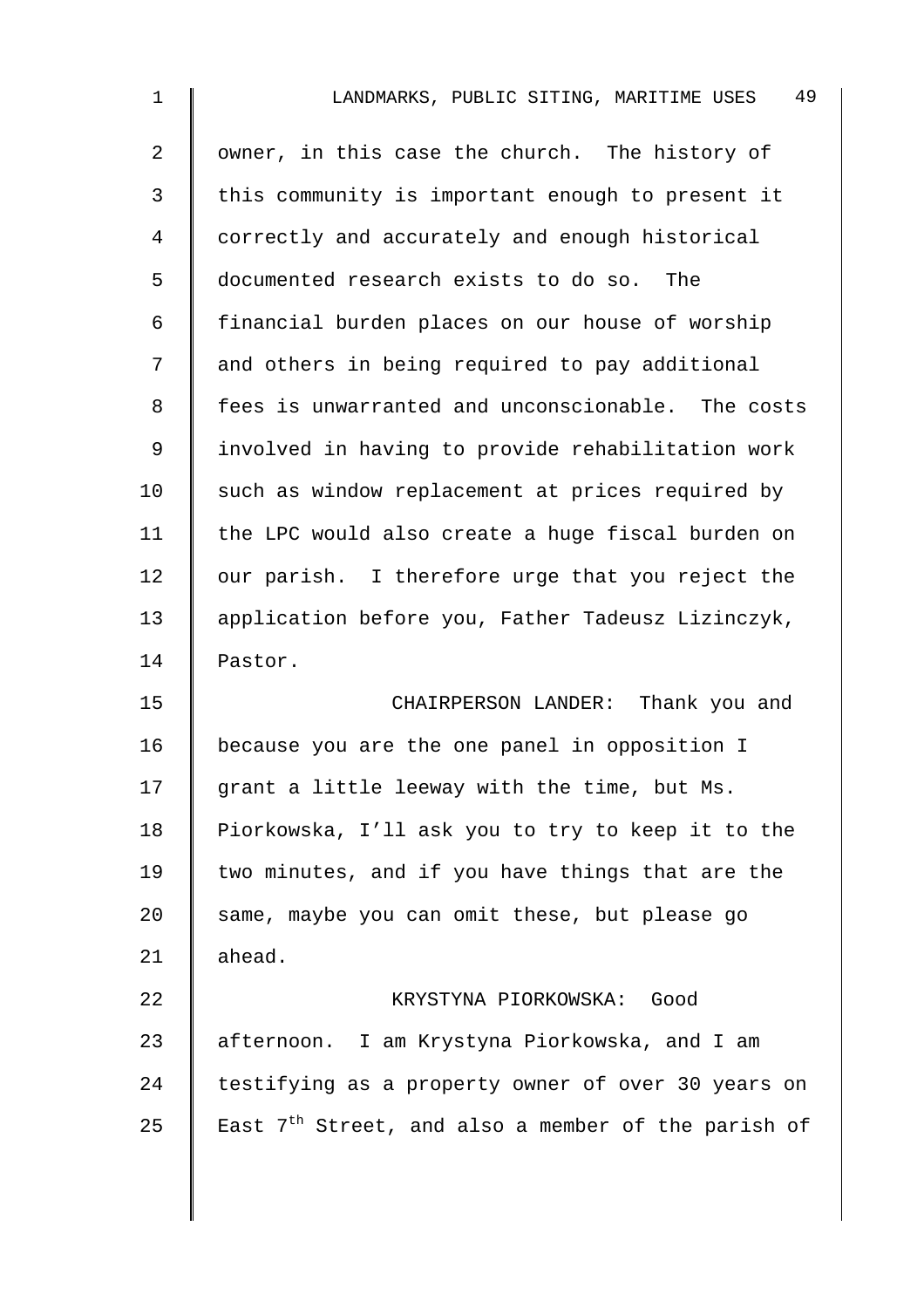owner, in this case the church. The history of this community is important enough to present it correctly and accurately and enough historical documented research exists to do so. The financial burden places on our house of worship and others in being required to pay additional fees is unwarranted and unconscionable. The costs involved in having to provide rehabilitation work such as window replacement at prices required by the LPC would also create a huge fiscal burden on our parish. I therefore urge that you reject the application before you, Father Tadeusz Lizinczyk, Pastor.

CHAIRPERSON LANDER: Thank you and because you are the one panel in opposition I grant a little leeway with the time, but Ms. Piorkowska, I'll ask you to try to keep it to the two minutes, and if you have things that are the same, maybe you can omit these, but please go ahead.

KRYSTYNA PIORKOWSKA: Good afternoon. I am Krystyna Piorkowska, and I am testifying as a property owner of over 30 years on East 7th Street, and also a member of the parish of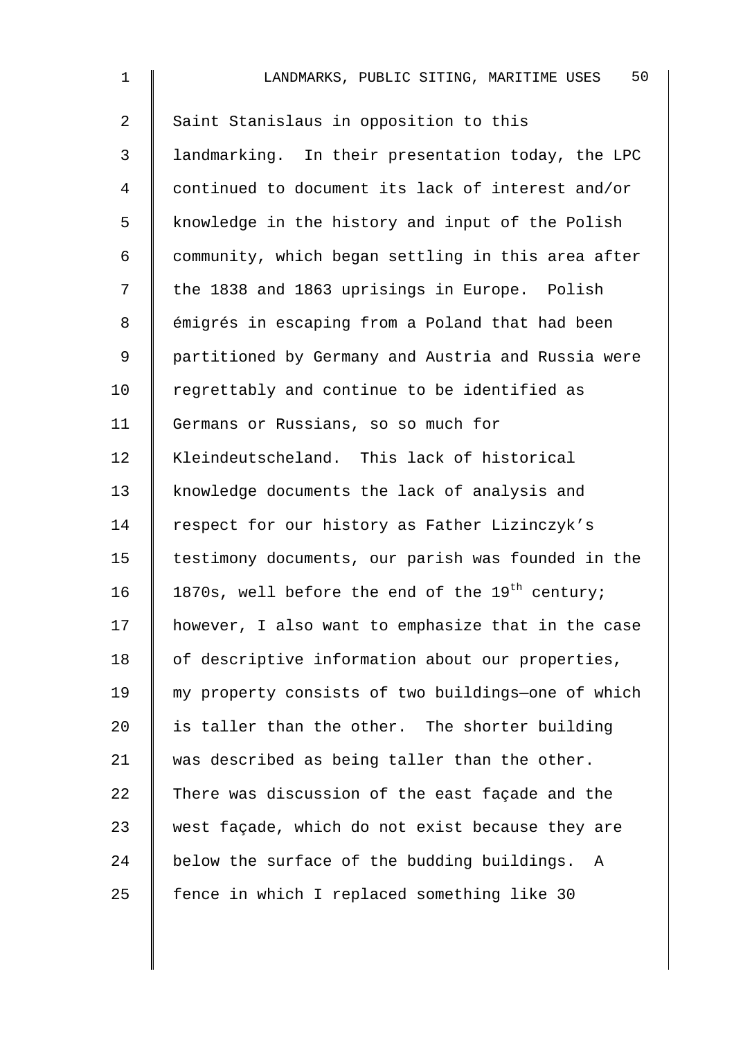Saint Stanislaus in opposition to this landmarking. In their presentation today, the LPC continued to document its lack of interest and/or knowledge in the history and input of the Polish community, which began settling in this area after the 1838 and 1863 uprisings in Europe. Polish émigrés in escaping from a Poland that had been partitioned by Germany and Austria and Russia were regrettably and continue to be identified as Germans or Russians, so so much for Kleindeutscheland. This lack of historical knowledge documents the lack of analysis and respect for our history as Father Lizinczyk's testimony documents, our parish was founded in the 1870s, well before the end of the 19th century; however, I also want to emphasize that in the case of descriptive information about our properties, my property consists of two buildings—one of which is taller than the other. The shorter building was described as being taller than the other. There was discussion of the east façade and the west façade, which do not exist because they are below the surface of the budding buildings. A fence in which I replaced something like 30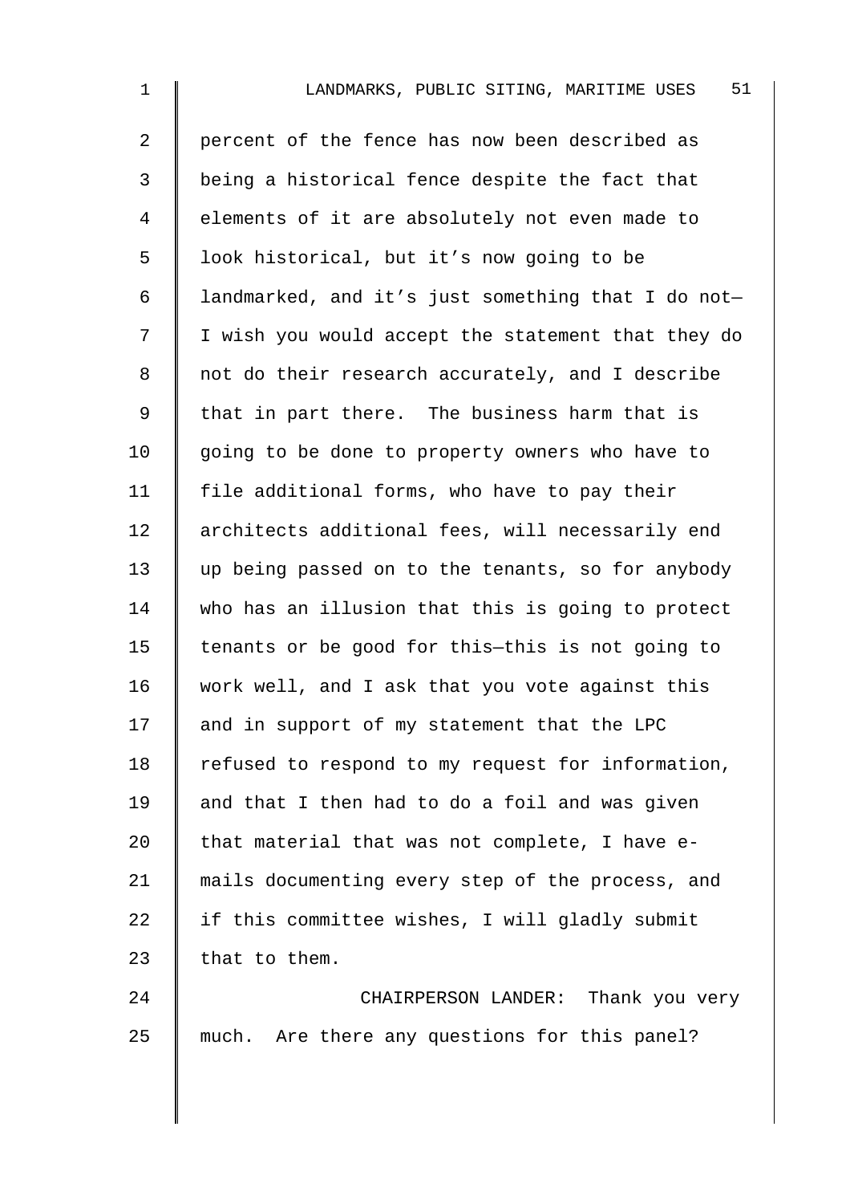percent of the fence has now been described as being a historical fence despite the fact that elements of it are absolutely not even made to look historical, but it's now going to be landmarked, and it's just something that I do not— I wish you would accept the statement that they do not do their research accurately, and I describe that in part there. The business harm that is going to be done to property owners who have to file additional forms, who have to pay their architects additional fees, will necessarily end up being passed on to the tenants, so for anybody who has an illusion that this is going to protect tenants or be good for this—this is not going to work well, and I ask that you vote against this and in support of my statement that the LPC refused to respond to my request for information, and that I then had to do a foil and was given that material that was not complete, I have e-mails documenting every step of the process, and if this committee wishes, I will gladly submit that to them.

CHAIRPERSON LANDER: Thank you very much. Are there any questions for this panel?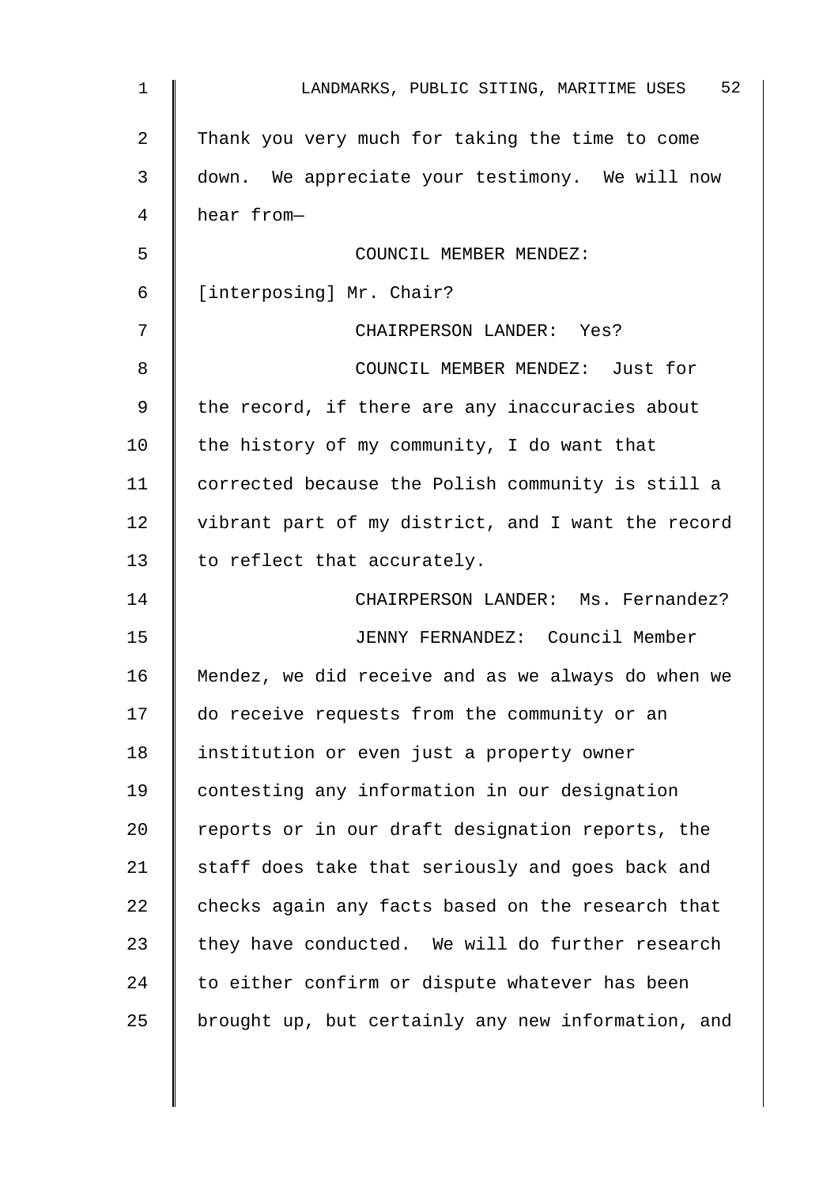Thank you very much for taking the time to come down. We appreciate your testimony. We will now hear from—

COUNCIL MEMBER MENDEZ: [interposing] Mr. Chair?

CHAIRPERSON LANDER: Yes?

COUNCIL MEMBER MENDEZ: Just for the record, if there are any inaccuracies about the history of my community, I do want that corrected because the Polish community is still a vibrant part of my district, and I want the record to reflect that accurately.

CHAIRPERSON LANDER: Ms. Fernandez?

JENNY FERNANDEZ: Council Member Mendez, we did receive and as we always do when we do receive requests from the community or an institution or even just a property owner contesting any information in our designation reports or in our draft designation reports, the staff does take that seriously and goes back and checks again any facts based on the research that they have conducted. We will do further research to either confirm or dispute whatever has been brought up, but certainly any new information, and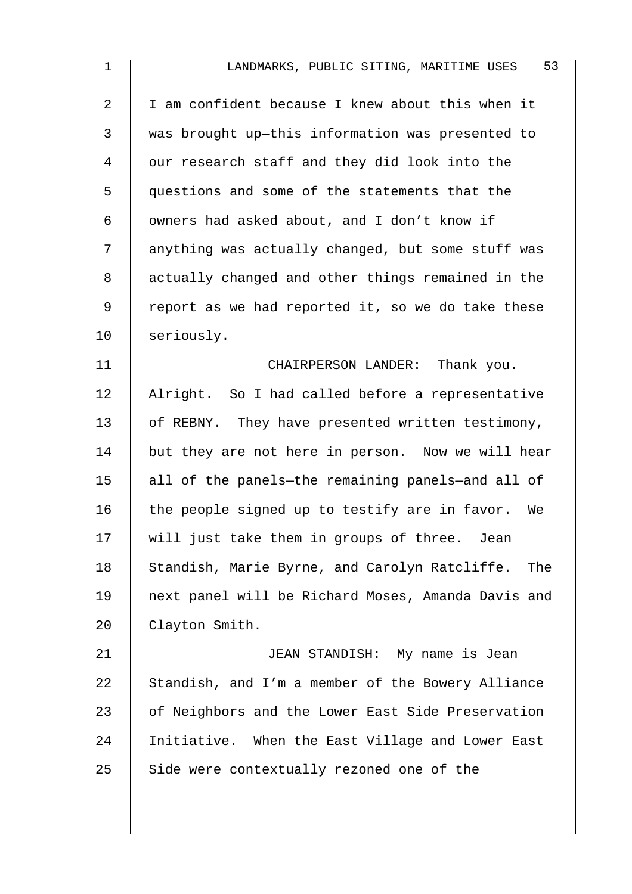I am confident because I knew about this when it was brought up—this information was presented to our research staff and they did look into the questions and some of the statements that the owners had asked about, and I don't know if anything was actually changed, but some stuff was actually changed and other things remained in the report as we had reported it, so we do take these seriously.

CHAIRPERSON LANDER: Thank you. Alright. So I had called before a representative of REBNY. They have presented written testimony, but they are not here in person. Now we will hear all of the panels—the remaining panels—and all of the people signed up to testify are in favor. We will just take them in groups of three. Jean Standish, Marie Byrne, and Carolyn Ratcliffe. The next panel will be Richard Moses, Amanda Davis and Clayton Smith.

JEAN STANDISH: My name is Jean Standish, and I'm a member of the Bowery Alliance of Neighbors and the Lower East Side Preservation Initiative. When the East Village and Lower East Side were contextually rezoned one of the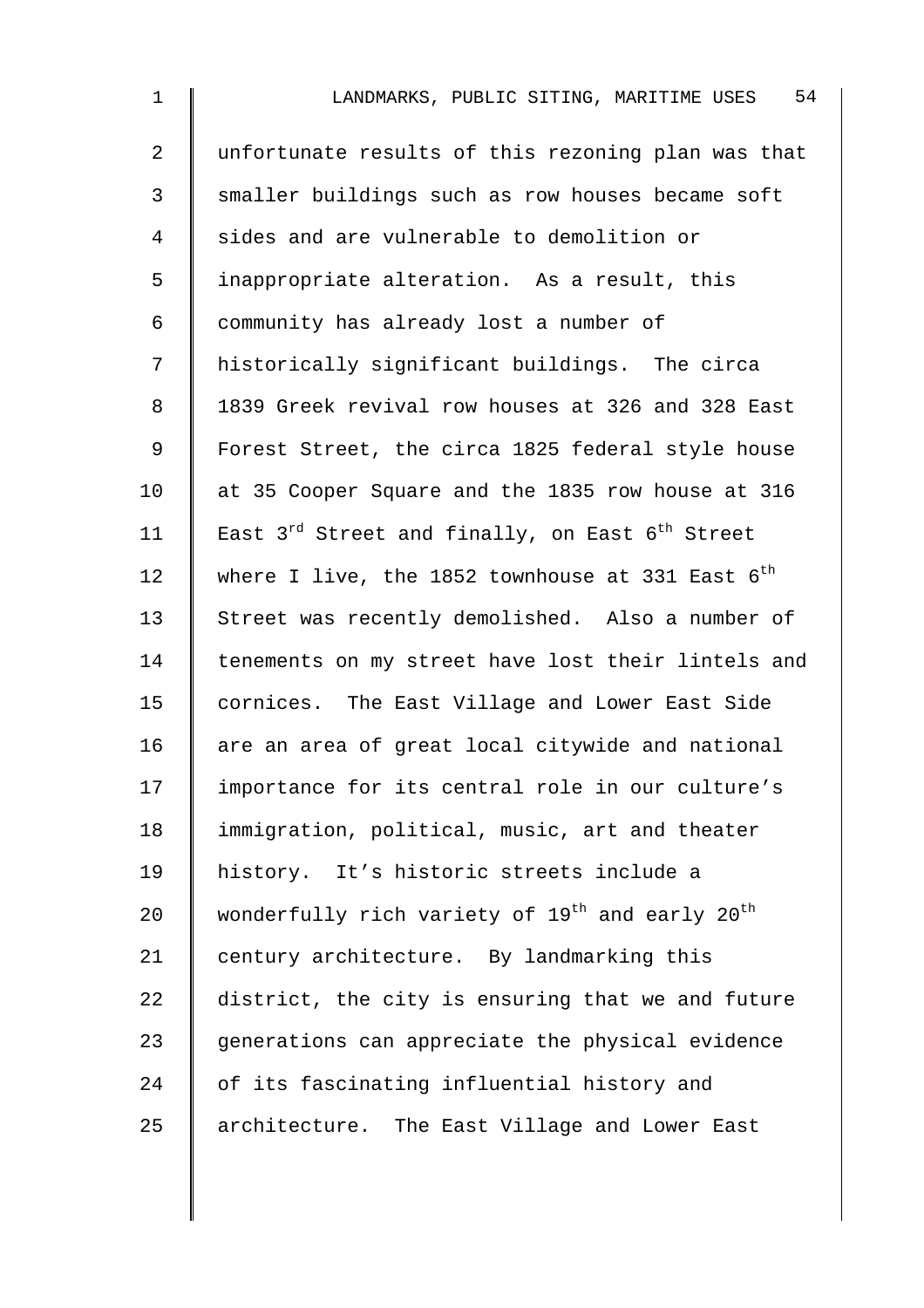unfortunate results of this rezoning plan was that smaller buildings such as row houses became soft sides and are vulnerable to demolition or inappropriate alteration. As a result, this community has already lost a number of historically significant buildings. The circa 1839 Greek revival row houses at 326 and 328 East Forest Street, the circa 1825 federal style house at 35 Cooper Square and the 1835 row house at 316 East 3rd Street and finally, on East 6th Street where I live, the 1852 townhouse at 331 East 6th Street was recently demolished. Also a number of tenements on my street have lost their lintels and cornices. The East Village and Lower East Side are an area of great local citywide and national importance for its central role in our culture's immigration, political, music, art and theater history. It's historic streets include a wonderfully rich variety of 19th and early 20th century architecture. By landmarking this district, the city is ensuring that we and future generations can appreciate the physical evidence of its fascinating influential history and architecture. The East Village and Lower East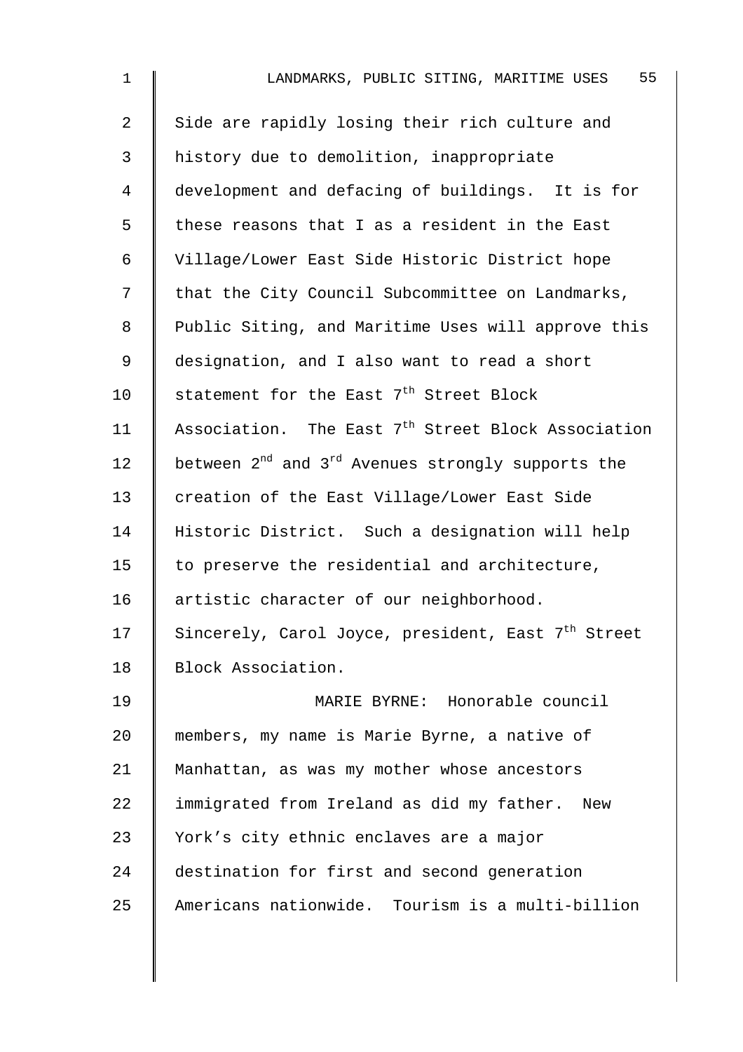Side are rapidly losing their rich culture and history due to demolition, inappropriate development and defacing of buildings. It is for these reasons that I as a resident in the East Village/Lower East Side Historic District hope that the City Council Subcommittee on Landmarks, Public Siting, and Maritime Uses will approve this designation, and I also want to read a short statement for the East 7th Street Block Association. The East 7th Street Block Association between 2nd and 3rd Avenues strongly supports the creation of the East Village/Lower East Side Historic District. Such a designation will help to preserve the residential and architecture, artistic character of our neighborhood. Sincerely, Carol Joyce, president, East 7th Street Block Association.

MARIE BYRNE: Honorable council members, my name is Marie Byrne, a native of Manhattan, as was my mother whose ancestors immigrated from Ireland as did my father. New York's city ethnic enclaves are a major destination for first and second generation Americans nationwide. Tourism is a multi-billion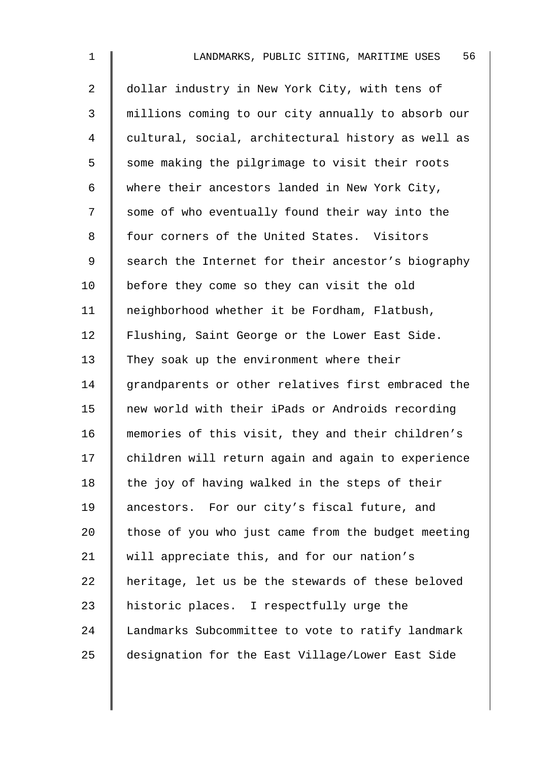dollar industry in New York City, with tens of millions coming to our city annually to absorb our cultural, social, architectural history as well as some making the pilgrimage to visit their roots where their ancestors landed in New York City, some of who eventually found their way into the four corners of the United States. Visitors search the Internet for their ancestor's biography before they come so they can visit the old neighborhood whether it be Fordham, Flatbush, Flushing, Saint George or the Lower East Side. They soak up the environment where their grandparents or other relatives first embraced the new world with their iPads or Androids recording memories of this visit, they and their children's children will return again and again to experience the joy of having walked in the steps of their ancestors. For our city's fiscal future, and those of you who just came from the budget meeting will appreciate this, and for our nation's heritage, let us be the stewards of these beloved historic places. I respectfully urge the Landmarks Subcommittee to vote to ratify landmark designation for the East Village/Lower East Side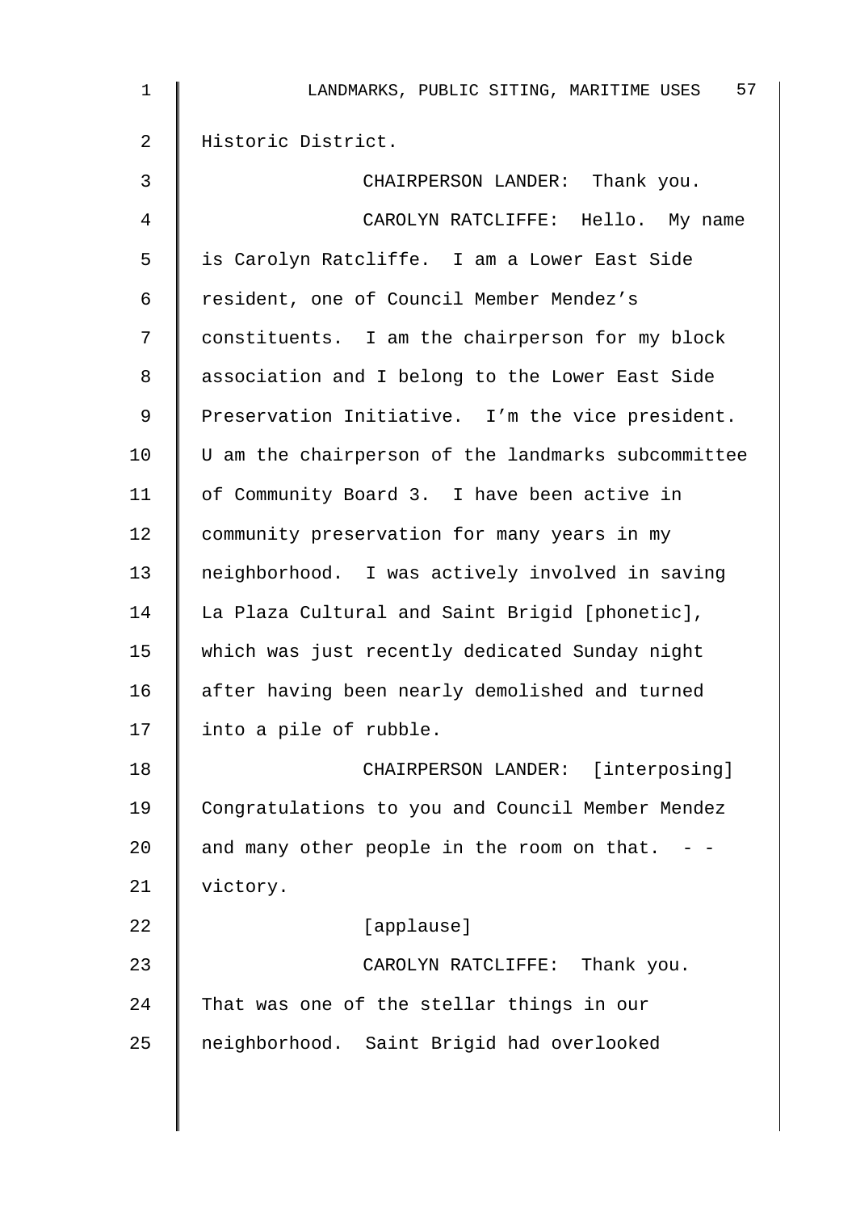Historic District.

CHAIRPERSON LANDER: Thank you.

CAROLYN RATCLIFFE: Hello. My name is Carolyn Ratcliffe. I am a Lower East Side resident, one of Council Member Mendez's constituents. I am the chairperson for my block association and I belong to the Lower East Side Preservation Initiative. I'm the vice president. U am the chairperson of the landmarks subcommittee of Community Board 3. I have been active in community preservation for many years in my neighborhood. I was actively involved in saving La Plaza Cultural and Saint Brigid [phonetic], which was just recently dedicated Sunday night after having been nearly demolished and turned into a pile of rubble.

CHAIRPERSON LANDER: [interposing] Congratulations to you and Council Member Mendez and many other people in the room on that. - - victory.

[applause]

CAROLYN RATCLIFFE: Thank you. That was one of the stellar things in our neighborhood. Saint Brigid had overlooked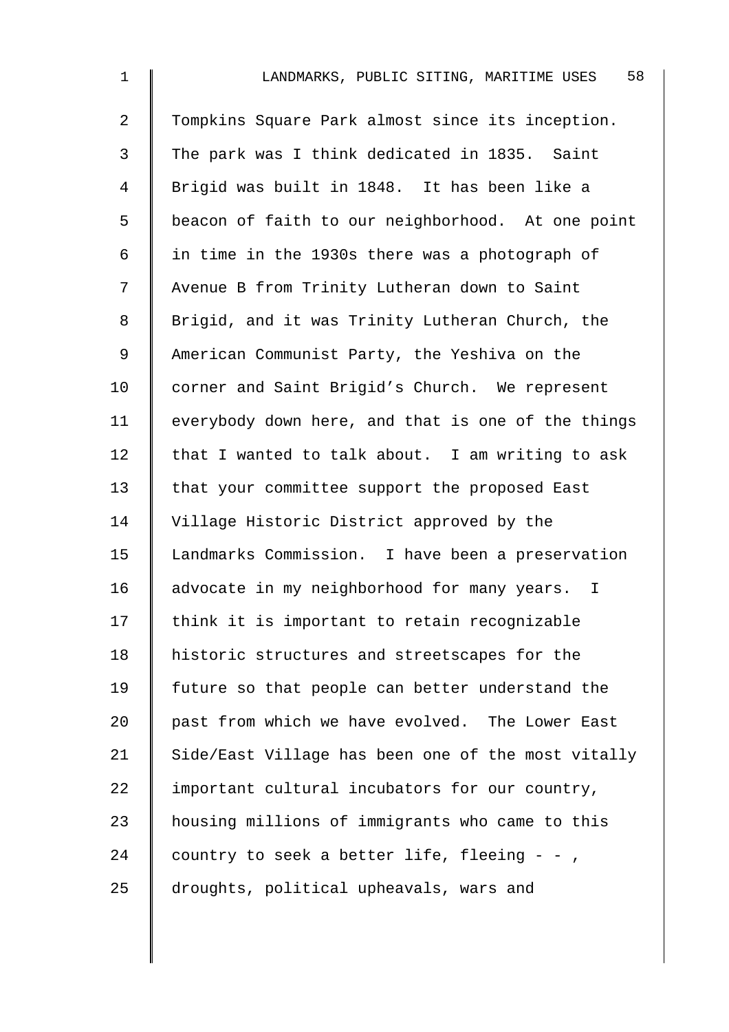Tompkins Square Park almost since its inception. The park was I think dedicated in 1835. Saint Brigid was built in 1848. It has been like a beacon of faith to our neighborhood. At one point in time in the 1930s there was a photograph of Avenue B from Trinity Lutheran down to Saint Brigid, and it was Trinity Lutheran Church, the American Communist Party, the Yeshiva on the corner and Saint Brigid's Church. We represent everybody down here, and that is one of the things that I wanted to talk about. I am writing to ask that your committee support the proposed East Village Historic District approved by the Landmarks Commission. I have been a preservation advocate in my neighborhood for many years. I think it is important to retain recognizable historic structures and streetscapes for the future so that people can better understand the past from which we have evolved. The Lower East Side/East Village has been one of the most vitally important cultural incubators for our country, housing millions of immigrants who came to this country to seek a better life, fleeing - - , droughts, political upheavals, wars and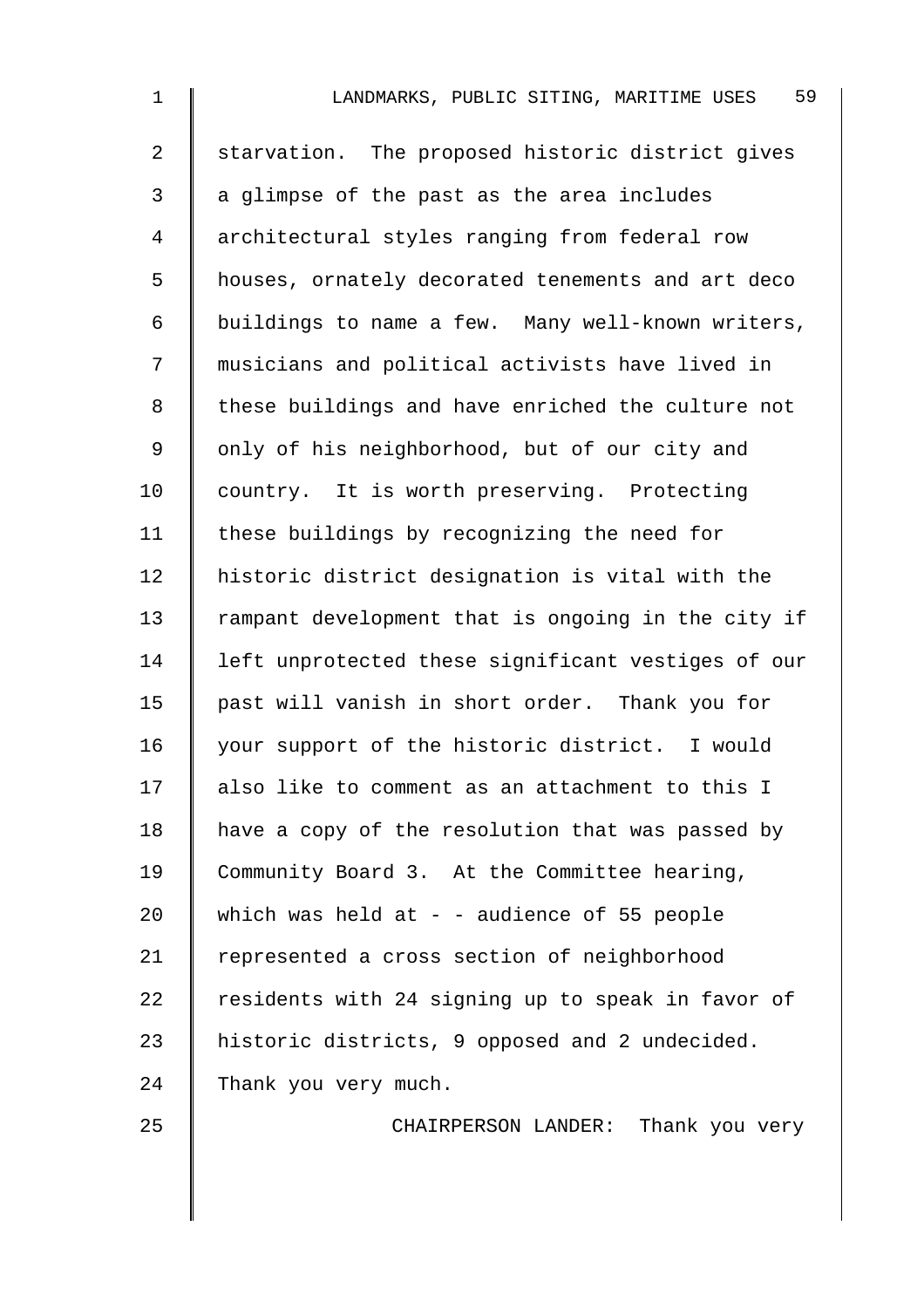starvation. The proposed historic district gives a glimpse of the past as the area includes architectural styles ranging from federal row houses, ornately decorated tenements and art deco buildings to name a few. Many well-known writers, musicians and political activists have lived in these buildings and have enriched the culture not only of his neighborhood, but of our city and country. It is worth preserving. Protecting these buildings by recognizing the need for historic district designation is vital with the rampant development that is ongoing in the city if left unprotected these significant vestiges of our past will vanish in short order. Thank you for your support of the historic district. I would also like to comment as an attachment to this I have a copy of the resolution that was passed by Community Board 3. At the Committee hearing, which was held at - - audience of 55 people represented a cross section of neighborhood residents with 24 signing up to speak in favor of historic districts, 9 opposed and 2 undecided. Thank you very much.

CHAIRPERSON LANDER: Thank you very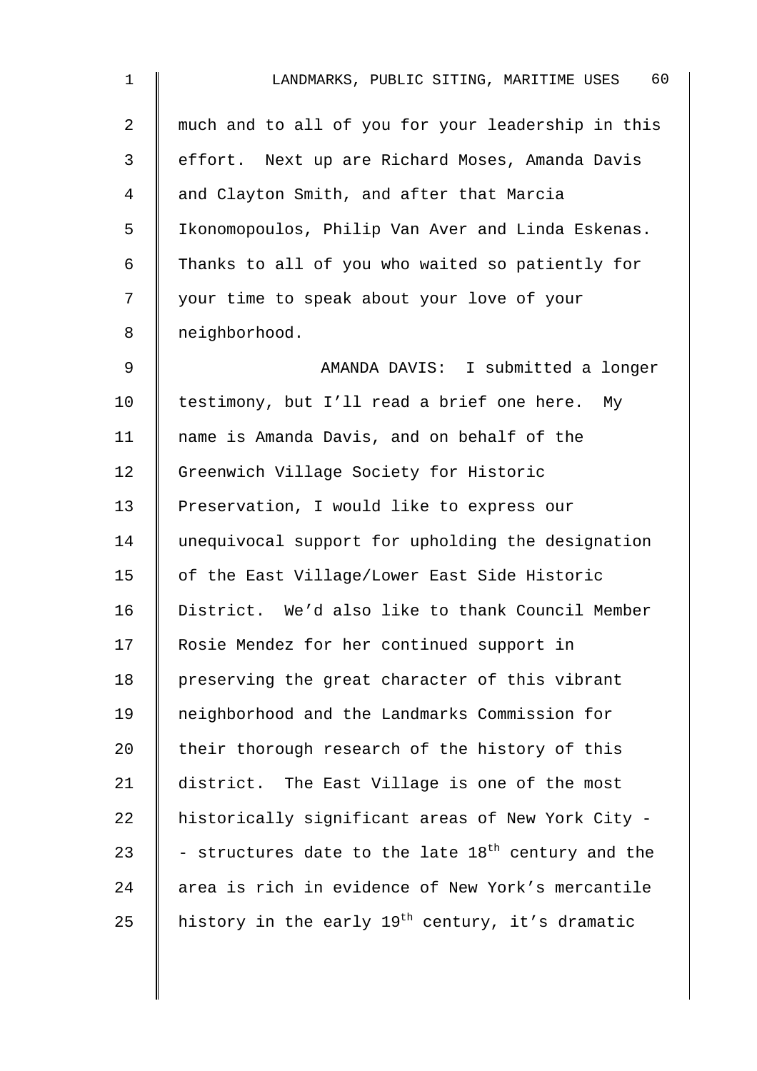much and to all of you for your leadership in this effort. Next up are Richard Moses, Amanda Davis and Clayton Smith, and after that Marcia Ikonomopoulos, Philip Van Aver and Linda Eskenas. Thanks to all of you who waited so patiently for your time to speak about your love of your neighborhood.

AMANDA DAVIS: I submitted a longer testimony, but I'll read a brief one here. My name is Amanda Davis, and on behalf of the Greenwich Village Society for Historic Preservation, I would like to express our unequivocal support for upholding the designation of the East Village/Lower East Side Historic District. We'd also like to thank Council Member Rosie Mendez for her continued support in preserving the great character of this vibrant neighborhood and the Landmarks Commission for their thorough research of the history of this district. The East Village is one of the most historically significant areas of New York City -- structures date to the late 18th century and the area is rich in evidence of New York's mercantile history in the early 19th century, it's dramatic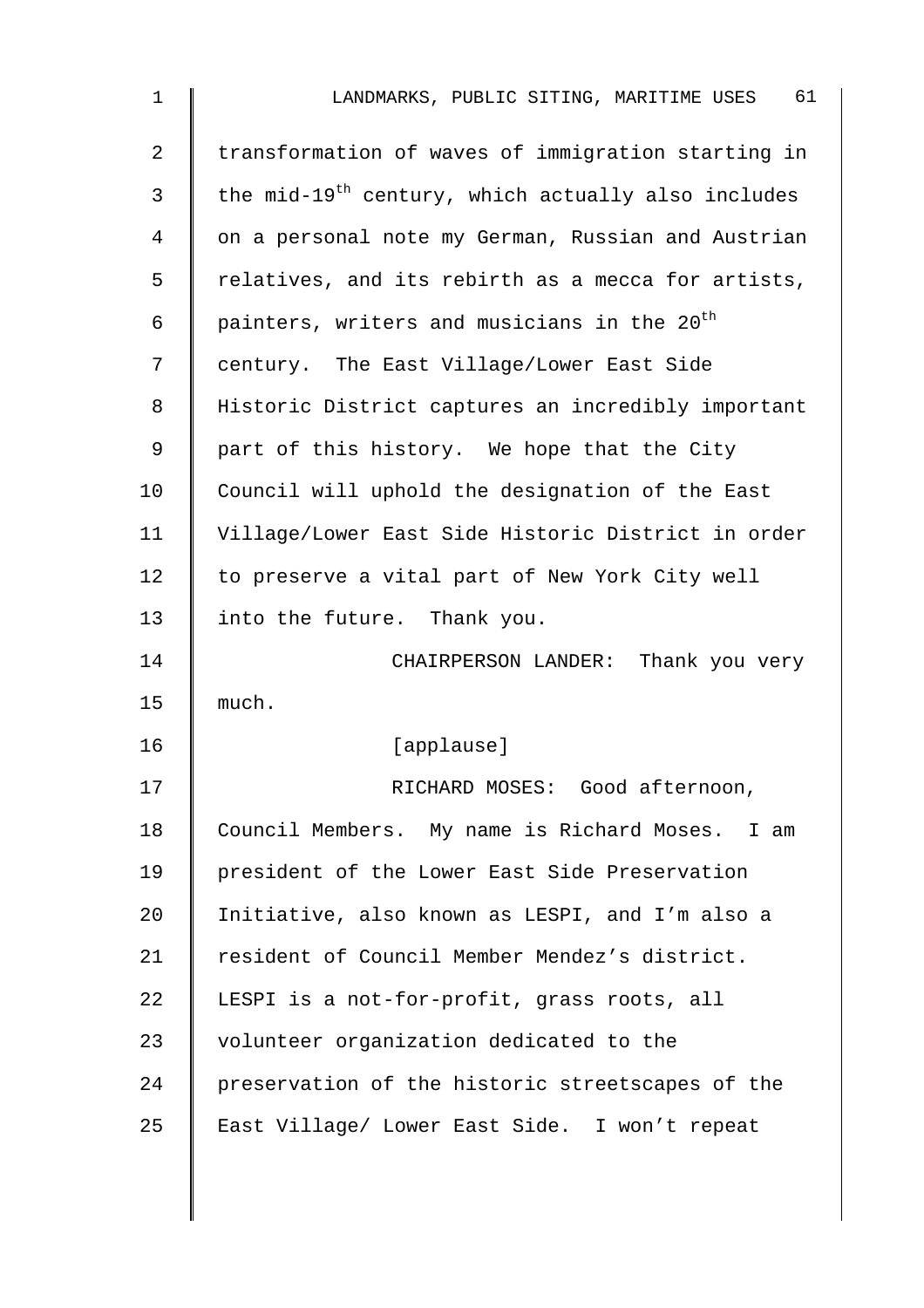transformation of waves of immigration starting in the mid-19th century, which actually also includes on a personal note my German, Russian and Austrian relatives, and its rebirth as a mecca for artists, painters, writers and musicians in the 20th century. The East Village/Lower East Side Historic District captures an incredibly important part of this history. We hope that the City Council will uphold the designation of the East Village/Lower East Side Historic District in order to preserve a vital part of New York City well into the future. Thank you.

CHAIRPERSON LANDER: Thank you very much.

[applause]

RICHARD MOSES: Good afternoon, Council Members. My name is Richard Moses. I am president of the Lower East Side Preservation Initiative, also known as LESPI, and I'm also a resident of Council Member Mendez's district. LESPI is a not-for-profit, grass roots, all volunteer organization dedicated to the preservation of the historic streetscapes of the East Village/ Lower East Side. I won't repeat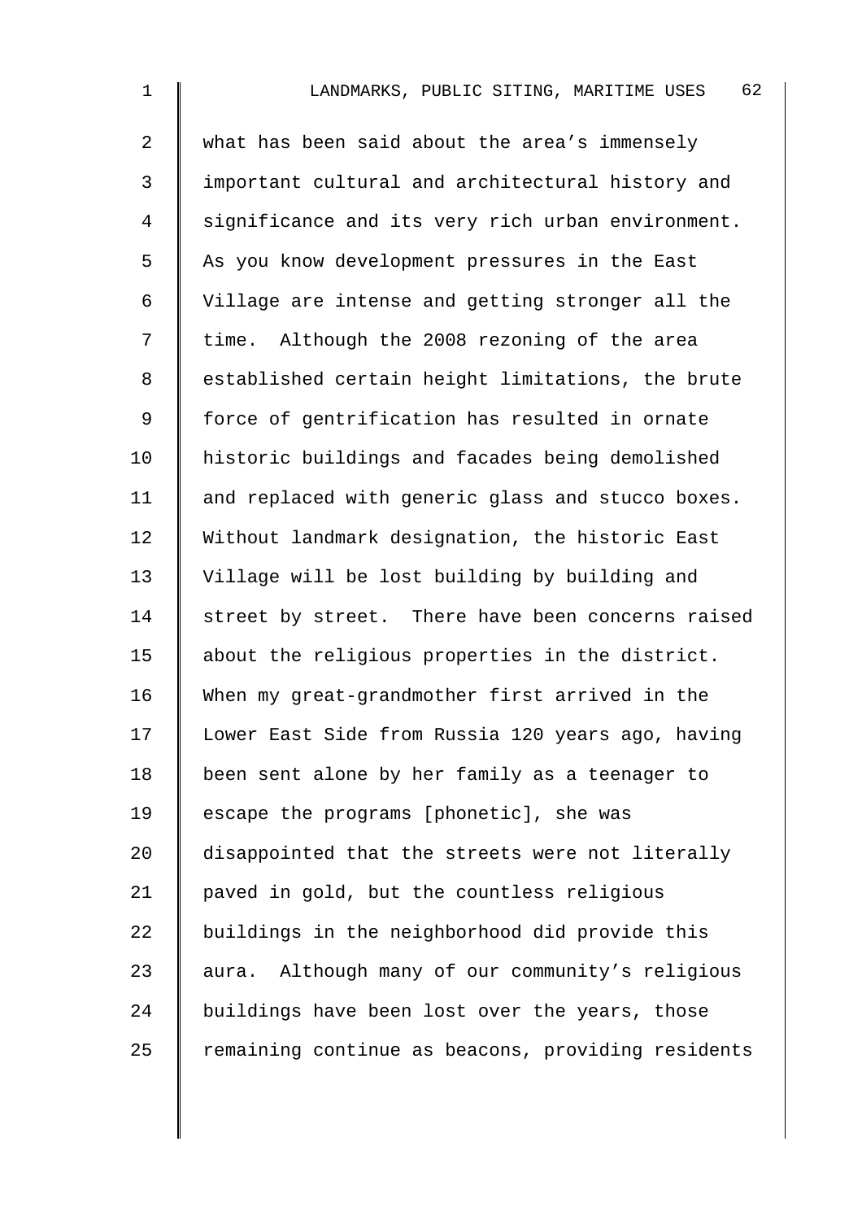what has been said about the area's immensely important cultural and architectural history and significance and its very rich urban environment. As you know development pressures in the East Village are intense and getting stronger all the time. Although the 2008 rezoning of the area established certain height limitations, the brute force of gentrification has resulted in ornate historic buildings and facades being demolished and replaced with generic glass and stucco boxes. Without landmark designation, the historic East Village will be lost building by building and street by street. There have been concerns raised about the religious properties in the district. When my great-grandmother first arrived in the Lower East Side from Russia 120 years ago, having been sent alone by her family as a teenager to escape the programs [phonetic], she was disappointed that the streets were not literally paved in gold, but the countless religious buildings in the neighborhood did provide this aura. Although many of our community's religious buildings have been lost over the years, those remaining continue as beacons, providing residents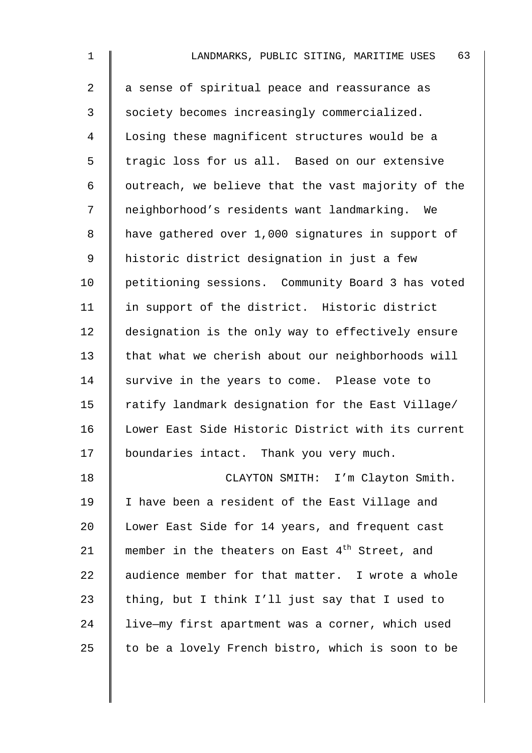a sense of spiritual peace and reassurance as society becomes increasingly commercialized. Losing these magnificent structures would be a tragic loss for us all. Based on our extensive outreach, we believe that the vast majority of the neighborhood's residents want landmarking. We have gathered over 1,000 signatures in support of historic district designation in just a few petitioning sessions. Community Board 3 has voted in support of the district. Historic district designation is the only way to effectively ensure that what we cherish about our neighborhoods will survive in the years to come. Please vote to ratify landmark designation for the East Village/ Lower East Side Historic District with its current boundaries intact. Thank you very much.

CLAYTON SMITH: I'm Clayton Smith. I have been a resident of the East Village and Lower East Side for 14 years, and frequent cast member in the theaters on East 4th Street, and audience member for that matter. I wrote a whole thing, but I think I'll just say that I used to live—my first apartment was a corner, which used to be a lovely French bistro, which is soon to be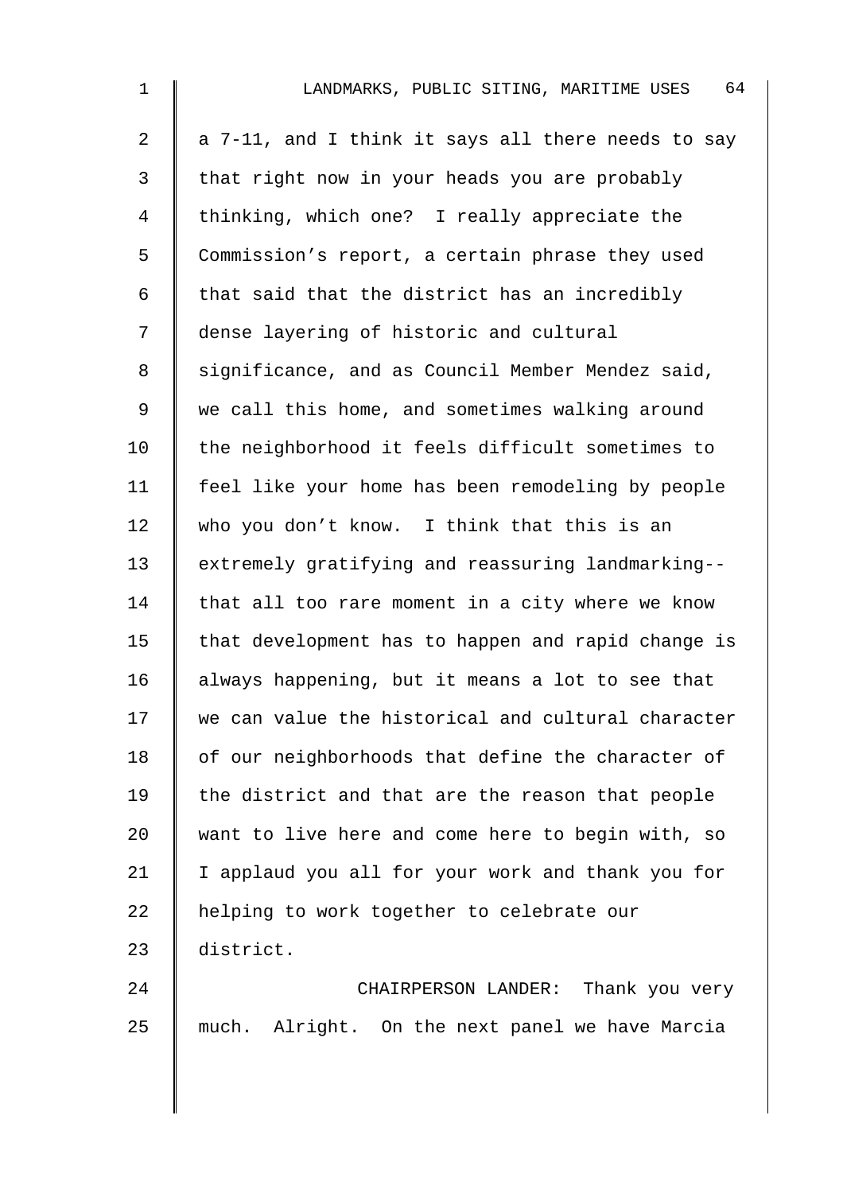a 7-11, and I think it says all there needs to say that right now in your heads you are probably thinking, which one? I really appreciate the Commission's report, a certain phrase they used that said that the district has an incredibly dense layering of historic and cultural significance, and as Council Member Mendez said, we call this home, and sometimes walking around the neighborhood it feels difficult sometimes to feel like your home has been remodeling by people who you don't know. I think that this is an extremely gratifying and reassuring landmarking-- that all too rare moment in a city where we know that development has to happen and rapid change is always happening, but it means a lot to see that we can value the historical and cultural character of our neighborhoods that define the character of the district and that are the reason that people want to live here and come here to begin with, so I applaud you all for your work and thank you for helping to work together to celebrate our district.

CHAIRPERSON LANDER: Thank you very much. Alright. On the next panel we have Marcia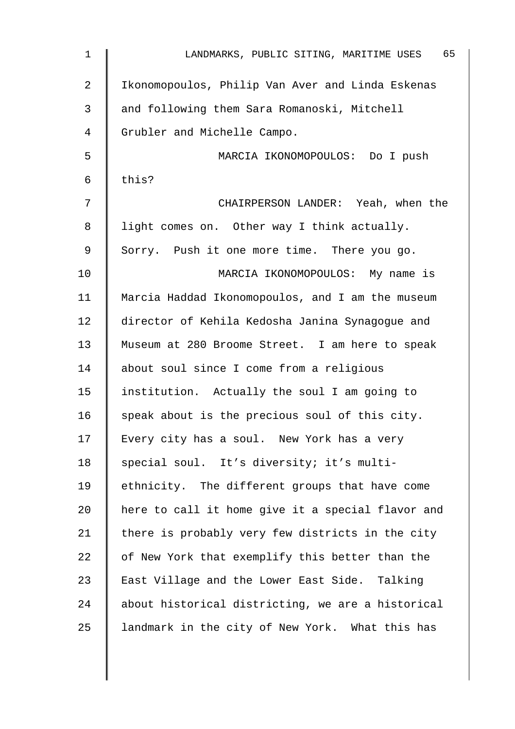Ikonomopoulos, Philip Van Aver and Linda Eskenas and following them Sara Romanoski, Mitchell Grubler and Michelle Campo.

MARCIA IKONOMOPOULOS: Do I push this?

CHAIRPERSON LANDER: Yeah, when the light comes on. Other way I think actually. Sorry. Push it one more time. There you go.

MARCIA IKONOMOPOULOS: My name is Marcia Haddad Ikonomopoulos, and I am the museum director of Kehila Kedosha Janina Synagogue and Museum at 280 Broome Street. I am here to speak about soul since I come from a religious institution. Actually the soul I am going to speak about is the precious soul of this city. Every city has a soul. New York has a very special soul. It's diversity; it's multi-ethnicity. The different groups that have come here to call it home give it a special flavor and there is probably very few districts in the city of New York that exemplify this better than the East Village and the Lower East Side. Talking about historical districting, we are a historical landmark in the city of New York. What this has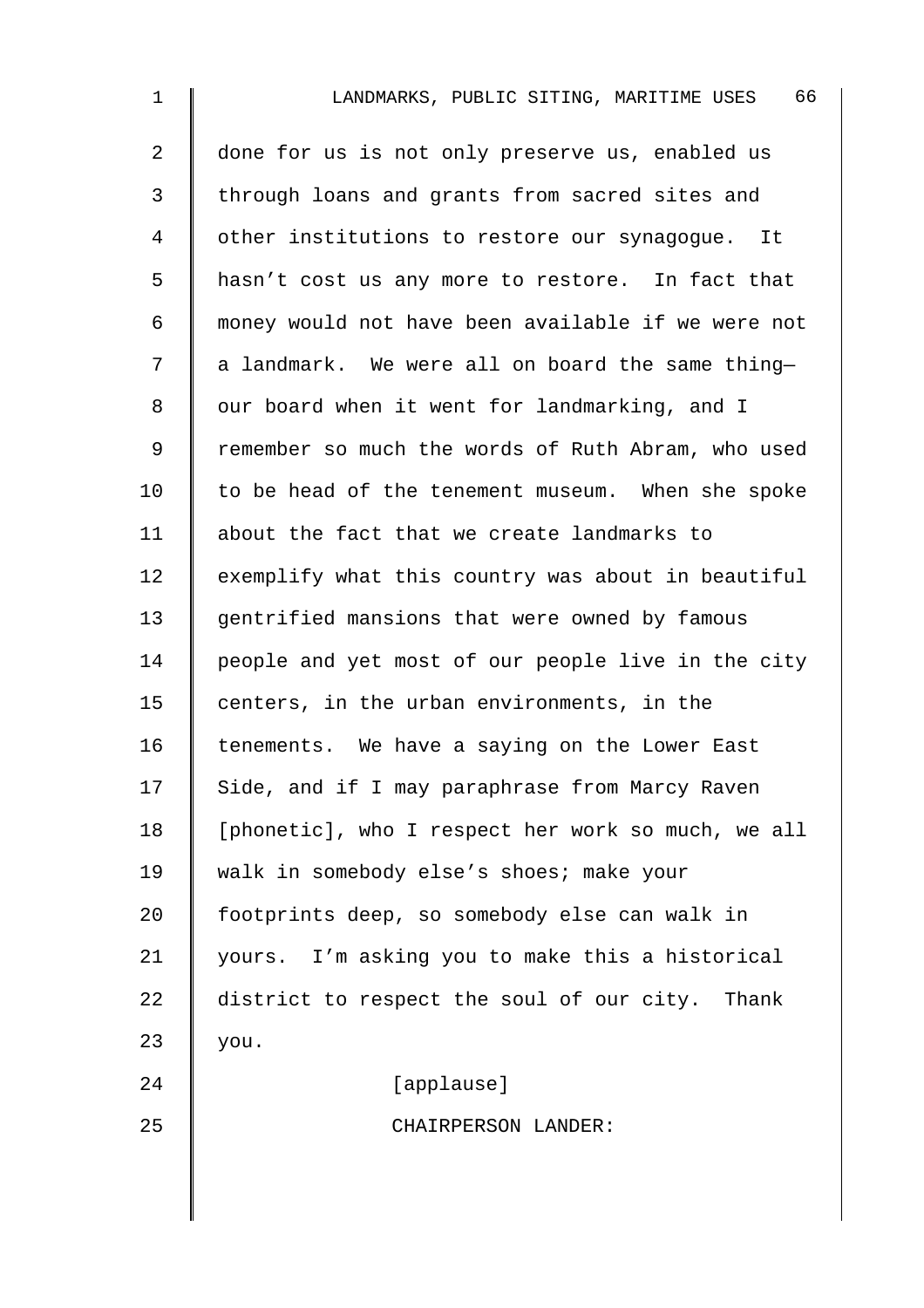done for us is not only preserve us, enabled us through loans and grants from sacred sites and other institutions to restore our synagogue. It hasn't cost us any more to restore. In fact that money would not have been available if we were not a landmark. We were all on board the same thing—our board when it went for landmarking, and I remember so much the words of Ruth Abram, who used to be head of the tenement museum. When she spoke about the fact that we create landmarks to exemplify what this country was about in beautiful gentrified mansions that were owned by famous people and yet most of our people live in the city centers, in the urban environments, in the tenements. We have a saying on the Lower East Side, and if I may paraphrase from Marcy Raven [phonetic], who I respect her work so much, we all walk in somebody else's shoes; make your footprints deep, so somebody else can walk in yours. I'm asking you to make this a historical district to respect the soul of our city. Thank you.

[applause]

CHAIRPERSON LANDER: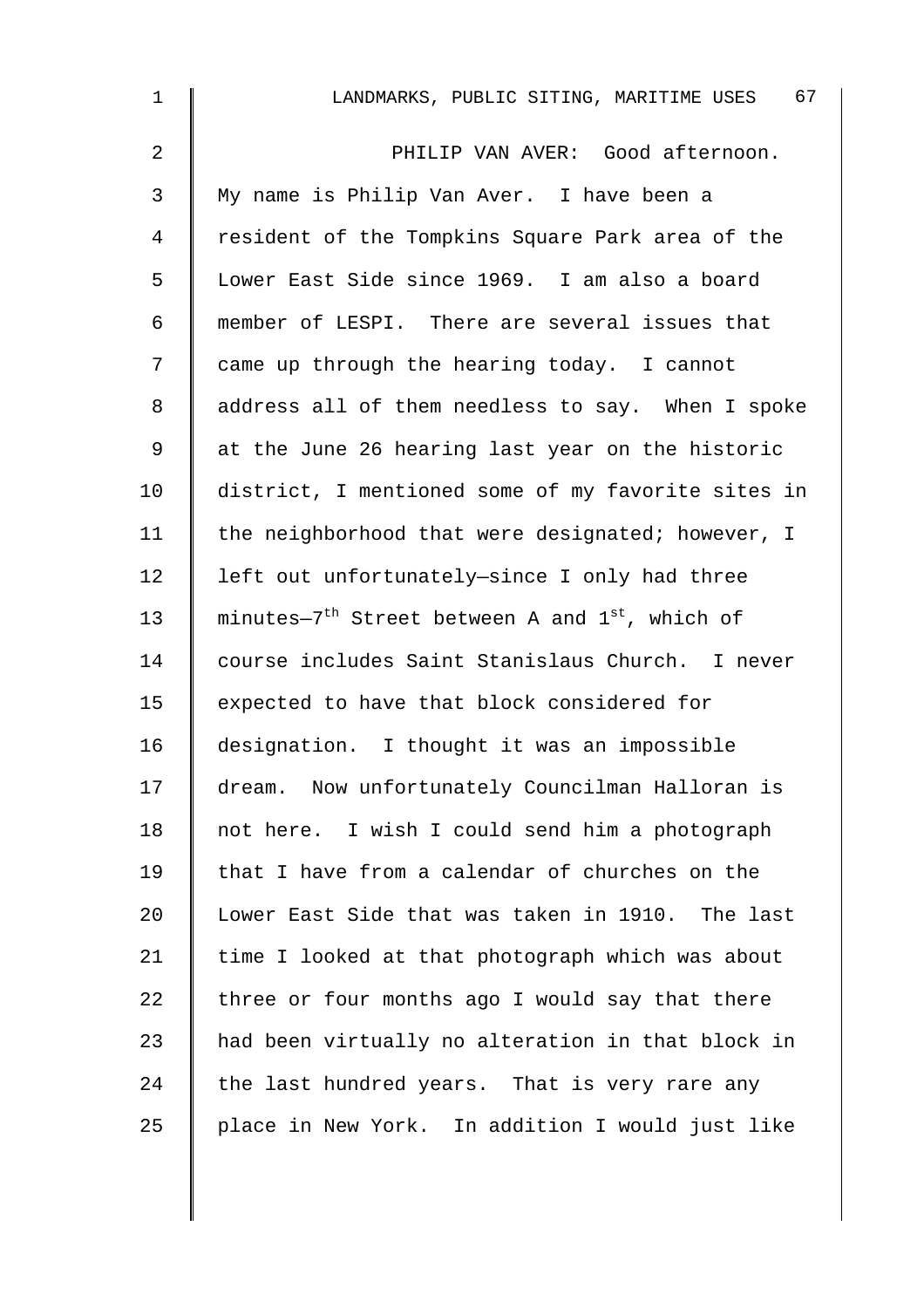PHILIP VAN AVER: Good afternoon. My name is Philip Van Aver. I have been a resident of the Tompkins Square Park area of the Lower East Side since 1969. I am also a board member of LESPI. There are several issues that came up through the hearing today. I cannot address all of them needless to say. When I spoke at the June 26 hearing last year on the historic district, I mentioned some of my favorite sites in the neighborhood that were designated; however, I left out unfortunately—since I only had three minutes—7th Street between A and 1st, which of course includes Saint Stanislaus Church. I never expected to have that block considered for designation. I thought it was an impossible dream. Now unfortunately Councilman Halloran is not here. I wish I could send him a photograph that I have from a calendar of churches on the Lower East Side that was taken in 1910. The last time I looked at that photograph which was about three or four months ago I would say that there had been virtually no alteration in that block in the last hundred years. That is very rare any place in New York. In addition I would just like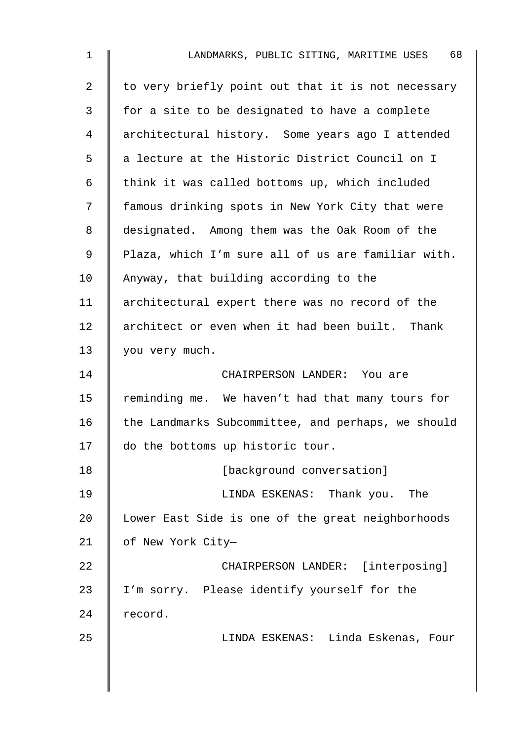to very briefly point out that it is not necessary for a site to be designated to have a complete architectural history. Some years ago I attended a lecture at the Historic District Council on I think it was called bottoms up, which included famous drinking spots in New York City that were designated. Among them was the Oak Room of the Plaza, which I'm sure all of us are familiar with. Anyway, that building according to the architectural expert there was no record of the architect or even when it had been built. Thank you very much.

CHAIRPERSON LANDER: You are reminding me. We haven't had that many tours for the Landmarks Subcommittee, and perhaps, we should do the bottoms up historic tour.

[background conversation]

LINDA ESKENAS: Thank you. The Lower East Side is one of the great neighborhoods of New York City—

CHAIRPERSON LANDER: [interposing] I'm sorry. Please identify yourself for the record.

LINDA ESKENAS: Linda Eskenas, Four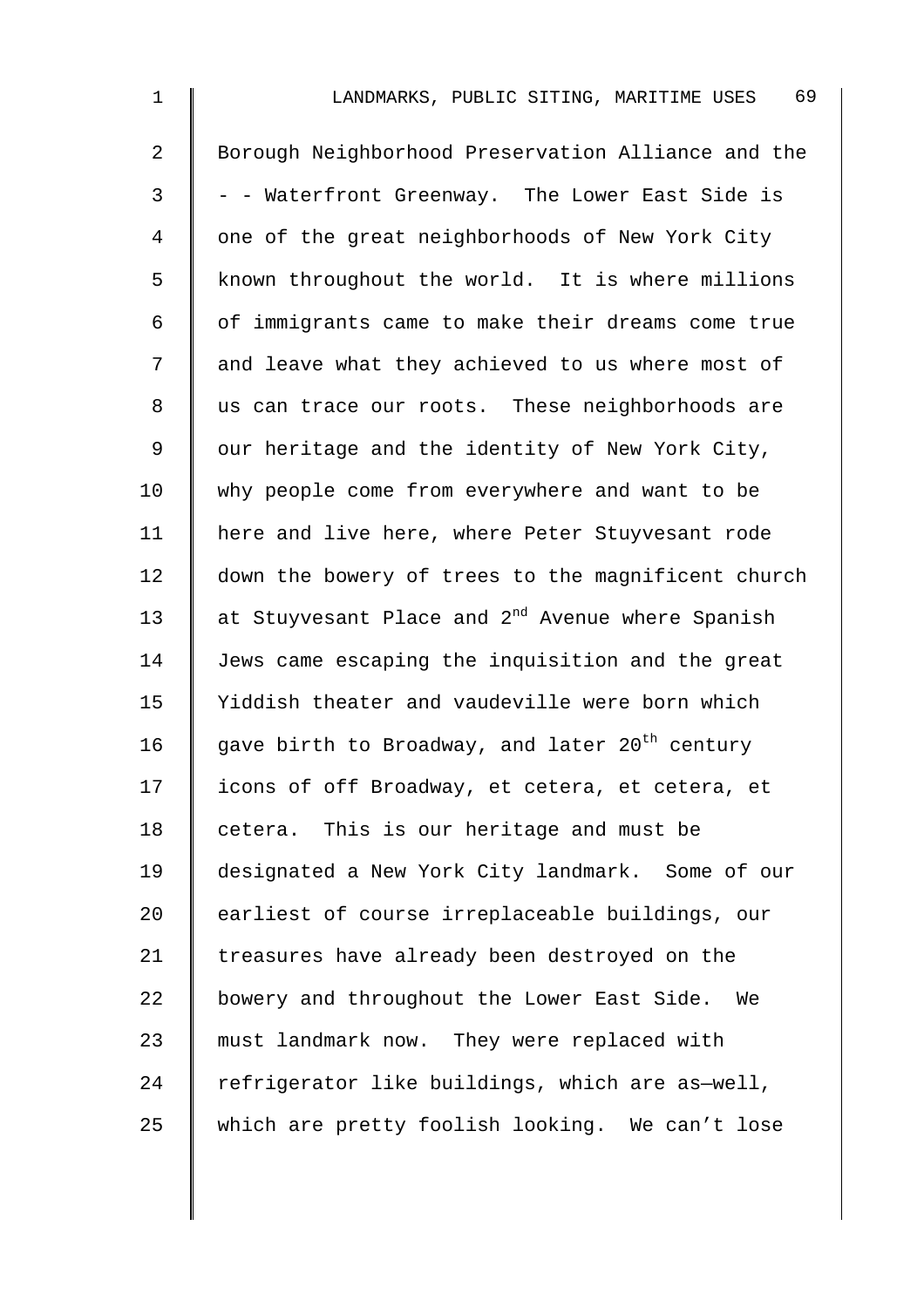Borough Neighborhood Preservation Alliance and the - - Waterfront Greenway. The Lower East Side is one of the great neighborhoods of New York City known throughout the world. It is where millions of immigrants came to make their dreams come true and leave what they achieved to us where most of us can trace our roots. These neighborhoods are our heritage and the identity of New York City, why people come from everywhere and want to be here and live here, where Peter Stuyvesant rode down the bowery of trees to the magnificent church at Stuyvesant Place and 2nd Avenue where Spanish Jews came escaping the inquisition and the great Yiddish theater and vaudeville were born which gave birth to Broadway, and later 20th century icons of off Broadway, et cetera, et cetera, et cetera. This is our heritage and must be designated a New York City landmark. Some of our earliest of course irreplaceable buildings, our treasures have already been destroyed on the bowery and throughout the Lower East Side. We must landmark now. They were replaced with refrigerator like buildings, which are as—well, which are pretty foolish looking. We can't lose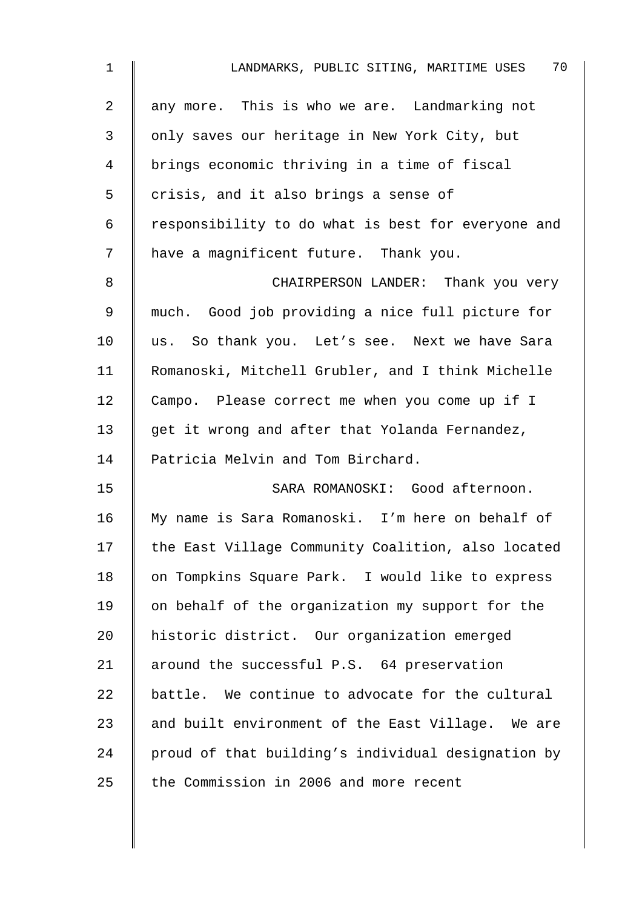any more. This is who we are. Landmarking not only saves our heritage in New York City, but brings economic thriving in a time of fiscal crisis, and it also brings a sense of responsibility to do what is best for everyone and have a magnificent future. Thank you.

CHAIRPERSON LANDER: Thank you very much. Good job providing a nice full picture for us. So thank you. Let's see. Next we have Sara Romanoski, Mitchell Grubler, and I think Michelle Campo. Please correct me when you come up if I get it wrong and after that Yolanda Fernandez, Patricia Melvin and Tom Birchard.

SARA ROMANOSKI: Good afternoon. My name is Sara Romanoski. I'm here on behalf of the East Village Community Coalition, also located on Tompkins Square Park. I would like to express on behalf of the organization my support for the historic district. Our organization emerged around the successful P.S. 64 preservation battle. We continue to advocate for the cultural and built environment of the East Village. We are proud of that building's individual designation by the Commission in 2006 and more recent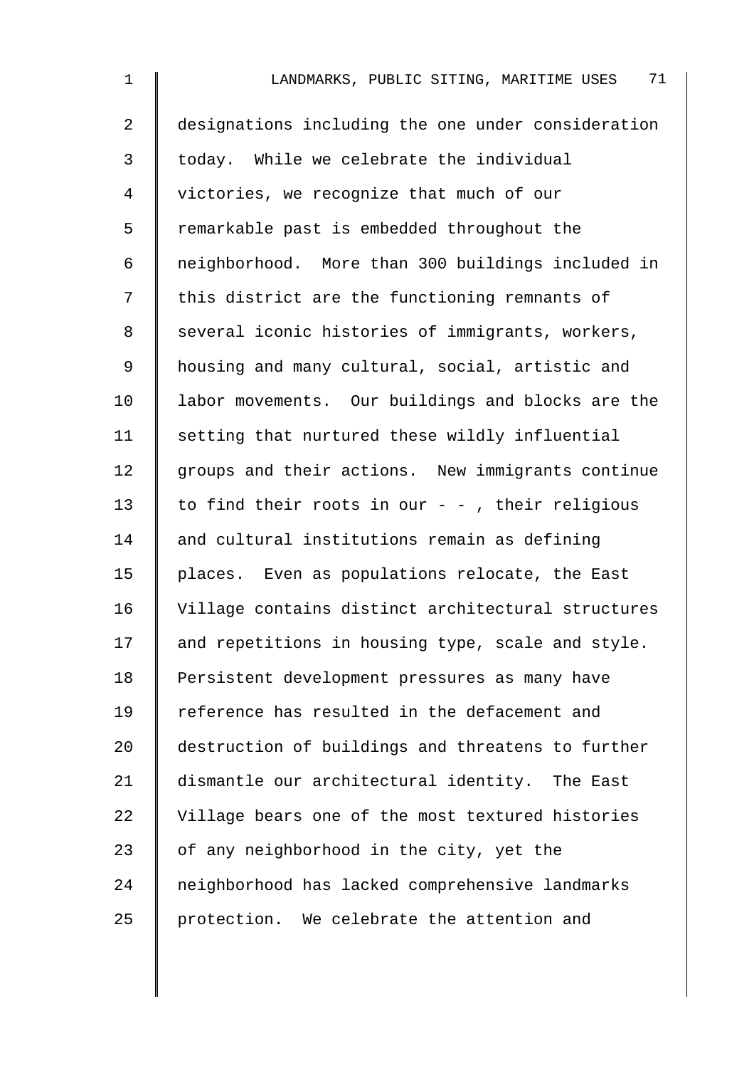designations including the one under consideration today. While we celebrate the individual victories, we recognize that much of our remarkable past is embedded throughout the neighborhood. More than 300 buildings included in this district are the functioning remnants of several iconic histories of immigrants, workers, housing and many cultural, social, artistic and labor movements. Our buildings and blocks are the setting that nurtured these wildly influential groups and their actions. New immigrants continue to find their roots in our - - , their religious and cultural institutions remain as defining places. Even as populations relocate, the East Village contains distinct architectural structures and repetitions in housing type, scale and style. Persistent development pressures as many have reference has resulted in the defacement and destruction of buildings and threatens to further dismantle our architectural identity. The East Village bears one of the most textured histories of any neighborhood in the city, yet the neighborhood has lacked comprehensive landmarks protection. We celebrate the attention and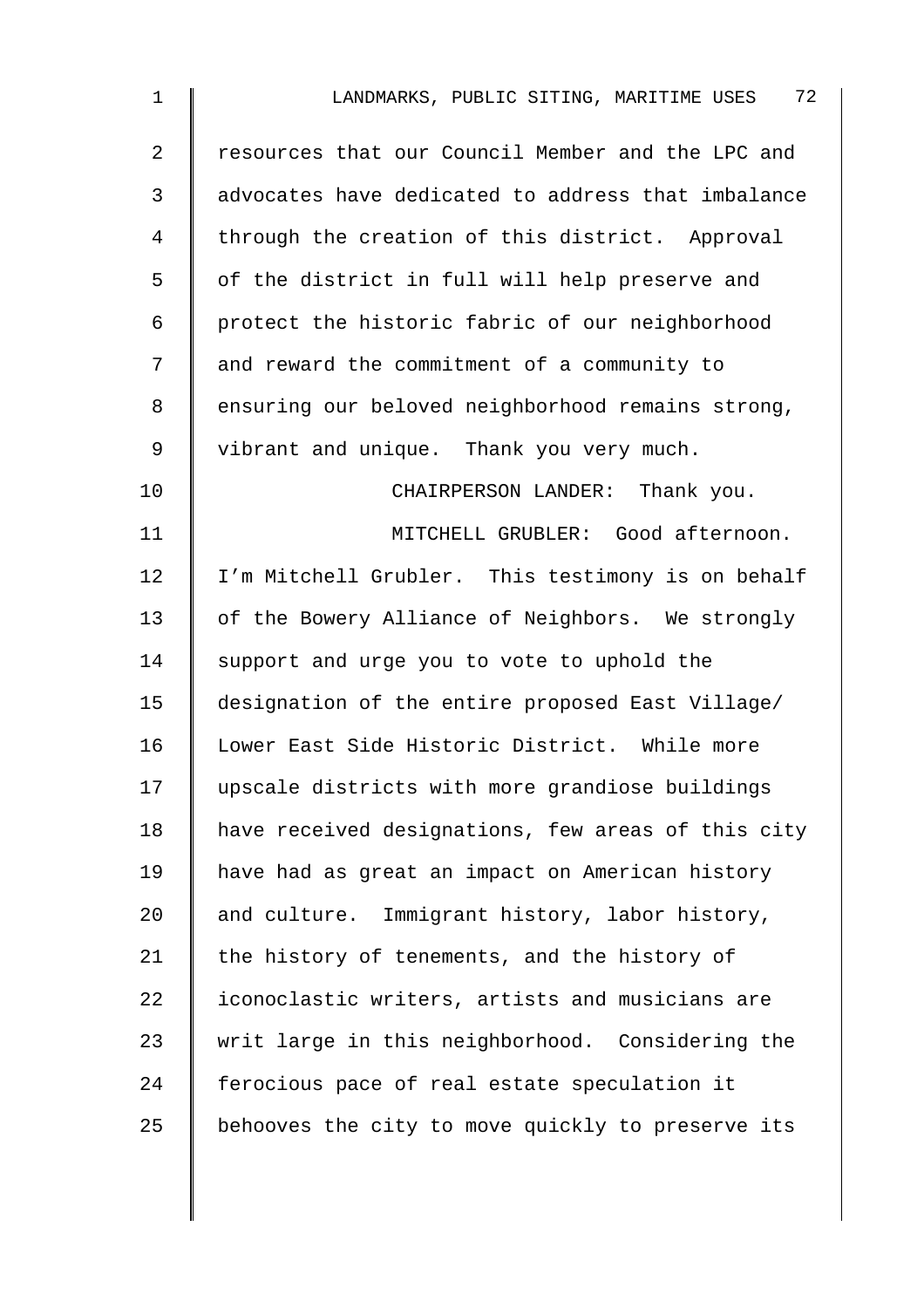resources that our Council Member and the LPC and advocates have dedicated to address that imbalance through the creation of this district. Approval of the district in full will help preserve and protect the historic fabric of our neighborhood and reward the commitment of a community to ensuring our beloved neighborhood remains strong, vibrant and unique. Thank you very much.

CHAIRPERSON LANDER: Thank you.

MITCHELL GRUBLER: Good afternoon. I'm Mitchell Grubler. This testimony is on behalf of the Bowery Alliance of Neighbors. We strongly support and urge you to vote to uphold the designation of the entire proposed East Village/ Lower East Side Historic District. While more upscale districts with more grandiose buildings have received designations, few areas of this city have had as great an impact on American history and culture. Immigrant history, labor history, the history of tenements, and the history of iconoclastic writers, artists and musicians are writ large in this neighborhood. Considering the ferocious pace of real estate speculation it behooves the city to move quickly to preserve its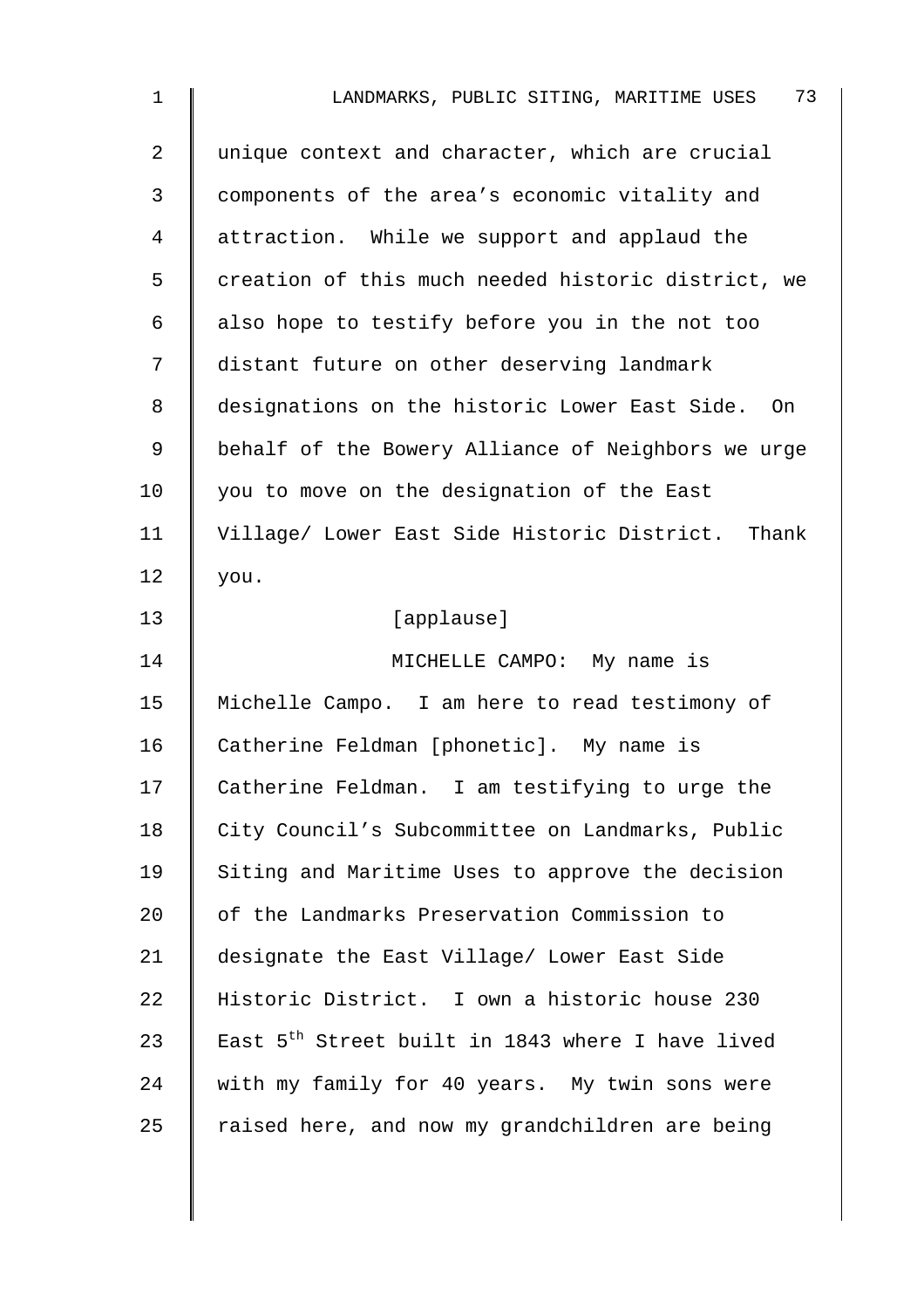unique context and character, which are crucial components of the area's economic vitality and attraction. While we support and applaud the creation of this much needed historic district, we also hope to testify before you in the not too distant future on other deserving landmark designations on the historic Lower East Side. On behalf of the Bowery Alliance of Neighbors we urge you to move on the designation of the East Village/ Lower East Side Historic District. Thank you.

[applause]

MICHELLE CAMPO: My name is Michelle Campo. I am here to read testimony of Catherine Feldman [phonetic]. My name is Catherine Feldman. I am testifying to urge the City Council's Subcommittee on Landmarks, Public Siting and Maritime Uses to approve the decision of the Landmarks Preservation Commission to designate the East Village/ Lower East Side Historic District. I own a historic house 230 East 5th Street built in 1843 where I have lived with my family for 40 years. My twin sons were raised here, and now my grandchildren are being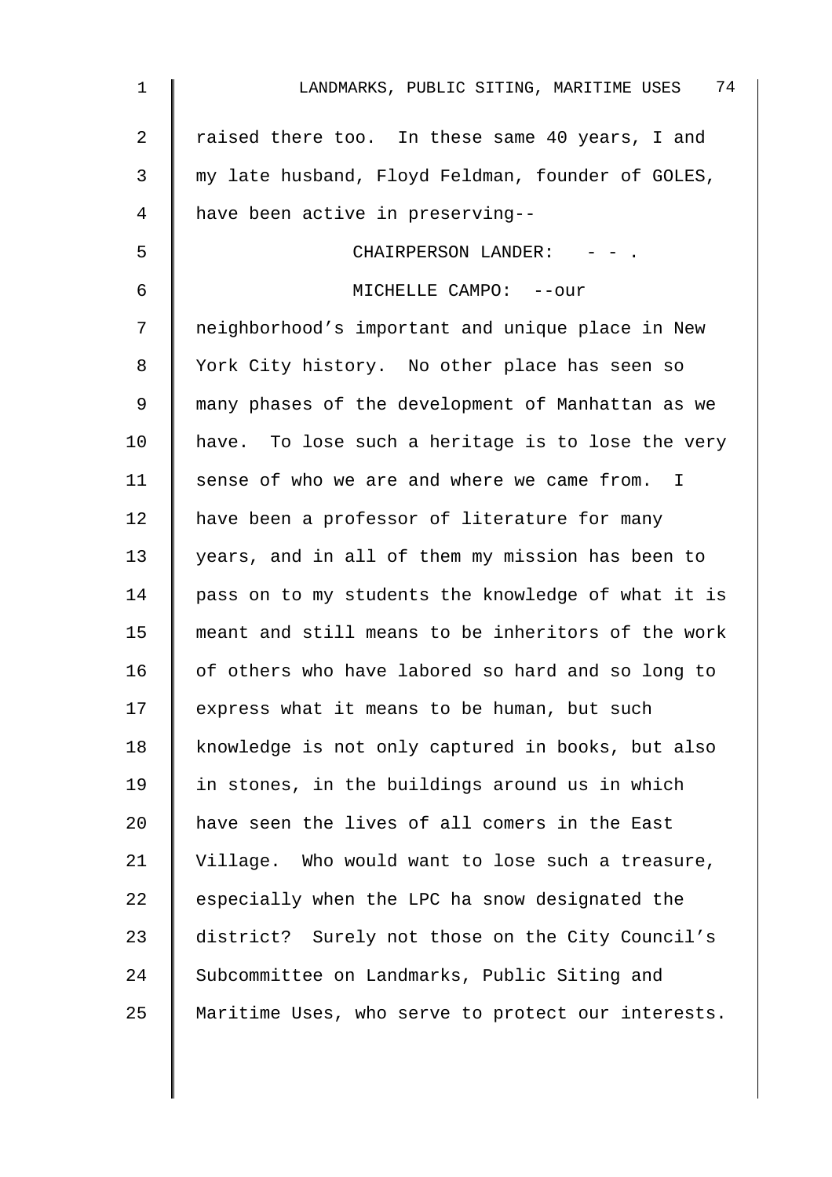raised there too. In these same 40 years, I and my late husband, Floyd Feldman, founder of GOLES, have been active in preserving--

CHAIRPERSON LANDER: - - .

MICHELLE CAMPO: --our neighborhood's important and unique place in New York City history. No other place has seen so many phases of the development of Manhattan as we have. To lose such a heritage is to lose the very sense of who we are and where we came from. I have been a professor of literature for many years, and in all of them my mission has been to pass on to my students the knowledge of what it is meant and still means to be inheritors of the work of others who have labored so hard and so long to express what it means to be human, but such knowledge is not only captured in books, but also in stones, in the buildings around us in which have seen the lives of all comers in the East Village. Who would want to lose such a treasure, especially when the LPC ha snow designated the district? Surely not those on the City Council's Subcommittee on Landmarks, Public Siting and Maritime Uses, who serve to protect our interests.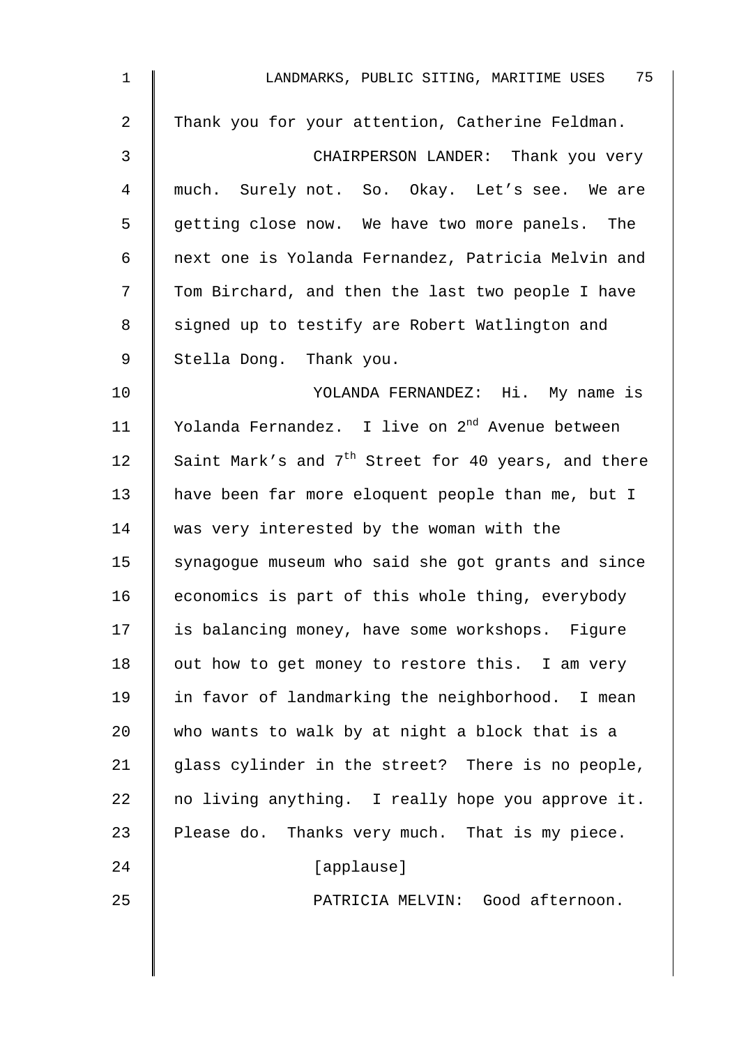Thank you for your attention, Catherine Feldman.

CHAIRPERSON LANDER: Thank you very much. Surely not. So. Okay. Let's see. We are getting close now. We have two more panels. The next one is Yolanda Fernandez, Patricia Melvin and Tom Birchard, and then the last two people I have signed up to testify are Robert Watlington and Stella Dong. Thank you.

YOLANDA FERNANDEZ: Hi. My name is Yolanda Fernandez. I live on 2nd Avenue between Saint Mark's and 7th Street for 40 years, and there have been far more eloquent people than me, but I was very interested by the woman with the synagogue museum who said she got grants and since economics is part of this whole thing, everybody is balancing money, have some workshops. Figure out how to get money to restore this. I am very in favor of landmarking the neighborhood. I mean who wants to walk by at night a block that is a glass cylinder in the street? There is no people, no living anything. I really hope you approve it. Please do. Thanks very much. That is my piece.

[applause]

PATRICIA MELVIN: Good afternoon.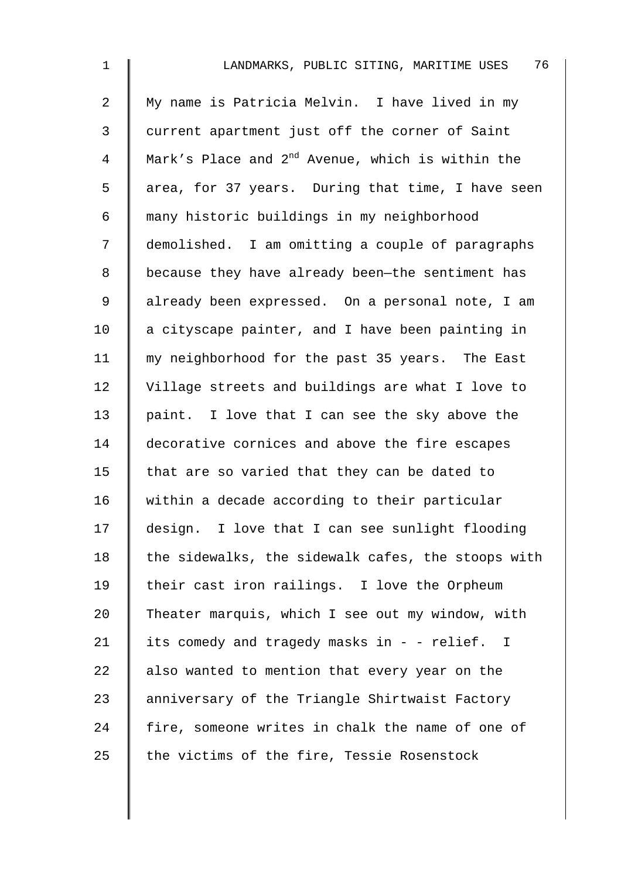My name is Patricia Melvin. I have lived in my current apartment just off the corner of Saint Mark's Place and 2nd Avenue, which is within the area, for 37 years. During that time, I have seen many historic buildings in my neighborhood demolished. I am omitting a couple of paragraphs because they have already been—the sentiment has already been expressed. On a personal note, I am a cityscape painter, and I have been painting in my neighborhood for the past 35 years. The East Village streets and buildings are what I love to paint. I love that I can see the sky above the decorative cornices and above the fire escapes that are so varied that they can be dated to within a decade according to their particular design. I love that I can see sunlight flooding the sidewalks, the sidewalk cafes, the stoops with their cast iron railings. I love the Orpheum Theater marquis, which I see out my window, with its comedy and tragedy masks in - - relief. I also wanted to mention that every year on the anniversary of the Triangle Shirtwaist Factory fire, someone writes in chalk the name of one of the victims of the fire, Tessie Rosenstock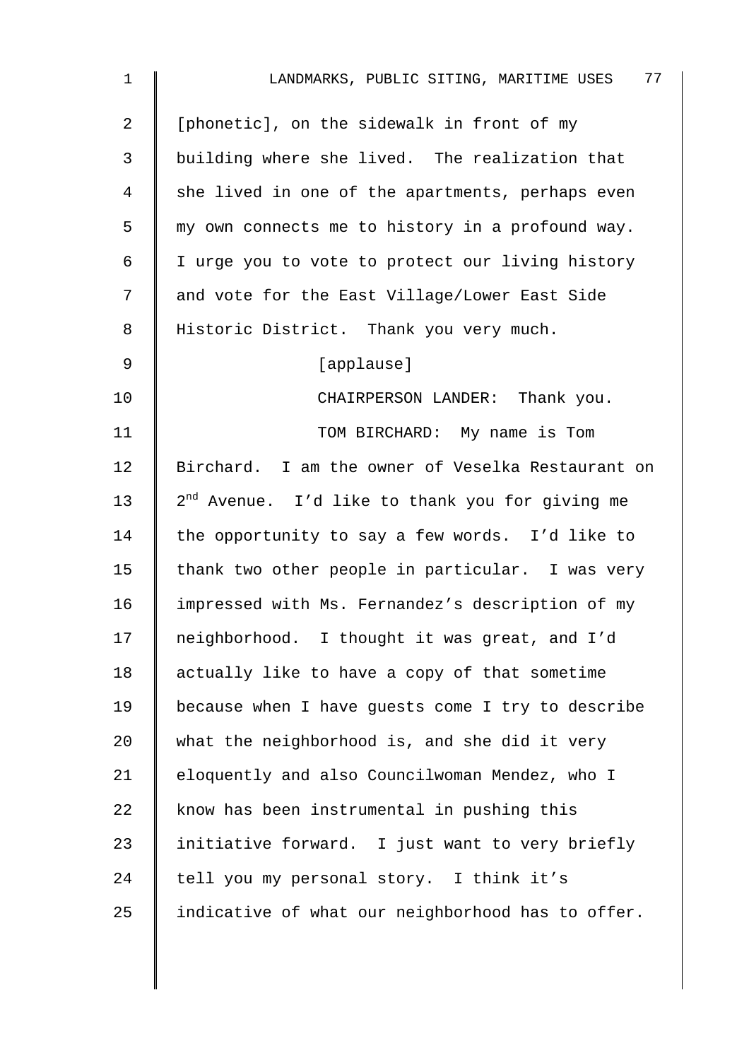[phonetic], on the sidewalk in front of my building where she lived. The realization that she lived in one of the apartments, perhaps even my own connects me to history in a profound way. I urge you to vote to protect our living history and vote for the East Village/Lower East Side Historic District. Thank you very much.

[applause]

CHAIRPERSON LANDER: Thank you.

TOM BIRCHARD: My name is Tom Birchard. I am the owner of Veselka Restaurant on 2nd Avenue. I'd like to thank you for giving me the opportunity to say a few words. I'd like to thank two other people in particular. I was very impressed with Ms. Fernandez's description of my neighborhood. I thought it was great, and I'd actually like to have a copy of that sometime because when I have guests come I try to describe what the neighborhood is, and she did it very eloquently and also Councilwoman Mendez, who I know has been instrumental in pushing this initiative forward. I just want to very briefly tell you my personal story. I think it's indicative of what our neighborhood has to offer.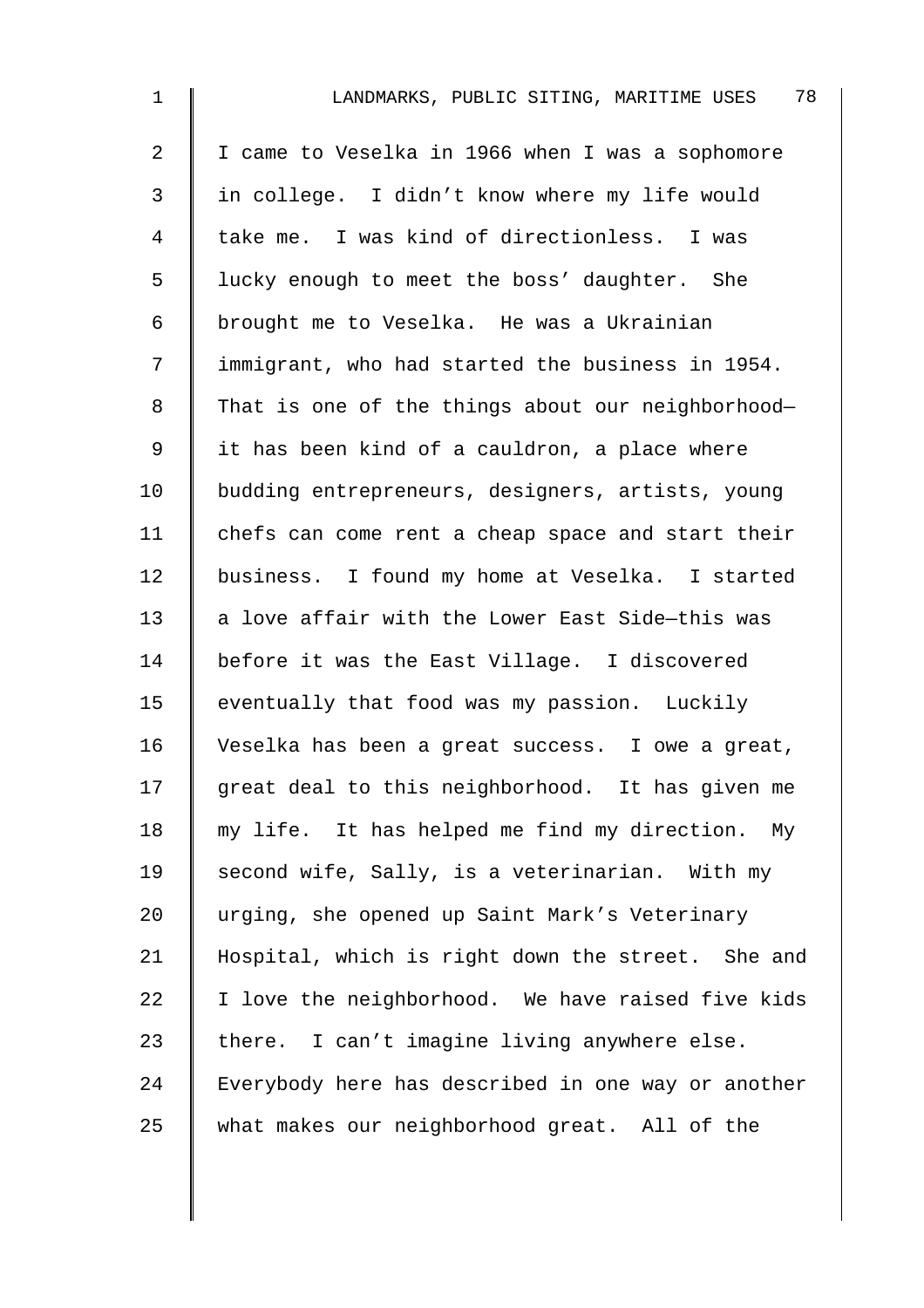I came to Veselka in 1966 when I was a sophomore in college. I didn't know where my life would take me. I was kind of directionless. I was lucky enough to meet the boss' daughter. She brought me to Veselka. He was a Ukrainian immigrant, who had started the business in 1954. That is one of the things about our neighborhood—it has been kind of a cauldron, a place where budding entrepreneurs, designers, artists, young chefs can come rent a cheap space and start their business. I found my home at Veselka. I started a love affair with the Lower East Side—this was before it was the East Village. I discovered eventually that food was my passion. Luckily Veselka has been a great success. I owe a great, great deal to this neighborhood. It has given me my life. It has helped me find my direction. My second wife, Sally, is a veterinarian. With my urging, she opened up Saint Mark's Veterinary Hospital, which is right down the street. She and I love the neighborhood. We have raised five kids there. I can't imagine living anywhere else. Everybody here has described in one way or another what makes our neighborhood great. All of the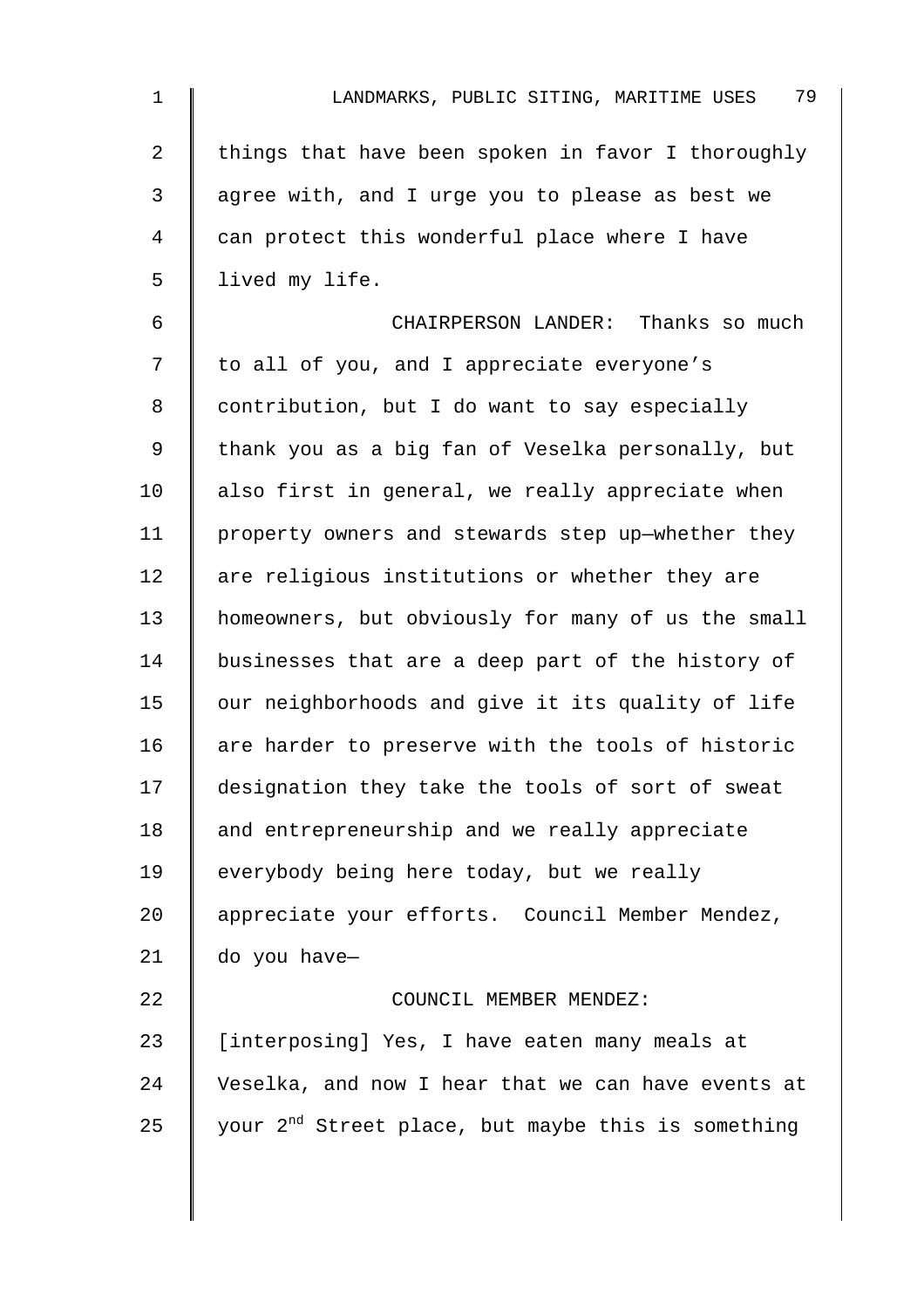things that have been spoken in favor I thoroughly agree with, and I urge you to please as best we can protect this wonderful place where I have lived my life.

CHAIRPERSON LANDER: Thanks so much to all of you, and I appreciate everyone's contribution, but I do want to say especially thank you as a big fan of Veselka personally, but also first in general, we really appreciate when property owners and stewards step up—whether they are religious institutions or whether they are homeowners, but obviously for many of us the small businesses that are a deep part of the history of our neighborhoods and give it its quality of life are harder to preserve with the tools of historic designation they take the tools of sort of sweat and entrepreneurship and we really appreciate everybody being here today, but we really appreciate your efforts. Council Member Mendez, do you have—

COUNCIL MEMBER MENDEZ: [interposing] Yes, I have eaten many meals at Veselka, and now I hear that we can have events at your 2nd Street place, but maybe this is something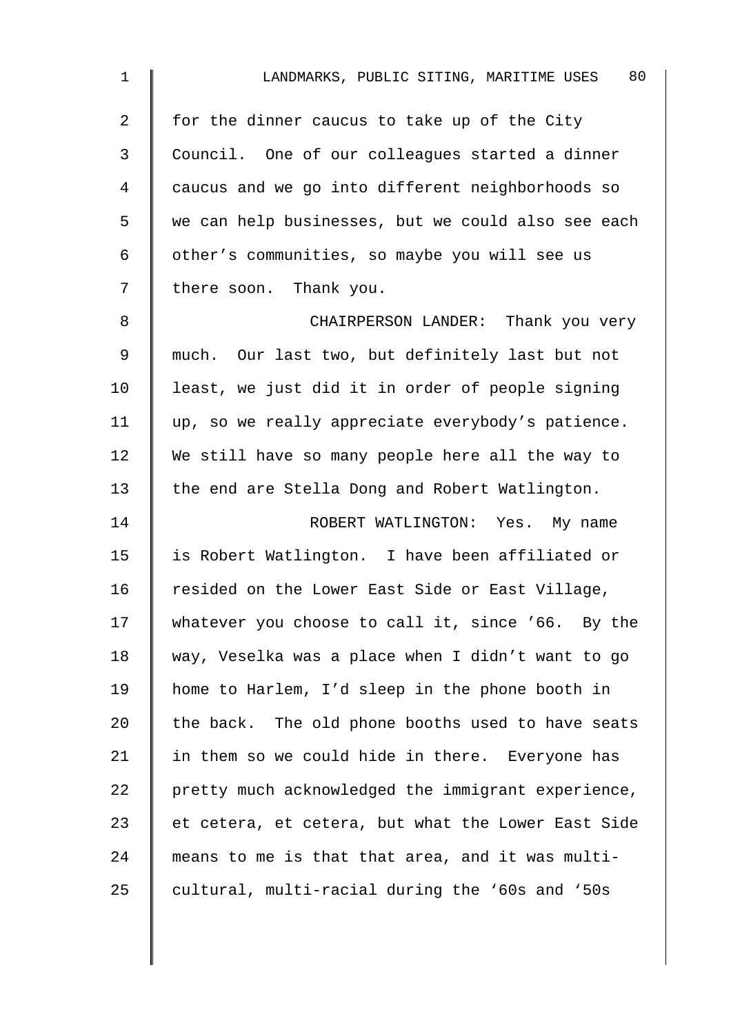for the dinner caucus to take up of the City Council. One of our colleagues started a dinner caucus and we go into different neighborhoods so we can help businesses, but we could also see each other's communities, so maybe you will see us there soon. Thank you.

CHAIRPERSON LANDER: Thank you very much. Our last two, but definitely last but not least, we just did it in order of people signing up, so we really appreciate everybody's patience. We still have so many people here all the way to the end are Stella Dong and Robert Watlington.

ROBERT WATLINGTON: Yes. My name is Robert Watlington. I have been affiliated or resided on the Lower East Side or East Village, whatever you choose to call it, since '66. By the way, Veselka was a place when I didn't want to go home to Harlem, I'd sleep in the phone booth in the back. The old phone booths used to have seats in them so we could hide in there. Everyone has pretty much acknowledged the immigrant experience, et cetera, et cetera, but what the Lower East Side means to me is that that area, and it was multi-cultural, multi-racial during the '60s and '50s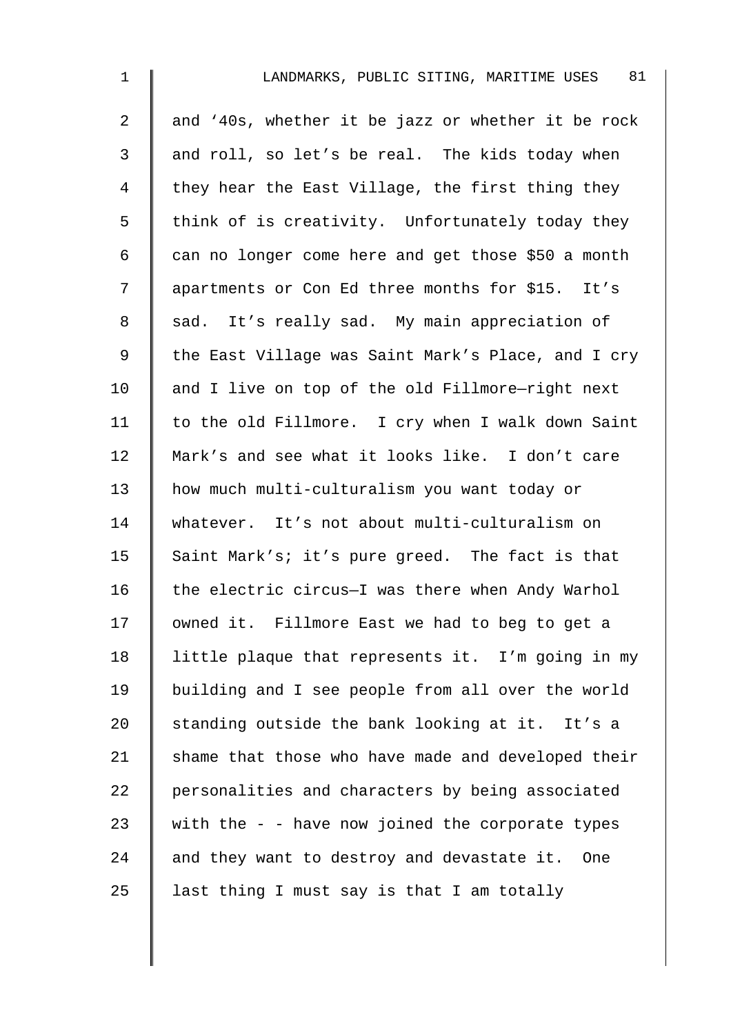and '40s, whether it be jazz or whether it be rock and roll, so let's be real. The kids today when they hear the East Village, the first thing they think of is creativity. Unfortunately today they can no longer come here and get those $50 a month apartments or Con Ed three months for $15. It's sad. It's really sad. My main appreciation of the East Village was Saint Mark's Place, and I cry and I live on top of the old Fillmore—right next to the old Fillmore. I cry when I walk down Saint Mark's and see what it looks like. I don't care how much multi-culturalism you want today or whatever. It's not about multi-culturalism on Saint Mark's; it's pure greed. The fact is that the electric circus—I was there when Andy Warhol owned it. Fillmore East we had to beg to get a little plaque that represents it. I'm going in my building and I see people from all over the world standing outside the bank looking at it. It's a shame that those who have made and developed their personalities and characters by being associated with the - - have now joined the corporate types and they want to destroy and devastate it. One last thing I must say is that I am totally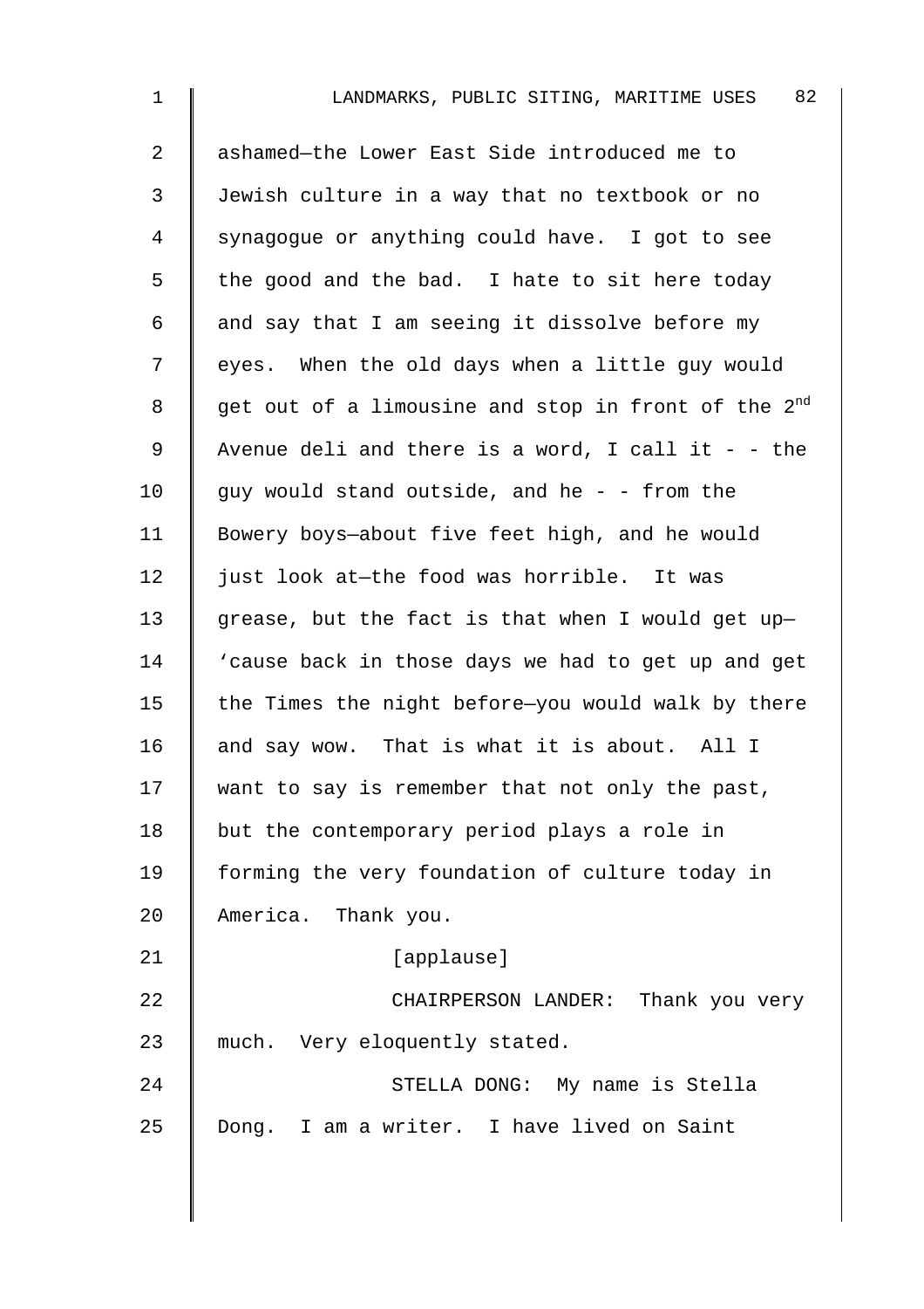ashamed—the Lower East Side introduced me to Jewish culture in a way that no textbook or no synagogue or anything could have. I got to see the good and the bad. I hate to sit here today and say that I am seeing it dissolve before my eyes. When the old days when a little guy would get out of a limousine and stop in front of the 2nd Avenue deli and there is a word, I call it - - the guy would stand outside, and he - - from the Bowery boys—about five feet high, and he would just look at—the food was horrible. It was grease, but the fact is that when I would get up—'cause back in those days we had to get up and get the Times the night before—you would walk by there and say wow. That is what it is about. All I want to say is remember that not only the past, but the contemporary period plays a role in forming the very foundation of culture today in America. Thank you.

[applause]

CHAIRPERSON LANDER: Thank you very much. Very eloquently stated.

STELLA DONG: My name is Stella Dong. I am a writer. I have lived on Saint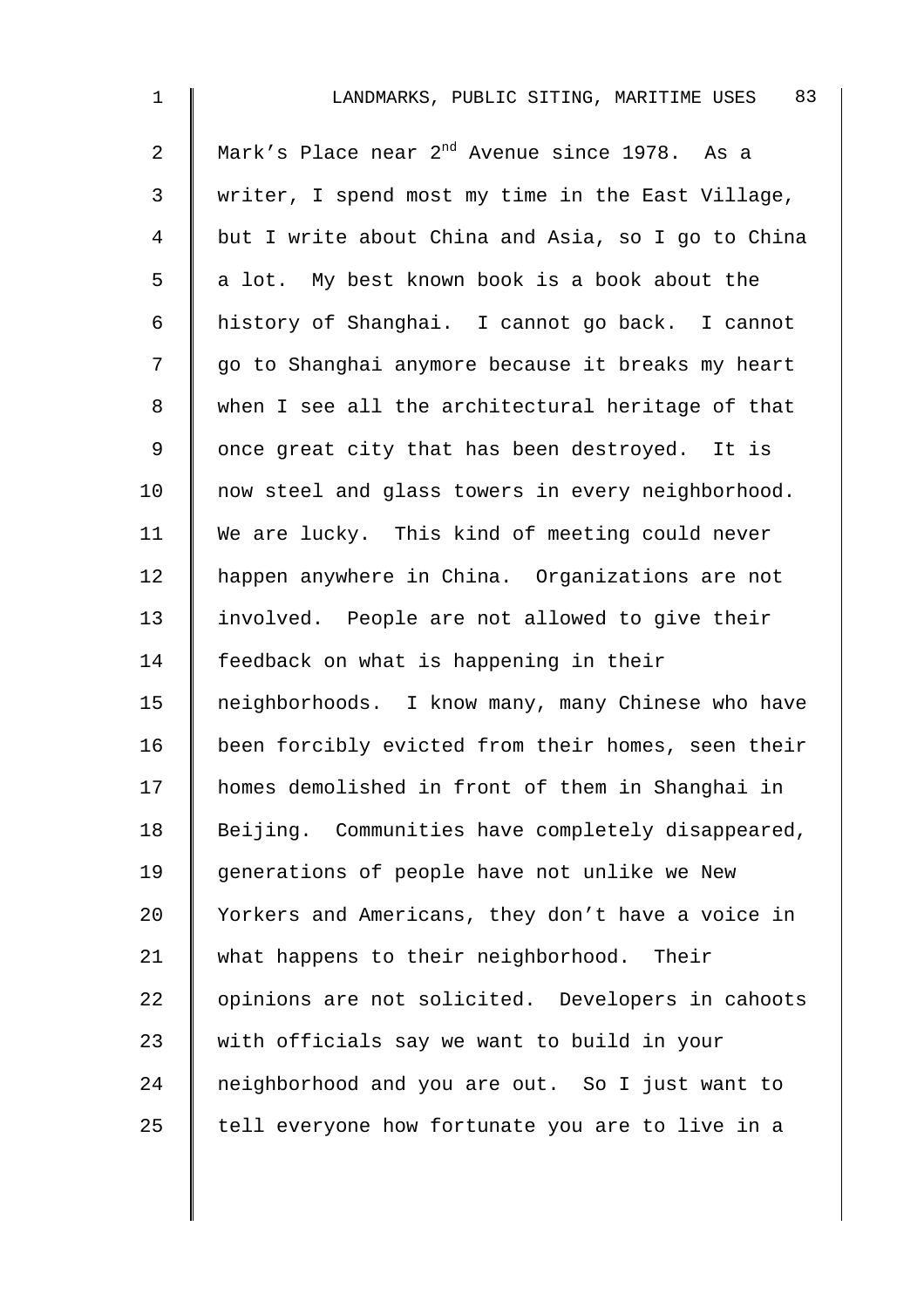Mark's Place near 2nd Avenue since 1978. As a writer, I spend most my time in the East Village, but I write about China and Asia, so I go to China a lot. My best known book is a book about the history of Shanghai. I cannot go back. I cannot go to Shanghai anymore because it breaks my heart when I see all the architectural heritage of that once great city that has been destroyed. It is now steel and glass towers in every neighborhood. We are lucky. This kind of meeting could never happen anywhere in China. Organizations are not involved. People are not allowed to give their feedback on what is happening in their neighborhoods. I know many, many Chinese who have been forcibly evicted from their homes, seen their homes demolished in front of them in Shanghai in Beijing. Communities have completely disappeared, generations of people have not unlike we New Yorkers and Americans, they don't have a voice in what happens to their neighborhood. Their opinions are not solicited. Developers in cahoots with officials say we want to build in your neighborhood and you are out. So I just want to tell everyone how fortunate you are to live in a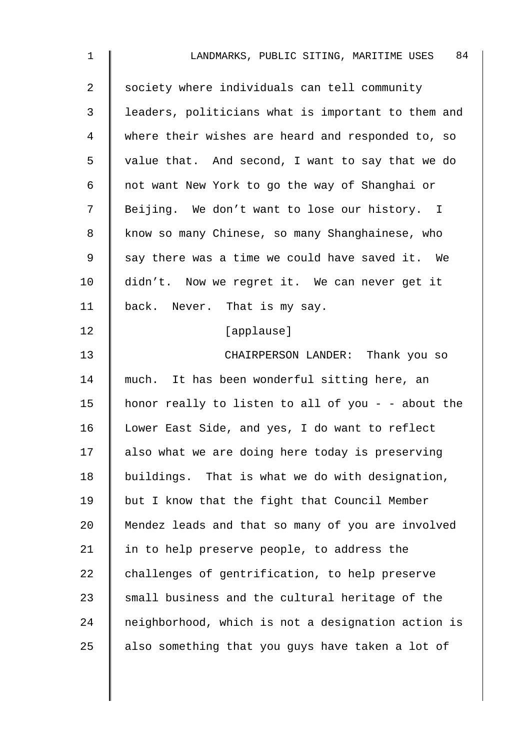society where individuals can tell community leaders, politicians what is important to them and where their wishes are heard and responded to, so value that. And second, I want to say that we do not want New York to go the way of Shanghai or Beijing. We don't want to lose our history. I know so many Chinese, so many Shanghainese, who say there was a time we could have saved it. We didn't. Now we regret it. We can never get it back. Never. That is my say.

[applause]

CHAIRPERSON LANDER: Thank you so much. It has been wonderful sitting here, an honor really to listen to all of you - - about the Lower East Side, and yes, I do want to reflect also what we are doing here today is preserving buildings. That is what we do with designation, but I know that the fight that Council Member Mendez leads and that so many of you are involved in to help preserve people, to address the challenges of gentrification, to help preserve small business and the cultural heritage of the neighborhood, which is not a designation action is also something that you guys have taken a lot of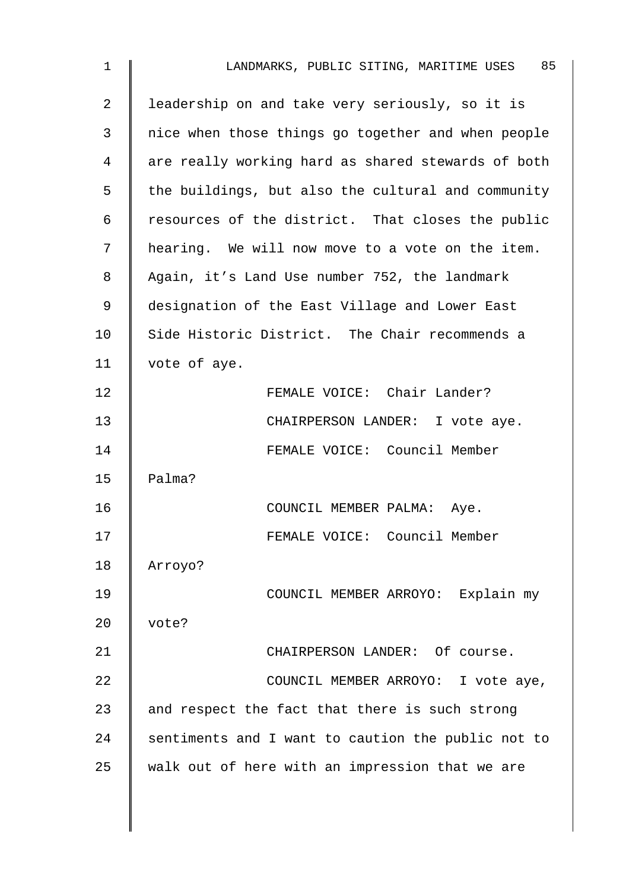leadership on and take very seriously, so it is nice when those things go together and when people are really working hard as shared stewards of both the buildings, but also the cultural and community resources of the district. That closes the public hearing. We will now move to a vote on the item. Again, it's Land Use number 752, the landmark designation of the East Village and Lower East Side Historic District. The Chair recommends a vote of aye.

FEMALE VOICE: Chair Lander?

CHAIRPERSON LANDER: I vote aye.

FEMALE VOICE: Council Member Palma?

COUNCIL MEMBER PALMA: Aye.

FEMALE VOICE: Council Member Arroyo?

COUNCIL MEMBER ARROYO: Explain my vote?

CHAIRPERSON LANDER: Of course.

COUNCIL MEMBER ARROYO: I vote aye, and respect the fact that there is such strong sentiments and I want to caution the public not to walk out of here with an impression that we are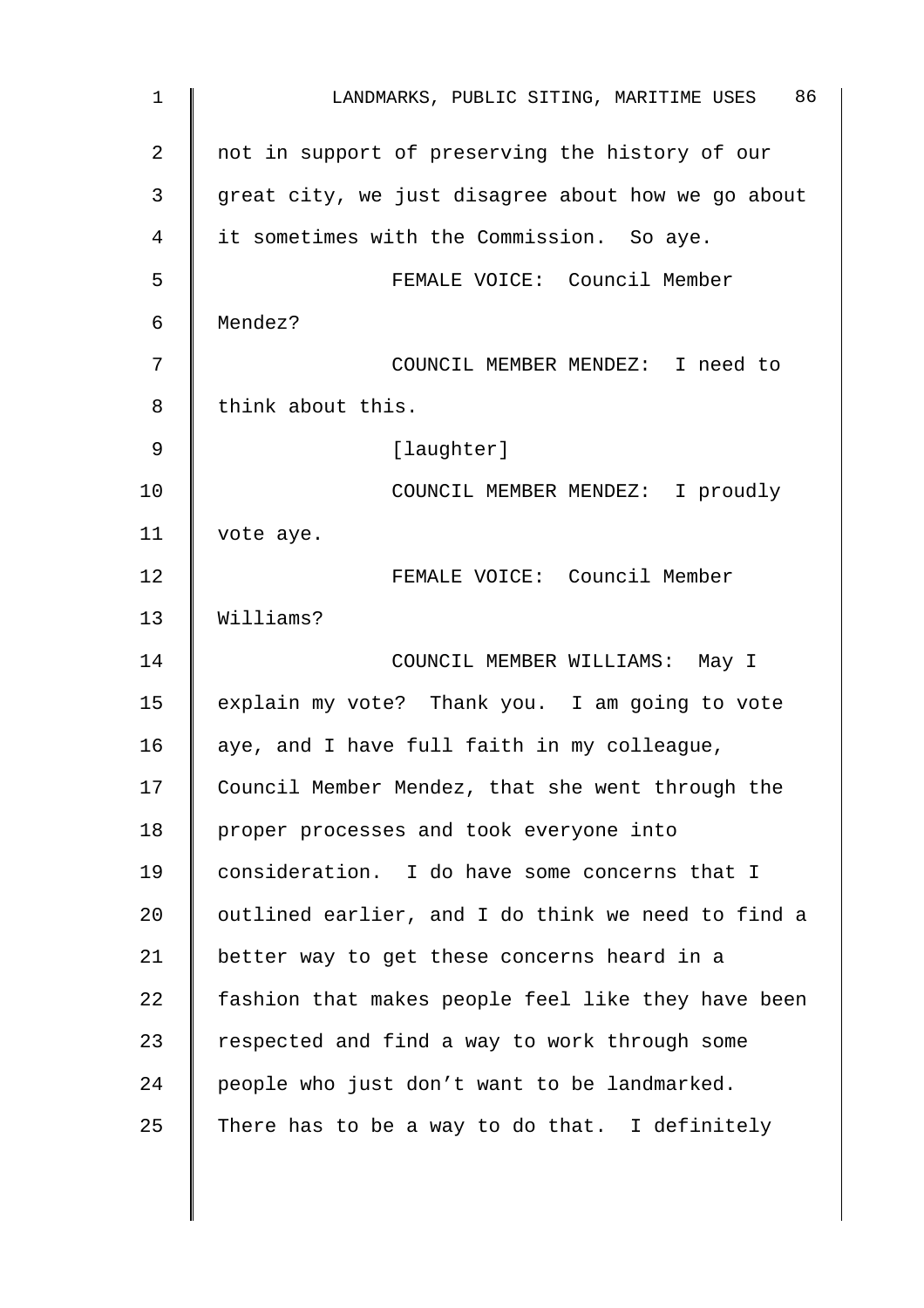not in support of preserving the history of our great city, we just disagree about how we go about it sometimes with the Commission. So aye.

FEMALE VOICE: Council Member Mendez?

COUNCIL MEMBER MENDEZ: I need to think about this.

[laughter]

COUNCIL MEMBER MENDEZ: I proudly vote aye.

FEMALE VOICE: Council Member Williams?

COUNCIL MEMBER WILLIAMS: May I explain my vote? Thank you. I am going to vote aye, and I have full faith in my colleague, Council Member Mendez, that she went through the proper processes and took everyone into consideration. I do have some concerns that I outlined earlier, and I do think we need to find a better way to get these concerns heard in a fashion that makes people feel like they have been respected and find a way to work through some people who just don't want to be landmarked. There has to be a way to do that. I definitely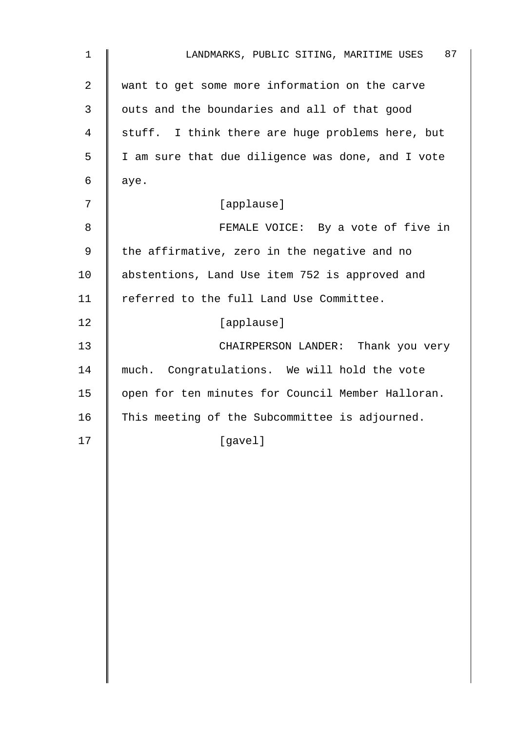want to get some more information on the carve outs and the boundaries and all of that good stuff. I think there are huge problems here, but I am sure that due diligence was done, and I vote aye.

[applause]

FEMALE VOICE: By a vote of five in the affirmative, zero in the negative and no abstentions, Land Use item 752 is approved and referred to the full Land Use Committee.

[applause]

CHAIRPERSON LANDER: Thank you very much. Congratulations. We will hold the vote open for ten minutes for Council Member Halloran. This meeting of the Subcommittee is adjourned.

[gavel]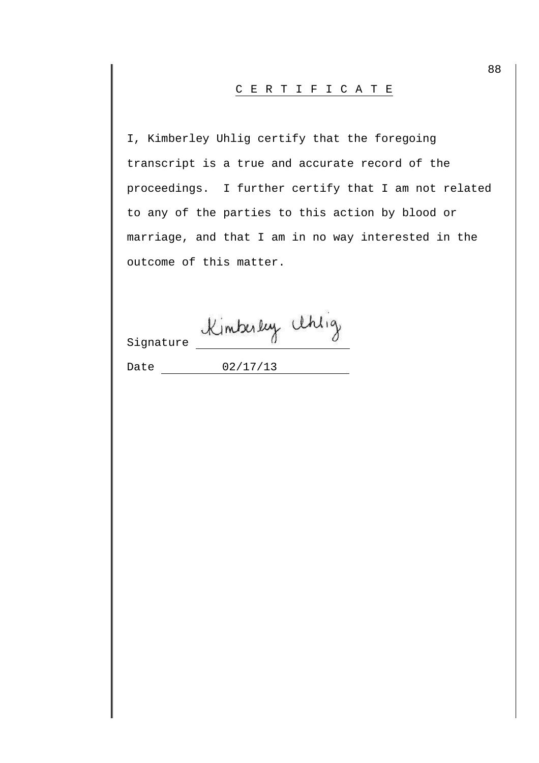# C E R T I F I C A T E

I, Kimberley Uhlig certify that the foregoing transcript is a true and accurate record of the proceedings. I further certify that I am not related to any of the parties to this action by blood or marriage, and that I am in no way interested in the outcome of this matter.

Signature Kimberley Uhlig

Date 02/17/13